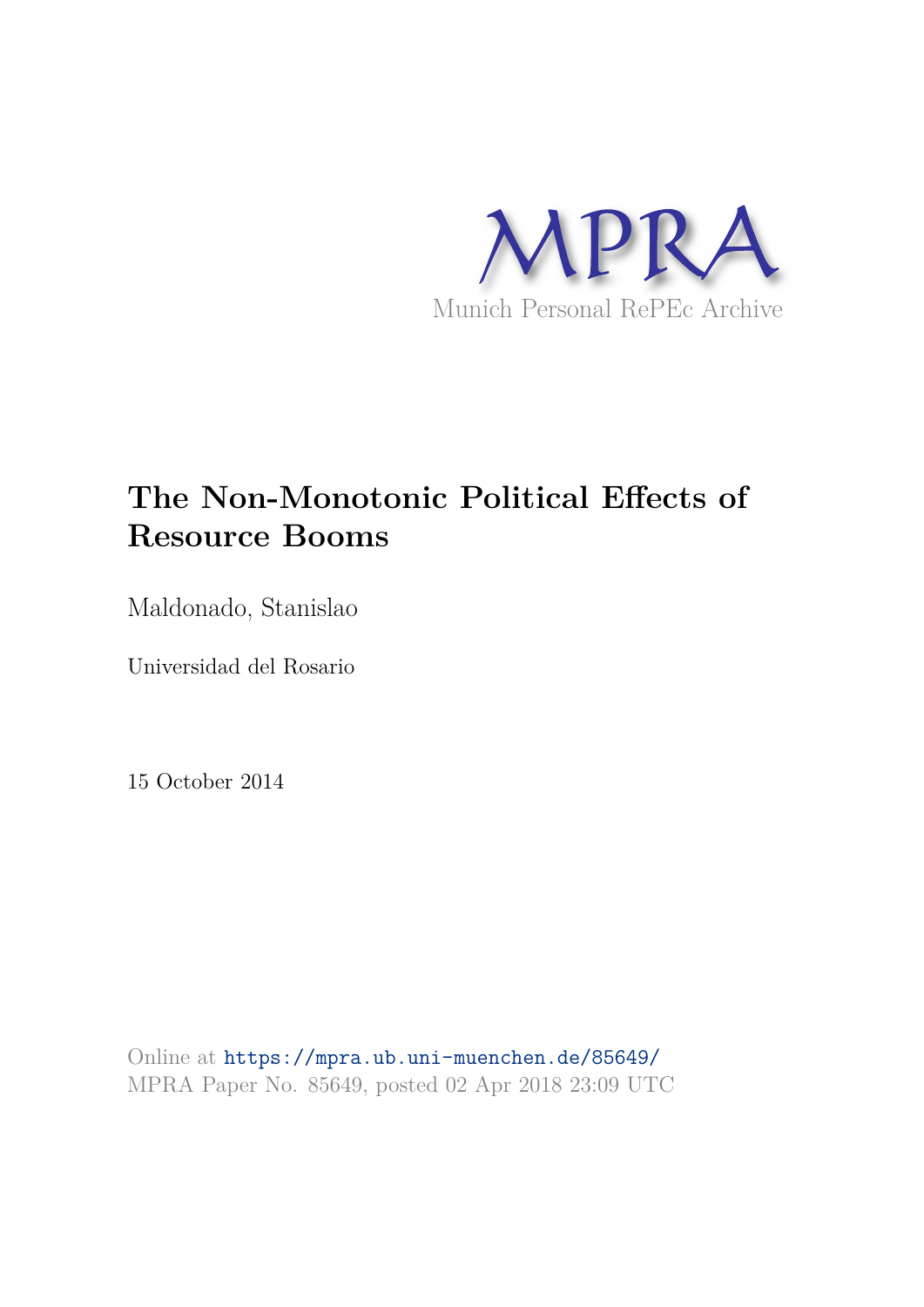MPRA

Munich Personal RePEc Archive

# The Non-Monotonic Political Effects of Resource Booms

Maldonado, Stanislao

Universidad del Rosario

15 October 2014

Online at https://mpra.ub.uni-muenchen.de/85649/
MPRA Paper No. 85649, posted 02 Apr 2018 23:09 UTC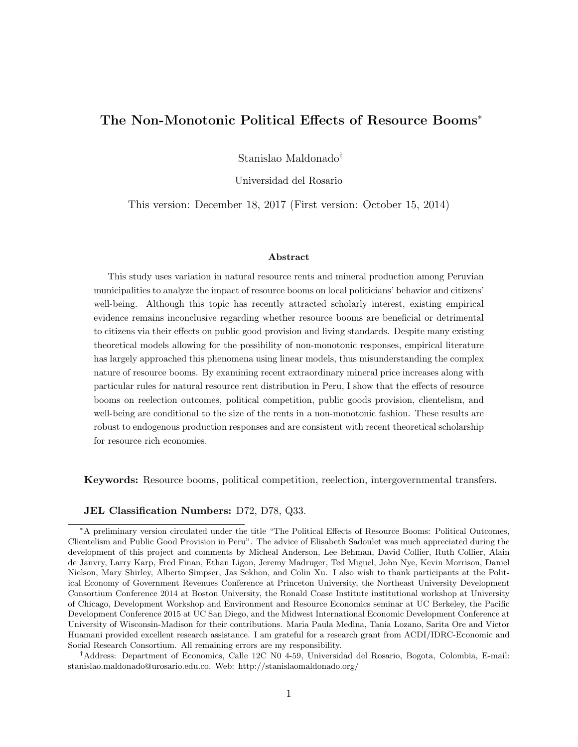# The Non-Monotonic Political Effects of Resource Booms*

Stanislao Maldonado†

Universidad del Rosario

This version: December 18, 2017 (First version: October 15, 2014)

### Abstract

This study uses variation in natural resource rents and mineral production among Peruvian municipalities to analyze the impact of resource booms on local politicians' behavior and citizens' well-being. Although this topic has recently attracted scholarly interest, existing empirical evidence remains inconclusive regarding whether resource booms are beneficial or detrimental to citizens via their effects on public good provision and living standards. Despite many existing theoretical models allowing for the possibility of non-monotonic responses, empirical literature has largely approached this phenomena using linear models, thus misunderstanding the complex nature of resource booms. By examining recent extraordinary mineral price increases along with particular rules for natural resource rent distribution in Peru, I show that the effects of resource booms on reelection outcomes, political competition, public goods provision, clientelism, and well-being are conditional to the size of the rents in a non-monotonic fashion. These results are robust to endogenous production responses and are consistent with recent theoretical scholarship for resource rich economies.

**Keywords:** Resource booms, political competition, reelection, intergovernmental transfers.

**JEL Classification Numbers:** D72, D78, Q33.

---

*A preliminary version circulated under the title "The Political Effects of Resource Booms: Political Outcomes, Clientelism and Public Good Provision in Peru". The advice of Elisabeth Sadoulet was much appreciated during the development of this project and comments by Micheal Anderson, Lee Behman, David Collier, Ruth Collier, Alain de Janvry, Larry Karp, Fred Finan, Ethan Ligon, Jeremy Madruger, Ted Miguel, John Nye, Kevin Morrison, Daniel Nielson, Mary Shirley, Alberto Simpser, Jas Sekhon, and Colin Xu. I also wish to thank participants at the Political Economy of Government Revenues Conference at Princeton University, the Northeast University Development Consortium Conference 2014 at Boston University, the Ronald Coase Institute institutional workshop at University of Chicago, Development Workshop and Environment and Resource Economics seminar at UC Berkeley, the Pacific Development Conference 2015 at UC San Diego, and the Midwest International Economic Development Conference at University of Wisconsin-Madison for their contributions. Maria Paula Medina, Tania Lozano, Sarita Ore and Victor Huamani provided excellent research assistance. I am grateful for a research grant from ACDI/IDRC-Economic and Social Research Consortium. All remaining errors are my responsibility.

†Address: Department of Economics, Calle 12C N0 4-59, Universidad del Rosario, Bogota, Colombia, E-mail: stanislao.maldonado@urosario.edu.co. Web: http://stanislaomaldonado.org/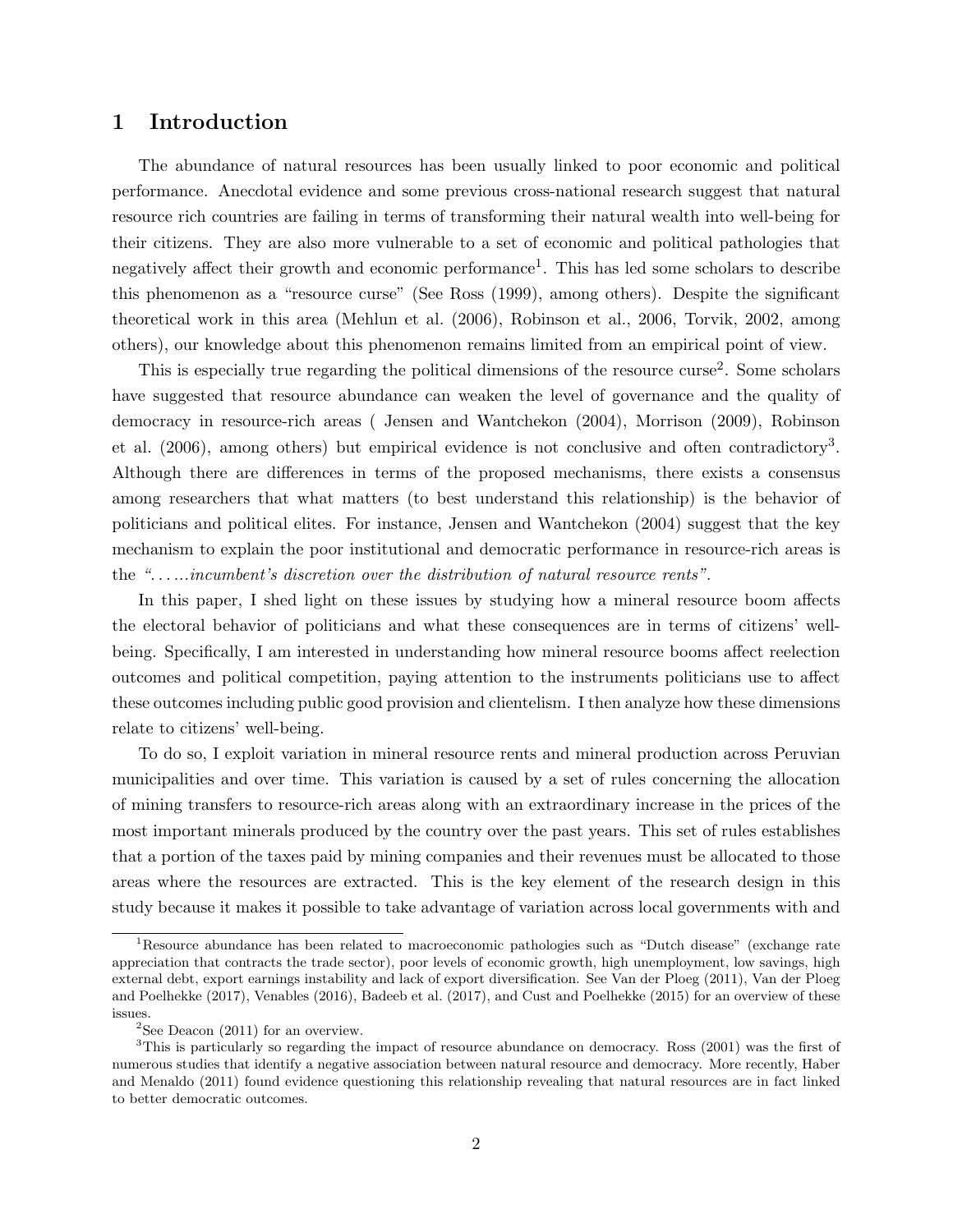# 1 Introduction

The abundance of natural resources has been usually linked to poor economic and political performance. Anecdotal evidence and some previous cross-national research suggest that natural resource rich countries are failing in terms of transforming their natural wealth into well-being for their citizens. They are also more vulnerable to a set of economic and political pathologies that negatively affect their growth and economic performance[1]. This has led some scholars to describe this phenomenon as a "resource curse" (See Ross (1999), among others). Despite the significant theoretical work in this area (Mehlun et al. (2006), Robinson et al., 2006, Torvik, 2002, among others), our knowledge about this phenomenon remains limited from an empirical point of view.

This is especially true regarding the political dimensions of the resource curse[2]. Some scholars have suggested that resource abundance can weaken the level of governance and the quality of democracy in resource-rich areas ( Jensen and Wantchekon (2004), Morrison (2009), Robinson et al. (2006), among others) but empirical evidence is not conclusive and often contradictory[3]. Although there are differences in terms of the proposed mechanisms, there exists a consensus among researchers that what matters (to best understand this relationship) is the behavior of politicians and political elites. For instance, Jensen and Wantchekon (2004) suggest that the key mechanism to explain the poor institutional and democratic performance in resource-rich areas is the *"......incumbent's discretion over the distribution of natural resource rents"*.

In this paper, I shed light on these issues by studying how a mineral resource boom affects the electoral behavior of politicians and what these consequences are in terms of citizens' well-being. Specifically, I am interested in understanding how mineral resource booms affect reelection outcomes and political competition, paying attention to the instruments politicians use to affect these outcomes including public good provision and clientelism. I then analyze how these dimensions relate to citizens' well-being.

To do so, I exploit variation in mineral resource rents and mineral production across Peruvian municipalities and over time. This variation is caused by a set of rules concerning the allocation of mining transfers to resource-rich areas along with an extraordinary increase in the prices of the most important minerals produced by the country over the past years. This set of rules establishes that a portion of the taxes paid by mining companies and their revenues must be allocated to those areas where the resources are extracted. This is the key element of the research design in this study because it makes it possible to take advantage of variation across local governments with and

---

[1] Resource abundance has been related to macroeconomic pathologies such as "Dutch disease" (exchange rate appreciation that contracts the trade sector), poor levels of economic growth, high unemployment, low savings, high external debt, export earnings instability and lack of export diversification. See Van der Ploeg (2011), Van der Ploeg and Poelhekke (2017), Venables (2016), Badeeb et al. (2017), and Cust and Poelhekke (2015) for an overview of these issues.

[2] See Deacon (2011) for an overview.

[3] This is particularly so regarding the impact of resource abundance on democracy. Ross (2001) was the first of numerous studies that identify a negative association between natural resource and democracy. More recently, Haber and Menaldo (2011) found evidence questioning this relationship revealing that natural resources are in fact linked to better democratic outcomes.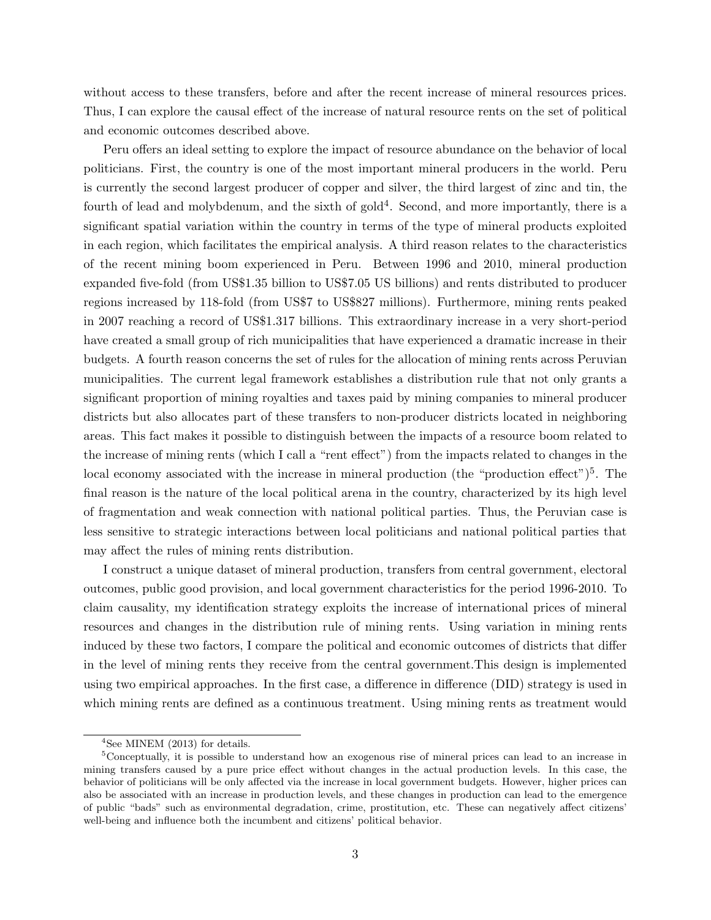without access to these transfers, before and after the recent increase of mineral resources prices. Thus, I can explore the causal effect of the increase of natural resource rents on the set of political and economic outcomes described above.

Peru offers an ideal setting to explore the impact of resource abundance on the behavior of local politicians. First, the country is one of the most important mineral producers in the world. Peru is currently the second largest producer of copper and silver, the third largest of zinc and tin, the fourth of lead and molybdenum, and the sixth of gold[4]. Second, and more importantly, there is a significant spatial variation within the country in terms of the type of mineral products exploited in each region, which facilitates the empirical analysis. A third reason relates to the characteristics of the recent mining boom experienced in Peru. Between 1996 and 2010, mineral production expanded five-fold (from US$1.35 billion to US$7.05 US billions) and rents distributed to producer regions increased by 118-fold (from US$7 to US$827 millions). Furthermore, mining rents peaked in 2007 reaching a record of US$1.317 billions. This extraordinary increase in a very short-period have created a small group of rich municipalities that have experienced a dramatic increase in their budgets. A fourth reason concerns the set of rules for the allocation of mining rents across Peruvian municipalities. The current legal framework establishes a distribution rule that not only grants a significant proportion of mining royalties and taxes paid by mining companies to mineral producer districts but also allocates part of these transfers to non-producer districts located in neighboring areas. This fact makes it possible to distinguish between the impacts of a resource boom related to the increase of mining rents (which I call a "rent effect") from the impacts related to changes in the local economy associated with the increase in mineral production (the "production effect")[5]. The final reason is the nature of the local political arena in the country, characterized by its high level of fragmentation and weak connection with national political parties. Thus, the Peruvian case is less sensitive to strategic interactions between local politicians and national political parties that may affect the rules of mining rents distribution.

I construct a unique dataset of mineral production, transfers from central government, electoral outcomes, public good provision, and local government characteristics for the period 1996-2010. To claim causality, my identification strategy exploits the increase of international prices of mineral resources and changes in the distribution rule of mining rents. Using variation in mining rents induced by these two factors, I compare the political and economic outcomes of districts that differ in the level of mining rents they receive from the central government.This design is implemented using two empirical approaches. In the first case, a difference in difference (DID) strategy is used in which mining rents are defined as a continuous treatment. Using mining rents as treatment would

[4]See MINEM (2013) for details.

[5]Conceptually, it is possible to understand how an exogenous rise of mineral prices can lead to an increase in mining transfers caused by a pure price effect without changes in the actual production levels. In this case, the behavior of politicians will be only affected via the increase in local government budgets. However, higher prices can also be associated with an increase in production levels, and these changes in production can lead to the emergence of public "bads" such as environmental degradation, crime, prostitution, etc. These can negatively affect citizens' well-being and influence both the incumbent and citizens' political behavior.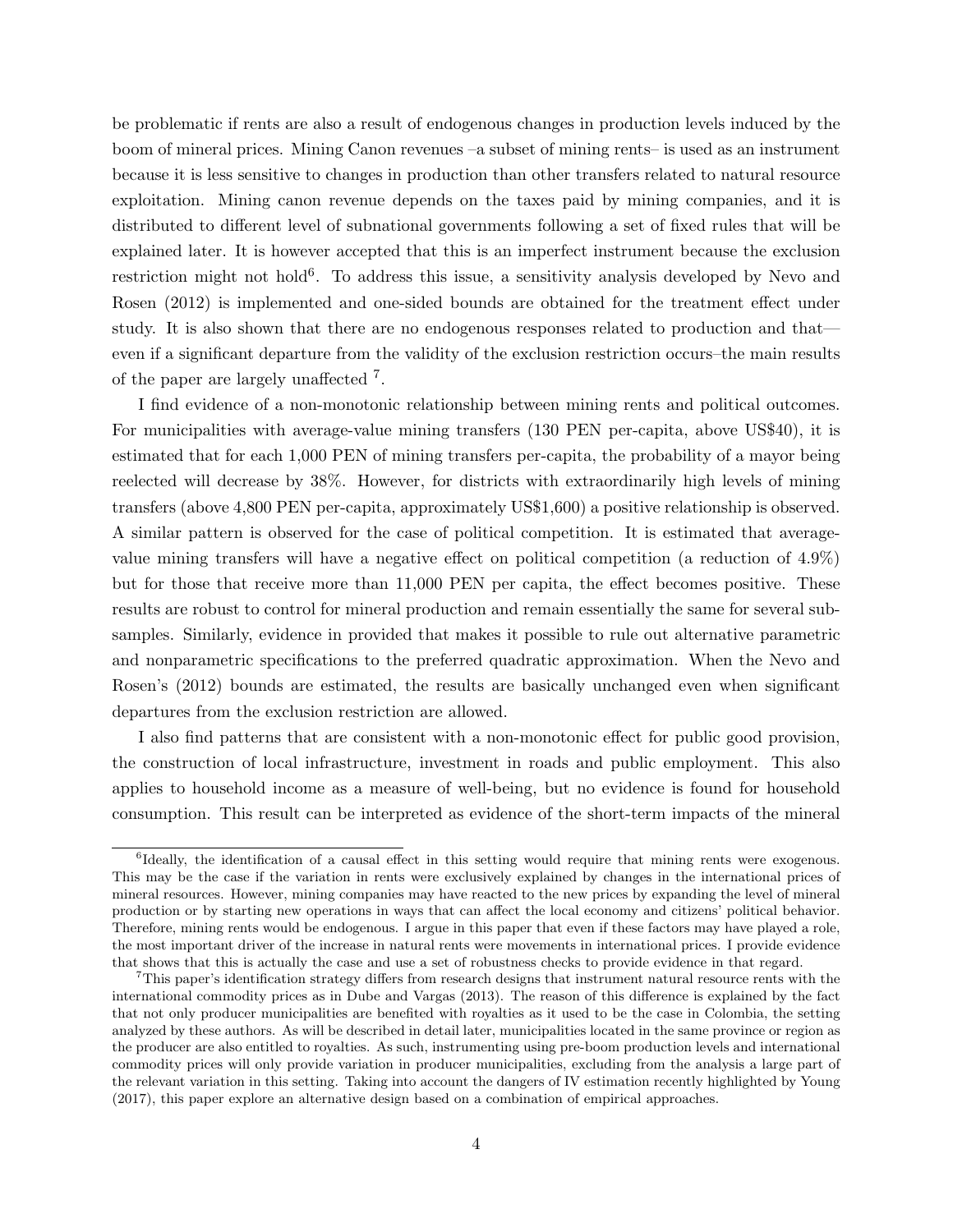be problematic if rents are also a result of endogenous changes in production levels induced by the boom of mineral prices. Mining Canon revenues –a subset of mining rents– is used as an instrument because it is less sensitive to changes in production than other transfers related to natural resource exploitation. Mining canon revenue depends on the taxes paid by mining companies, and it is distributed to different level of subnational governments following a set of fixed rules that will be explained later. It is however accepted that this is an imperfect instrument because the exclusion restriction might not hold[6]. To address this issue, a sensitivity analysis developed by Nevo and Rosen (2012) is implemented and one-sided bounds are obtained for the treatment effect under study. It is also shown that there are no endogenous responses related to production and that—even if a significant departure from the validity of the exclusion restriction occurs–the main results of the paper are largely unaffected [7].

I find evidence of a non-monotonic relationship between mining rents and political outcomes. For municipalities with average-value mining transfers (130 PEN per-capita, above US$40), it is estimated that for each 1,000 PEN of mining transfers per-capita, the probability of a mayor being reelected will decrease by 38%. However, for districts with extraordinarily high levels of mining transfers (above 4,800 PEN per-capita, approximately US$1,600) a positive relationship is observed. A similar pattern is observed for the case of political competition. It is estimated that average-value mining transfers will have a negative effect on political competition (a reduction of 4.9%) but for those that receive more than 11,000 PEN per capita, the effect becomes positive. These results are robust to control for mineral production and remain essentially the same for several sub-samples. Similarly, evidence in provided that makes it possible to rule out alternative parametric and nonparametric specifications to the preferred quadratic approximation. When the Nevo and Rosen's (2012) bounds are estimated, the results are basically unchanged even when significant departures from the exclusion restriction are allowed.

I also find patterns that are consistent with a non-monotonic effect for public good provision, the construction of local infrastructure, investment in roads and public employment. This also applies to household income as a measure of well-being, but no evidence is found for household consumption. This result can be interpreted as evidence of the short-term impacts of the mineral

[6]Ideally, the identification of a causal effect in this setting would require that mining rents were exogenous. This may be the case if the variation in rents were exclusively explained by changes in the international prices of mineral resources. However, mining companies may have reacted to the new prices by expanding the level of mineral production or by starting new operations in ways that can affect the local economy and citizens' political behavior. Therefore, mining rents would be endogenous. I argue in this paper that even if these factors may have played a role, the most important driver of the increase in natural rents were movements in international prices. I provide evidence that shows that this is actually the case and use a set of robustness checks to provide evidence in that regard.

[7]This paper's identification strategy differs from research designs that instrument natural resource rents with the international commodity prices as in Dube and Vargas (2013). The reason of this difference is explained by the fact that not only producer municipalities are benefited with royalties as it used to be the case in Colombia, the setting analyzed by these authors. As will be described in detail later, municipalities located in the same province or region as the producer are also entitled to royalties. As such, instrumenting using pre-boom production levels and international commodity prices will only provide variation in producer municipalities, excluding from the analysis a large part of the relevant variation in this setting. Taking into account the dangers of IV estimation recently highlighted by Young (2017), this paper explore an alternative design based on a combination of empirical approaches.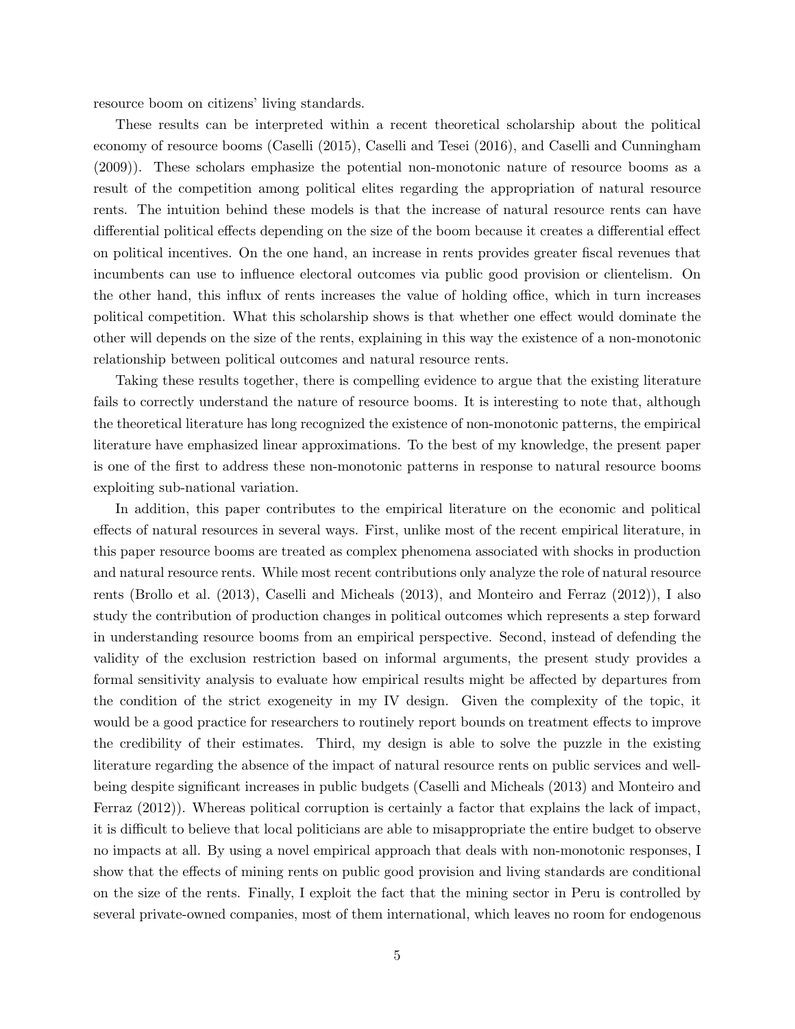resource boom on citizens' living standards.

These results can be interpreted within a recent theoretical scholarship about the political economy of resource booms (Caselli (2015), Caselli and Tesei (2016), and Caselli and Cunningham (2009)). These scholars emphasize the potential non-monotonic nature of resource booms as a result of the competition among political elites regarding the appropriation of natural resource rents. The intuition behind these models is that the increase of natural resource rents can have differential political effects depending on the size of the boom because it creates a differential effect on political incentives. On the one hand, an increase in rents provides greater fiscal revenues that incumbents can use to influence electoral outcomes via public good provision or clientelism. On the other hand, this influx of rents increases the value of holding office, which in turn increases political competition. What this scholarship shows is that whether one effect would dominate the other will depends on the size of the rents, explaining in this way the existence of a non-monotonic relationship between political outcomes and natural resource rents.

Taking these results together, there is compelling evidence to argue that the existing literature fails to correctly understand the nature of resource booms. It is interesting to note that, although the theoretical literature has long recognized the existence of non-monotonic patterns, the empirical literature have emphasized linear approximations. To the best of my knowledge, the present paper is one of the first to address these non-monotonic patterns in response to natural resource booms exploiting sub-national variation.

In addition, this paper contributes to the empirical literature on the economic and political effects of natural resources in several ways. First, unlike most of the recent empirical literature, in this paper resource booms are treated as complex phenomena associated with shocks in production and natural resource rents. While most recent contributions only analyze the role of natural resource rents (Brollo et al. (2013), Caselli and Micheals (2013), and Monteiro and Ferraz (2012)), I also study the contribution of production changes in political outcomes which represents a step forward in understanding resource booms from an empirical perspective. Second, instead of defending the validity of the exclusion restriction based on informal arguments, the present study provides a formal sensitivity analysis to evaluate how empirical results might be affected by departures from the condition of the strict exogeneity in my IV design. Given the complexity of the topic, it would be a good practice for researchers to routinely report bounds on treatment effects to improve the credibility of their estimates. Third, my design is able to solve the puzzle in the existing literature regarding the absence of the impact of natural resource rents on public services and well-being despite significant increases in public budgets (Caselli and Micheals (2013) and Monteiro and Ferraz (2012)). Whereas political corruption is certainly a factor that explains the lack of impact, it is difficult to believe that local politicians are able to misappropriate the entire budget to observe no impacts at all. By using a novel empirical approach that deals with non-monotonic responses, I show that the effects of mining rents on public good provision and living standards are conditional on the size of the rents. Finally, I exploit the fact that the mining sector in Peru is controlled by several private-owned companies, most of them international, which leaves no room for endogenous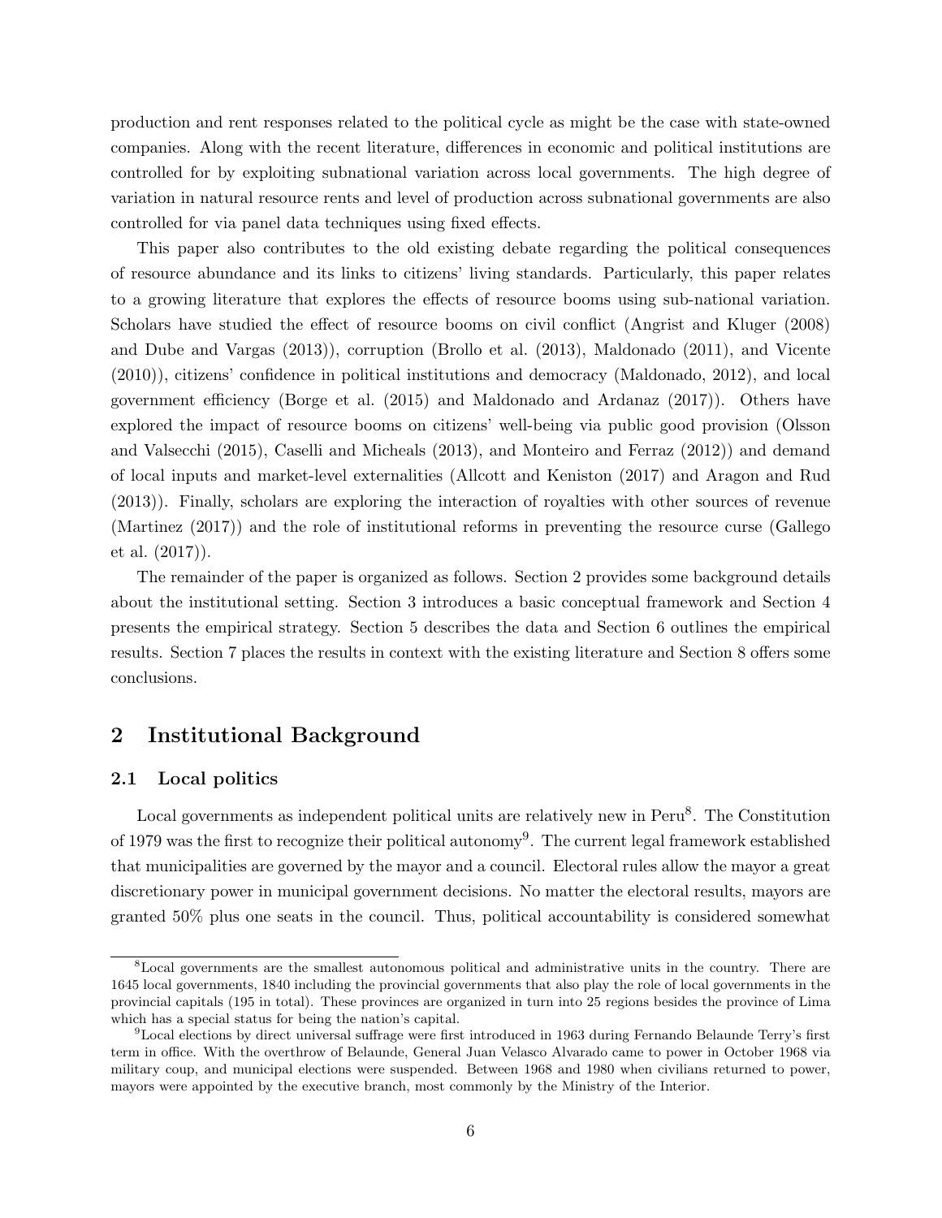production and rent responses related to the political cycle as might be the case with state-owned companies. Along with the recent literature, differences in economic and political institutions are controlled for by exploiting subnational variation across local governments. The high degree of variation in natural resource rents and level of production across subnational governments are also controlled for via panel data techniques using fixed effects.

This paper also contributes to the old existing debate regarding the political consequences of resource abundance and its links to citizens' living standards. Particularly, this paper relates to a growing literature that explores the effects of resource booms using sub-national variation. Scholars have studied the effect of resource booms on civil conflict (Angrist and Kluger (2008) and Dube and Vargas (2013)), corruption (Brollo et al. (2013), Maldonado (2011), and Vicente (2010)), citizens' confidence in political institutions and democracy (Maldonado, 2012), and local government efficiency (Borge et al. (2015) and Maldonado and Ardanaz (2017)). Others have explored the impact of resource booms on citizens' well-being via public good provision (Olsson and Valsecchi (2015), Caselli and Micheals (2013), and Monteiro and Ferraz (2012)) and demand of local inputs and market-level externalities (Allcott and Keniston (2017) and Aragon and Rud (2013)). Finally, scholars are exploring the interaction of royalties with other sources of revenue (Martinez (2017)) and the role of institutional reforms in preventing the resource curse (Gallego et al. (2017)).

The remainder of the paper is organized as follows. Section 2 provides some background details about the institutional setting. Section 3 introduces a basic conceptual framework and Section 4 presents the empirical strategy. Section 5 describes the data and Section 6 outlines the empirical results. Section 7 places the results in context with the existing literature and Section 8 offers some conclusions.

## 2 Institutional Background

### 2.1 Local politics

Local governments as independent political units are relatively new in Peru[8]. The Constitution of 1979 was the first to recognize their political autonomy[9]. The current legal framework established that municipalities are governed by the mayor and a council. Electoral rules allow the mayor a great discretionary power in municipal government decisions. No matter the electoral results, mayors are granted 50% plus one seats in the council. Thus, political accountability is considered somewhat

[8] Local governments are the smallest autonomous political and administrative units in the country. There are 1645 local governments, 1840 including the provincial governments that also play the role of local governments in the provincial capitals (195 in total). These provinces are organized in turn into 25 regions besides the province of Lima which has a special status for being the nation's capital.

[9] Local elections by direct universal suffrage were first introduced in 1963 during Fernando Belaunde Terry's first term in office. With the overthrow of Belaunde, General Juan Velasco Alvarado came to power in October 1968 via military coup, and municipal elections were suspended. Between 1968 and 1980 when civilians returned to power, mayors were appointed by the executive branch, most commonly by the Ministry of the Interior.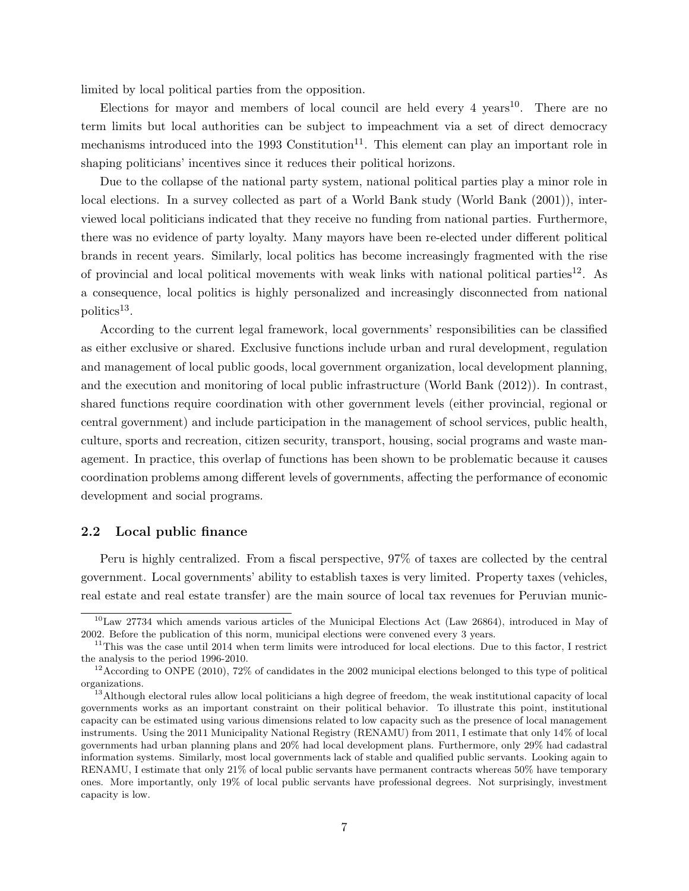limited by local political parties from the opposition.

Elections for mayor and members of local council are held every 4 years[10]. There are no term limits but local authorities can be subject to impeachment via a set of direct democracy mechanisms introduced into the 1993 Constitution[11]. This element can play an important role in shaping politicians' incentives since it reduces their political horizons.

Due to the collapse of the national party system, national political parties play a minor role in local elections. In a survey collected as part of a World Bank study (World Bank (2001)), interviewed local politicians indicated that they receive no funding from national parties. Furthermore, there was no evidence of party loyalty. Many mayors have been re-elected under different political brands in recent years. Similarly, local politics has become increasingly fragmented with the rise of provincial and local political movements with weak links with national political parties[12]. As a consequence, local politics is highly personalized and increasingly disconnected from national politics[13].

According to the current legal framework, local governments' responsibilities can be classified as either exclusive or shared. Exclusive functions include urban and rural development, regulation and management of local public goods, local government organization, local development planning, and the execution and monitoring of local public infrastructure (World Bank (2012)). In contrast, shared functions require coordination with other government levels (either provincial, regional or central government) and include participation in the management of school services, public health, culture, sports and recreation, citizen security, transport, housing, social programs and waste management. In practice, this overlap of functions has been shown to be problematic because it causes coordination problems among different levels of governments, affecting the performance of economic development and social programs.

### 2.2 Local public finance

Peru is highly centralized. From a fiscal perspective, 97% of taxes are collected by the central government. Local governments' ability to establish taxes is very limited. Property taxes (vehicles, real estate and real estate transfer) are the main source of local tax revenues for Peruvian munic-

---

[10] Law 27734 which amends various articles of the Municipal Elections Act (Law 26864), introduced in May of 2002. Before the publication of this norm, municipal elections were convened every 3 years.

[11] This was the case until 2014 when term limits were introduced for local elections. Due to this factor, I restrict the analysis to the period 1996-2010.

[12] According to ONPE (2010), 72% of candidates in the 2002 municipal elections belonged to this type of political organizations.

[13] Although electoral rules allow local politicians a high degree of freedom, the weak institutional capacity of local governments works as an important constraint on their political behavior. To illustrate this point, institutional capacity can be estimated using various dimensions related to low capacity such as the presence of local management instruments. Using the 2011 Municipality National Registry (RENAMU) from 2011, I estimate that only 14% of local governments had urban planning plans and 20% had local development plans. Furthermore, only 29% had cadastral information systems. Similarly, most local governments lack of stable and qualified public servants. Looking again to RENAMU, I estimate that only 21% of local public servants have permanent contracts whereas 50% have temporary ones. More importantly, only 19% of local public servants have professional degrees. Not surprisingly, investment capacity is low.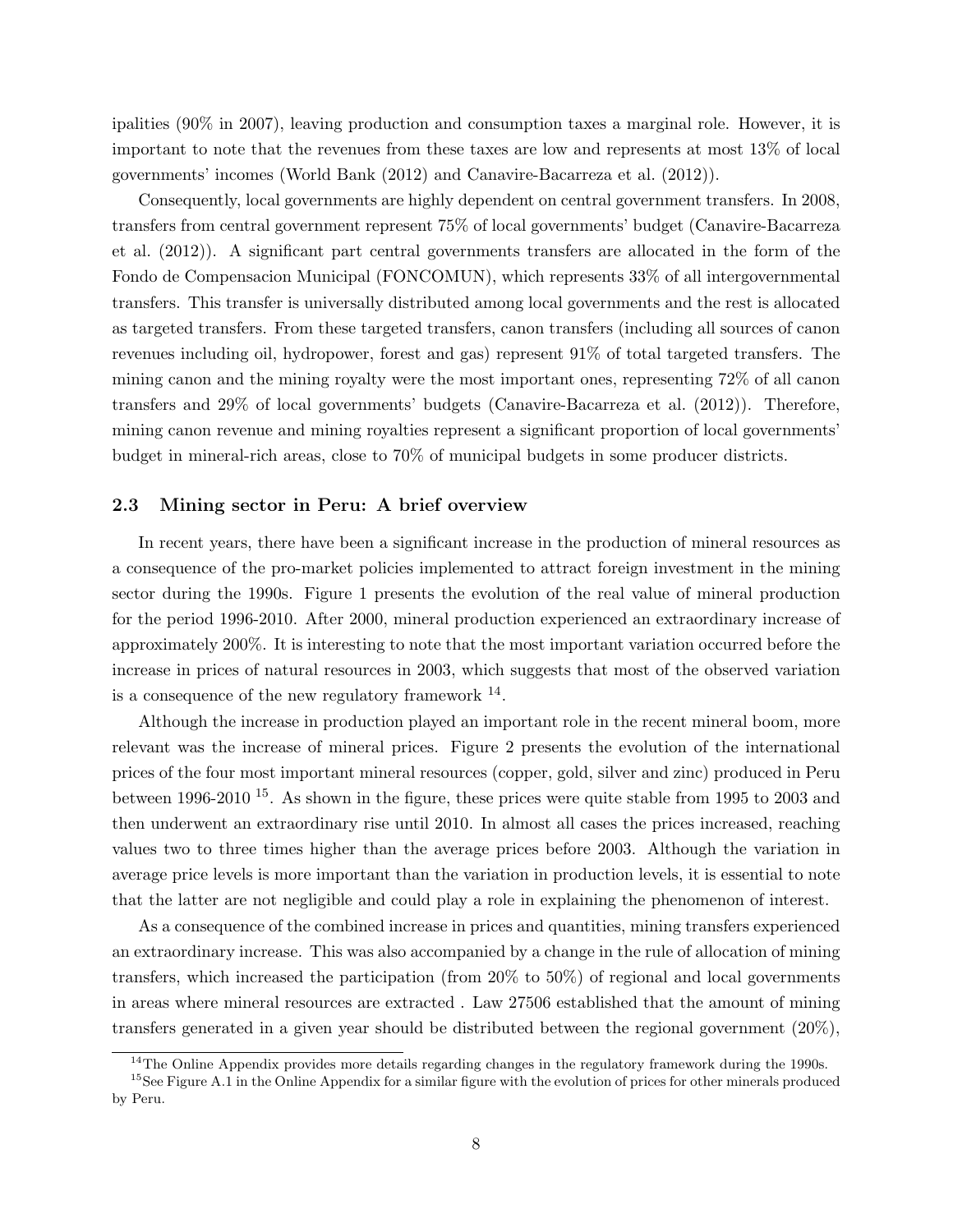ipalities (90% in 2007), leaving production and consumption taxes a marginal role. However, it is important to note that the revenues from these taxes are low and represents at most 13% of local governments' incomes (World Bank (2012) and Canavire-Bacarreza et al. (2012)).

Consequently, local governments are highly dependent on central government transfers. In 2008, transfers from central government represent 75% of local governments' budget (Canavire-Bacarreza et al. (2012)). A significant part central governments transfers are allocated in the form of the Fondo de Compensacion Municipal (FONCOMUN), which represents 33% of all intergovernmental transfers. This transfer is universally distributed among local governments and the rest is allocated as targeted transfers. From these targeted transfers, canon transfers (including all sources of canon revenues including oil, hydropower, forest and gas) represent 91% of total targeted transfers. The mining canon and the mining royalty were the most important ones, representing 72% of all canon transfers and 29% of local governments' budgets (Canavire-Bacarreza et al. (2012)). Therefore, mining canon revenue and mining royalties represent a significant proportion of local governments' budget in mineral-rich areas, close to 70% of municipal budgets in some producer districts.

### 2.3 Mining sector in Peru: A brief overview

In recent years, there have been a significant increase in the production of mineral resources as a consequence of the pro-market policies implemented to attract foreign investment in the mining sector during the 1990s. Figure 1 presents the evolution of the real value of mineral production for the period 1996-2010. After 2000, mineral production experienced an extraordinary increase of approximately 200%. It is interesting to note that the most important variation occurred before the increase in prices of natural resources in 2003, which suggests that most of the observed variation is a consequence of the new regulatory framework [14].

Although the increase in production played an important role in the recent mineral boom, more relevant was the increase of mineral prices. Figure 2 presents the evolution of the international prices of the four most important mineral resources (copper, gold, silver and zinc) produced in Peru between 1996-2010 [15]. As shown in the figure, these prices were quite stable from 1995 to 2003 and then underwent an extraordinary rise until 2010. In almost all cases the prices increased, reaching values two to three times higher than the average prices before 2003. Although the variation in average price levels is more important than the variation in production levels, it is essential to note that the latter are not negligible and could play a role in explaining the phenomenon of interest.

As a consequence of the combined increase in prices and quantities, mining transfers experienced an extraordinary increase. This was also accompanied by a change in the rule of allocation of mining transfers, which increased the participation (from 20% to 50%) of regional and local governments in areas where mineral resources are extracted . Law 27506 established that the amount of mining transfers generated in a given year should be distributed between the regional government (20%),

[14] The Online Appendix provides more details regarding changes in the regulatory framework during the 1990s.

[15] See Figure A.1 in the Online Appendix for a similar figure with the evolution of prices for other minerals produced by Peru.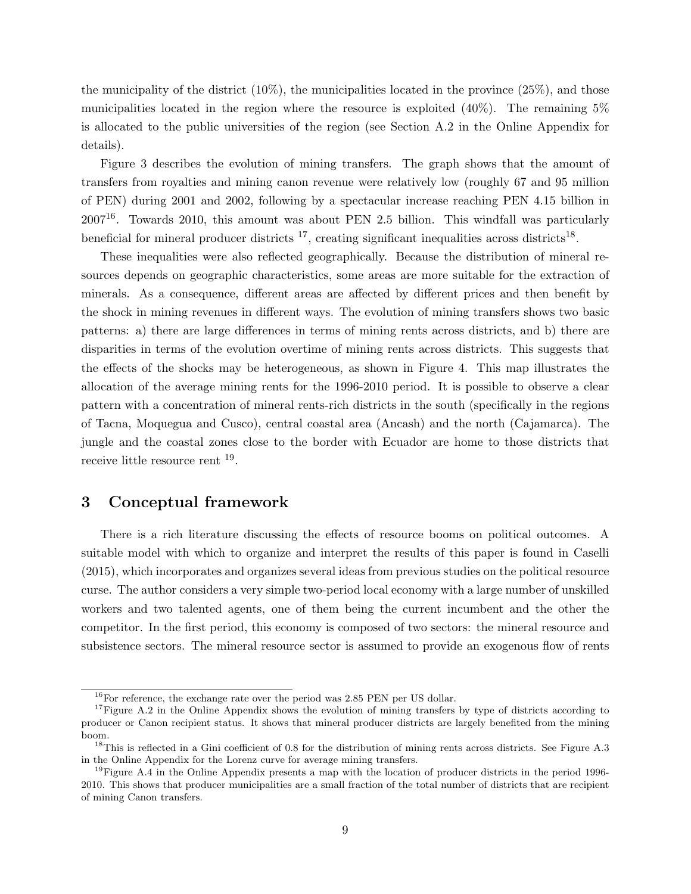the municipality of the district (10%), the municipalities located in the province (25%), and those municipalities located in the region where the resource is exploited (40%). The remaining 5% is allocated to the public universities of the region (see Section A.2 in the Online Appendix for details).

Figure 3 describes the evolution of mining transfers. The graph shows that the amount of transfers from royalties and mining canon revenue were relatively low (roughly 67 and 95 million of PEN) during 2001 and 2002, following by a spectacular increase reaching PEN 4.15 billion in 2007[16]. Towards 2010, this amount was about PEN 2.5 billion. This windfall was particularly beneficial for mineral producer districts [17], creating significant inequalities across districts[18].

These inequalities were also reflected geographically. Because the distribution of mineral resources depends on geographic characteristics, some areas are more suitable for the extraction of minerals. As a consequence, different areas are affected by different prices and then benefit by the shock in mining revenues in different ways. The evolution of mining transfers shows two basic patterns: a) there are large differences in terms of mining rents across districts, and b) there are disparities in terms of the evolution overtime of mining rents across districts. This suggests that the effects of the shocks may be heterogeneous, as shown in Figure 4. This map illustrates the allocation of the average mining rents for the 1996-2010 period. It is possible to observe a clear pattern with a concentration of mineral rents-rich districts in the south (specifically in the regions of Tacna, Moquegua and Cusco), central coastal area (Ancash) and the north (Cajamarca). The jungle and the coastal zones close to the border with Ecuador are home to those districts that receive little resource rent [19].

## 3 Conceptual framework

There is a rich literature discussing the effects of resource booms on political outcomes. A suitable model with which to organize and interpret the results of this paper is found in Caselli (2015), which incorporates and organizes several ideas from previous studies on the political resource curse. The author considers a very simple two-period local economy with a large number of unskilled workers and two talented agents, one of them being the current incumbent and the other the competitor. In the first period, this economy is composed of two sectors: the mineral resource and subsistence sectors. The mineral resource sector is assumed to provide an exogenous flow of rents

[16] For reference, the exchange rate over the period was 2.85 PEN per US dollar.

[17] Figure A.2 in the Online Appendix shows the evolution of mining transfers by type of districts according to producer or Canon recipient status. It shows that mineral producer districts are largely benefited from the mining boom.

[18] This is reflected in a Gini coefficient of 0.8 for the distribution of mining rents across districts. See Figure A.3 in the Online Appendix for the Lorenz curve for average mining transfers.

[19] Figure A.4 in the Online Appendix presents a map with the location of producer districts in the period 1996-2010. This shows that producer municipalities are a small fraction of the total number of districts that are recipient of mining Canon transfers.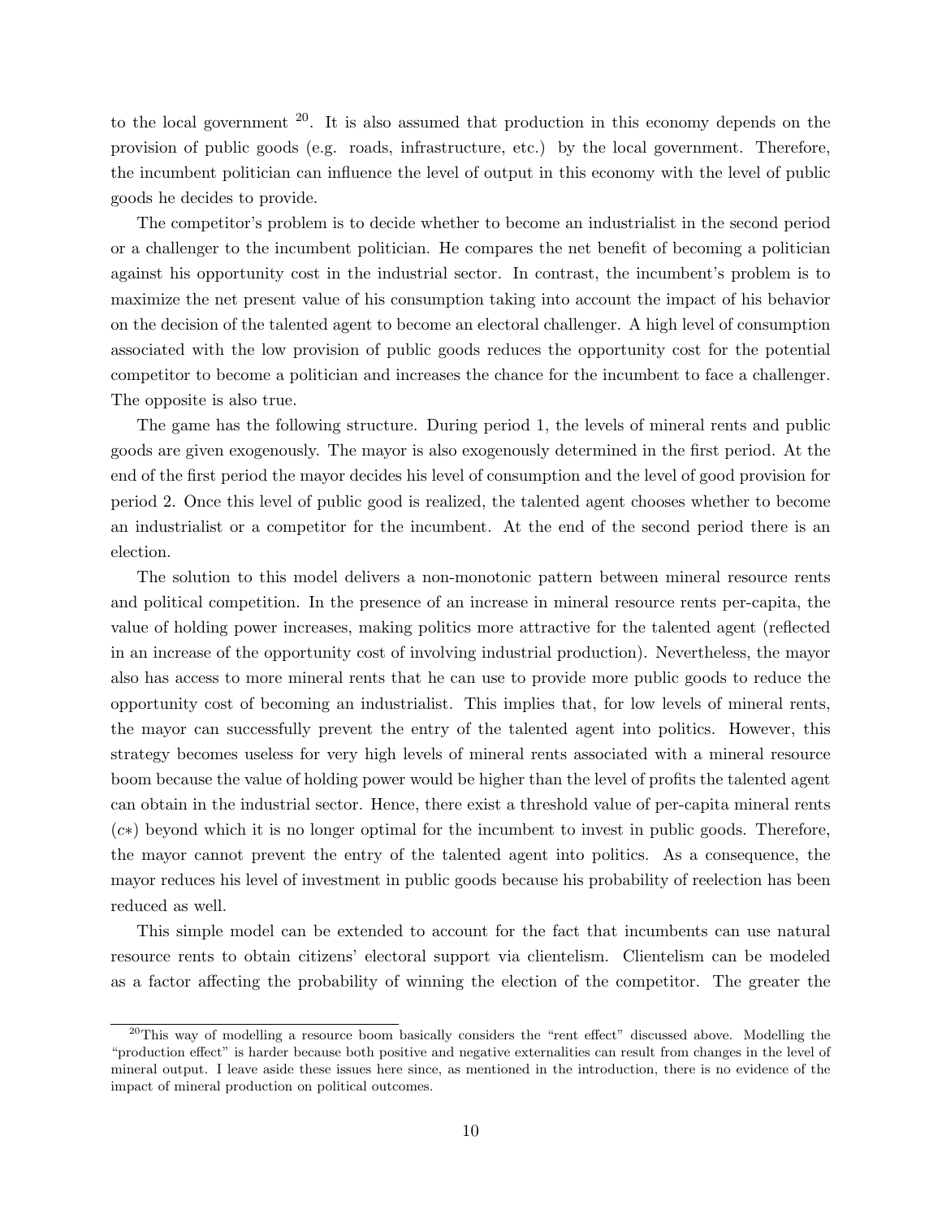to the local government [20]. It is also assumed that production in this economy depends on the provision of public goods (e.g. roads, infrastructure, etc.) by the local government. Therefore, the incumbent politician can influence the level of output in this economy with the level of public goods he decides to provide.

The competitor's problem is to decide whether to become an industrialist in the second period or a challenger to the incumbent politician. He compares the net benefit of becoming a politician against his opportunity cost in the industrial sector. In contrast, the incumbent's problem is to maximize the net present value of his consumption taking into account the impact of his behavior on the decision of the talented agent to become an electoral challenger. A high level of consumption associated with the low provision of public goods reduces the opportunity cost for the potential competitor to become a politician and increases the chance for the incumbent to face a challenger. The opposite is also true.

The game has the following structure. During period 1, the levels of mineral rents and public goods are given exogenously. The mayor is also exogenously determined in the first period. At the end of the first period the mayor decides his level of consumption and the level of good provision for period 2. Once this level of public good is realized, the talented agent chooses whether to become an industrialist or a competitor for the incumbent. At the end of the second period there is an election.

The solution to this model delivers a non-monotonic pattern between mineral resource rents and political competition. In the presence of an increase in mineral resource rents per-capita, the value of holding power increases, making politics more attractive for the talented agent (reflected in an increase of the opportunity cost of involving industrial production). Nevertheless, the mayor also has access to more mineral rents that he can use to provide more public goods to reduce the opportunity cost of becoming an industrialist. This implies that, for low levels of mineral rents, the mayor can successfully prevent the entry of the talented agent into politics. However, this strategy becomes useless for very high levels of mineral rents associated with a mineral resource boom because the value of holding power would be higher than the level of profits the talented agent can obtain in the industrial sector. Hence, there exist a threshold value of per-capita mineral rents ($c*$) beyond which it is no longer optimal for the incumbent to invest in public goods. Therefore, the mayor cannot prevent the entry of the talented agent into politics. As a consequence, the mayor reduces his level of investment in public goods because his probability of reelection has been reduced as well.

This simple model can be extended to account for the fact that incumbents can use natural resource rents to obtain citizens' electoral support via clientelism. Clientelism can be modeled as a factor affecting the probability of winning the election of the competitor. The greater the

[20] This way of modelling a resource boom basically considers the "rent effect" discussed above. Modelling the "production effect" is harder because both positive and negative externalities can result from changes in the level of mineral output. I leave aside these issues here since, as mentioned in the introduction, there is no evidence of the impact of mineral production on political outcomes.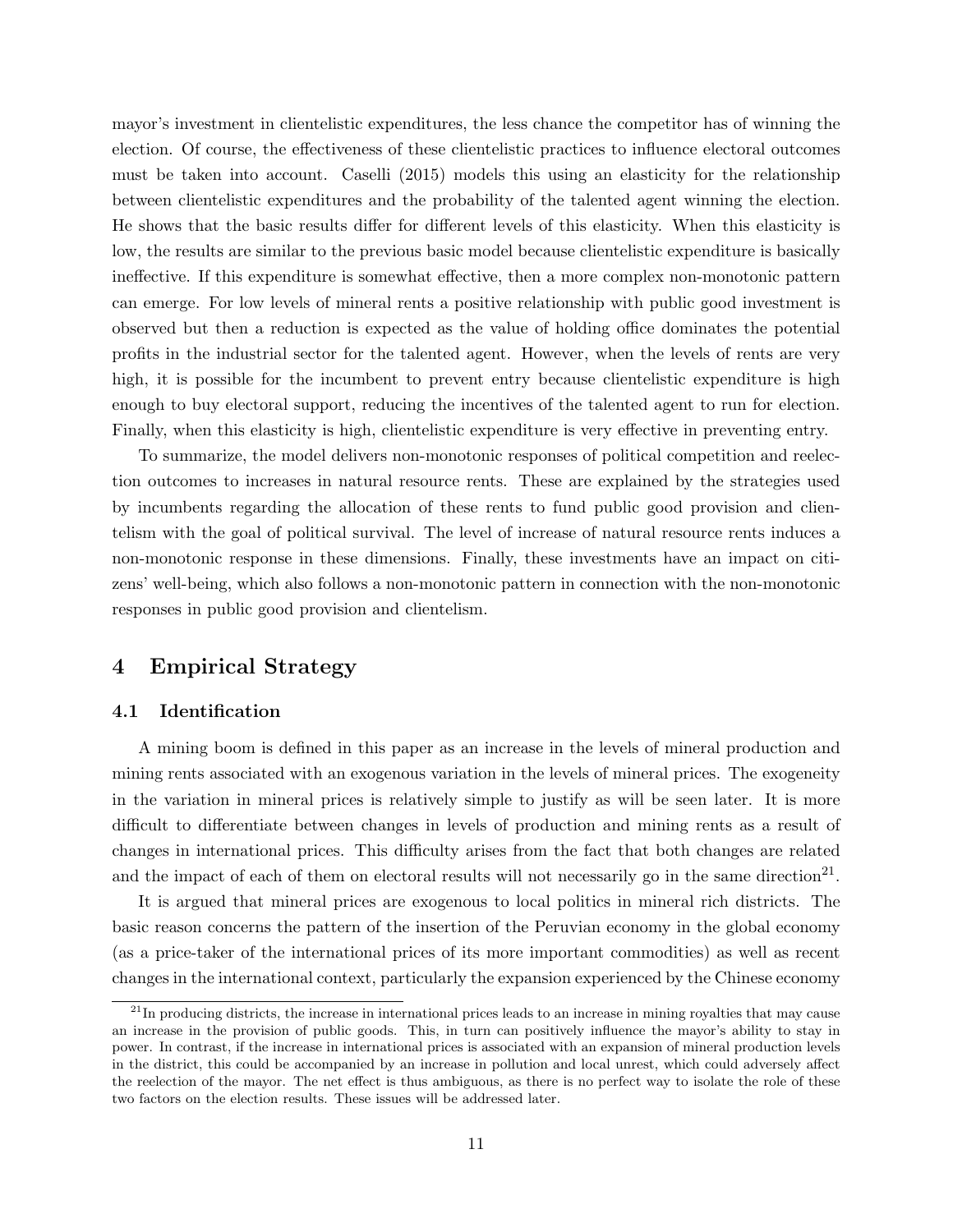mayor's investment in clientelistic expenditures, the less chance the competitor has of winning the election. Of course, the effectiveness of these clientelistic practices to influence electoral outcomes must be taken into account. Caselli (2015) models this using an elasticity for the relationship between clientelistic expenditures and the probability of the talented agent winning the election. He shows that the basic results differ for different levels of this elasticity. When this elasticity is low, the results are similar to the previous basic model because clientelistic expenditure is basically ineffective. If this expenditure is somewhat effective, then a more complex non-monotonic pattern can emerge. For low levels of mineral rents a positive relationship with public good investment is observed but then a reduction is expected as the value of holding office dominates the potential profits in the industrial sector for the talented agent. However, when the levels of rents are very high, it is possible for the incumbent to prevent entry because clientelistic expenditure is high enough to buy electoral support, reducing the incentives of the talented agent to run for election. Finally, when this elasticity is high, clientelistic expenditure is very effective in preventing entry.

To summarize, the model delivers non-monotonic responses of political competition and reelection outcomes to increases in natural resource rents. These are explained by the strategies used by incumbents regarding the allocation of these rents to fund public good provision and clientelism with the goal of political survival. The level of increase of natural resource rents induces a non-monotonic response in these dimensions. Finally, these investments have an impact on citizens' well-being, which also follows a non-monotonic pattern in connection with the non-monotonic responses in public good provision and clientelism.

# 4 Empirical Strategy

## 4.1 Identification

A mining boom is defined in this paper as an increase in the levels of mineral production and mining rents associated with an exogenous variation in the levels of mineral prices. The exogeneity in the variation in mineral prices is relatively simple to justify as will be seen later. It is more difficult to differentiate between changes in levels of production and mining rents as a result of changes in international prices. This difficulty arises from the fact that both changes are related and the impact of each of them on electoral results will not necessarily go in the same direction[21].

It is argued that mineral prices are exogenous to local politics in mineral rich districts. The basic reason concerns the pattern of the insertion of the Peruvian economy in the global economy (as a price-taker of the international prices of its more important commodities) as well as recent changes in the international context, particularly the expansion experienced by the Chinese economy

[21] In producing districts, the increase in international prices leads to an increase in mining royalties that may cause an increase in the provision of public goods. This, in turn can positively influence the mayor's ability to stay in power. In contrast, if the increase in international prices is associated with an expansion of mineral production levels in the district, this could be accompanied by an increase in pollution and local unrest, which could adversely affect the reelection of the mayor. The net effect is thus ambiguous, as there is no perfect way to isolate the role of these two factors on the election results. These issues will be addressed later.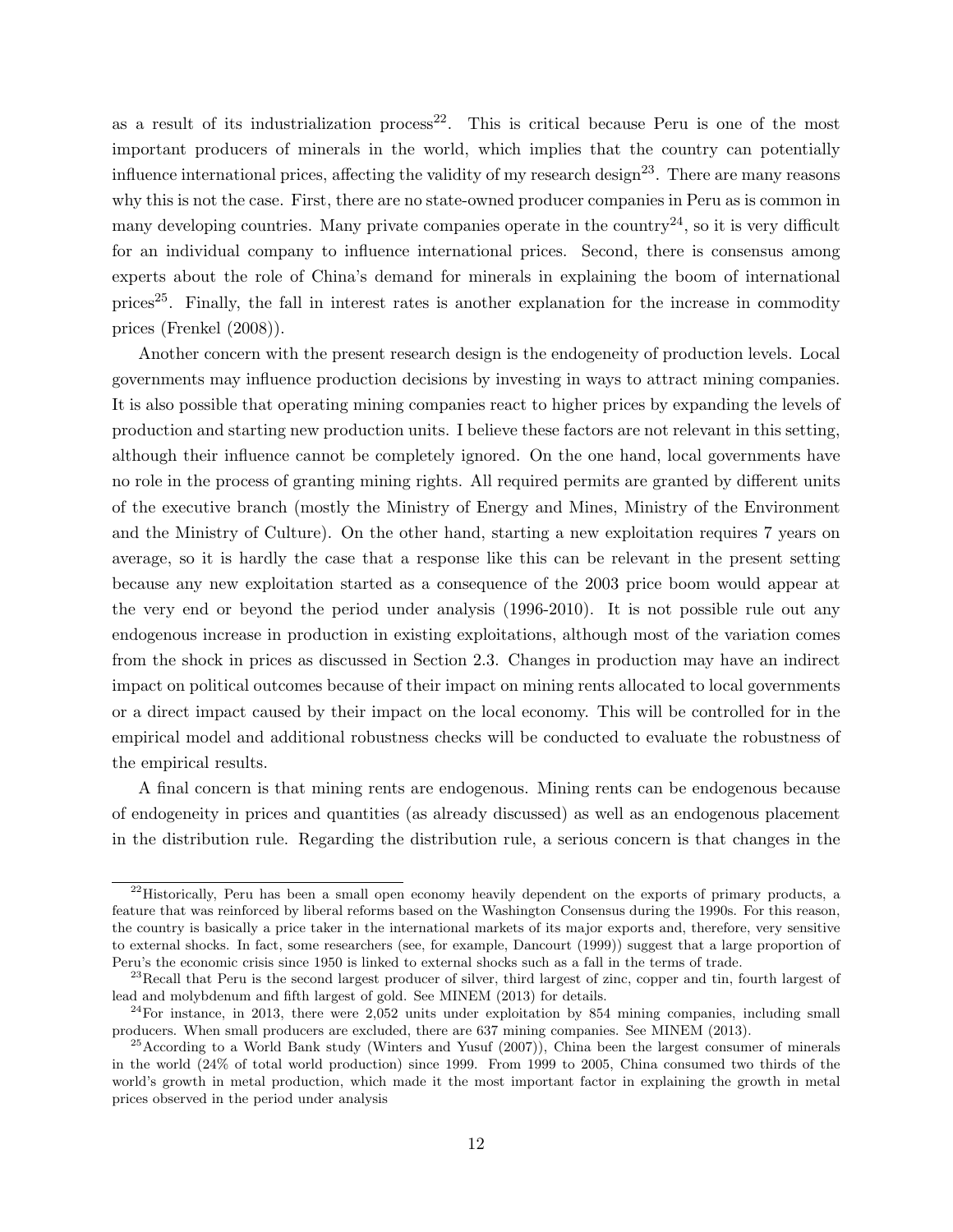as a result of its industrialization process[22]. This is critical because Peru is one of the most important producers of minerals in the world, which implies that the country can potentially influence international prices, affecting the validity of my research design[23]. There are many reasons why this is not the case. First, there are no state-owned producer companies in Peru as is common in many developing countries. Many private companies operate in the country[24], so it is very difficult for an individual company to influence international prices. Second, there is consensus among experts about the role of China's demand for minerals in explaining the boom of international prices[25]. Finally, the fall in interest rates is another explanation for the increase in commodity prices (Frenkel (2008)).

Another concern with the present research design is the endogeneity of production levels. Local governments may influence production decisions by investing in ways to attract mining companies. It is also possible that operating mining companies react to higher prices by expanding the levels of production and starting new production units. I believe these factors are not relevant in this setting, although their influence cannot be completely ignored. On the one hand, local governments have no role in the process of granting mining rights. All required permits are granted by different units of the executive branch (mostly the Ministry of Energy and Mines, Ministry of the Environment and the Ministry of Culture). On the other hand, starting a new exploitation requires 7 years on average, so it is hardly the case that a response like this can be relevant in the present setting because any new exploitation started as a consequence of the 2003 price boom would appear at the very end or beyond the period under analysis (1996-2010). It is not possible rule out any endogenous increase in production in existing exploitations, although most of the variation comes from the shock in prices as discussed in Section 2.3. Changes in production may have an indirect impact on political outcomes because of their impact on mining rents allocated to local governments or a direct impact caused by their impact on the local economy. This will be controlled for in the empirical model and additional robustness checks will be conducted to evaluate the robustness of the empirical results.

A final concern is that mining rents are endogenous. Mining rents can be endogenous because of endogeneity in prices and quantities (as already discussed) as well as an endogenous placement in the distribution rule. Regarding the distribution rule, a serious concern is that changes in the

---

[22] Historically, Peru has been a small open economy heavily dependent on the exports of primary products, a feature that was reinforced by liberal reforms based on the Washington Consensus during the 1990s. For this reason, the country is basically a price taker in the international markets of its major exports and, therefore, very sensitive to external shocks. In fact, some researchers (see, for example, Dancourt (1999)) suggest that a large proportion of Peru's the economic crisis since 1950 is linked to external shocks such as a fall in the terms of trade.

[23] Recall that Peru is the second largest producer of silver, third largest of zinc, copper and tin, fourth largest of lead and molybdenum and fifth largest of gold. See MINEM (2013) for details.

[24] For instance, in 2013, there were 2,052 units under exploitation by 854 mining companies, including small producers. When small producers are excluded, there are 637 mining companies. See MINEM (2013).

[25] According to a World Bank study (Winters and Yusuf (2007)), China been the largest consumer of minerals in the world (24% of total world production) since 1999. From 1999 to 2005, China consumed two thirds of the world's growth in metal production, which made it the most important factor in explaining the growth in metal prices observed in the period under analysis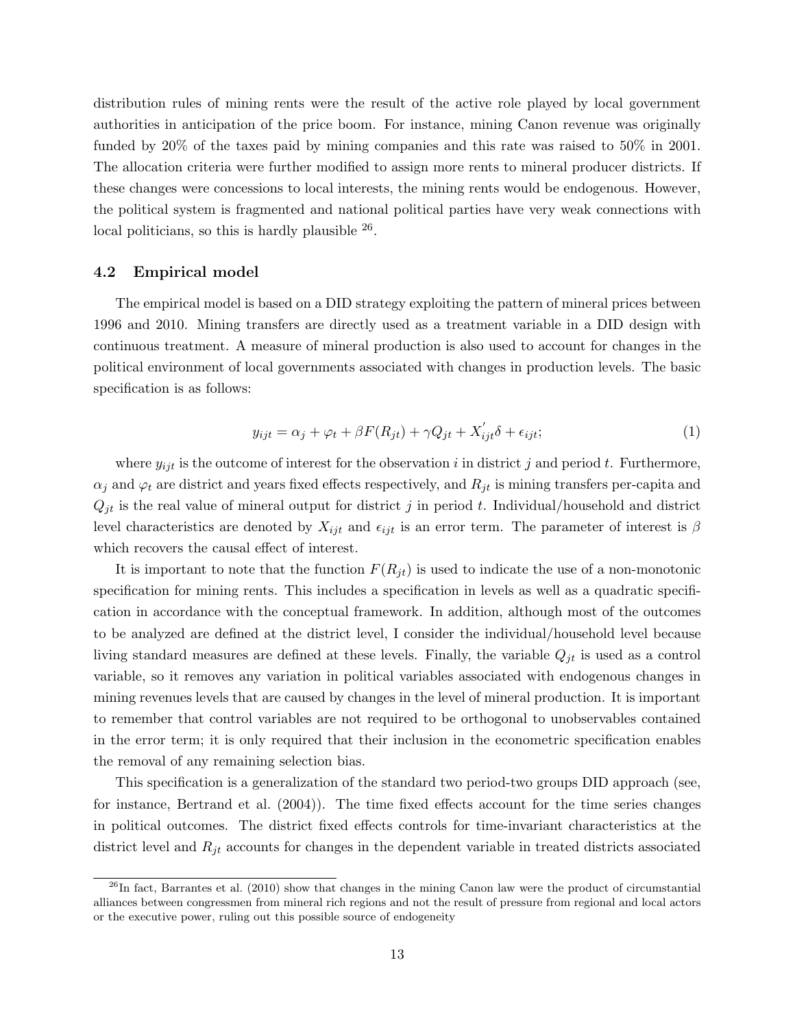distribution rules of mining rents were the result of the active role played by local government authorities in anticipation of the price boom. For instance, mining Canon revenue was originally funded by 20% of the taxes paid by mining companies and this rate was raised to 50% in 2001. The allocation criteria were further modified to assign more rents to mineral producer districts. If these changes were concessions to local interests, the mining rents would be endogenous. However, the political system is fragmented and national political parties have very weak connections with local politicians, so this is hardly plausible [26].

### 4.2 Empirical model

The empirical model is based on a DID strategy exploiting the pattern of mineral prices between 1996 and 2010. Mining transfers are directly used as a treatment variable in a DID design with continuous treatment. A measure of mineral production is also used to account for changes in the political environment of local governments associated with changes in production levels. The basic specification is as follows:

$$y_{ijt} = \alpha_j + \varphi_t + \beta F(R_{jt}) + \gamma Q_{jt} + X_{ijt}^{'}\delta + \epsilon_{ijt}; \tag{1}$$

where $y_{ijt}$ is the outcome of interest for the observation $i$ in district $j$ and period $t$. Furthermore, $\alpha_j$ and $\varphi_t$ are district and years fixed effects respectively, and $R_{jt}$ is mining transfers per-capita and $Q_{jt}$ is the real value of mineral output for district $j$ in period $t$. Individual/household and district level characteristics are denoted by $X_{ijt}$ and $\epsilon_{ijt}$ is an error term. The parameter of interest is $\beta$ which recovers the causal effect of interest.

It is important to note that the function $F(R_{jt})$ is used to indicate the use of a non-monotonic specification for mining rents. This includes a specification in levels as well as a quadratic specification in accordance with the conceptual framework. In addition, although most of the outcomes to be analyzed are defined at the district level, I consider the individual/household level because living standard measures are defined at these levels. Finally, the variable $Q_{jt}$ is used as a control variable, so it removes any variation in political variables associated with endogenous changes in mining revenues levels that are caused by changes in the level of mineral production. It is important to remember that control variables are not required to be orthogonal to unobservables contained in the error term; it is only required that their inclusion in the econometric specification enables the removal of any remaining selection bias.

This specification is a generalization of the standard two period-two groups DID approach (see, for instance, Bertrand et al. (2004)). The time fixed effects account for the time series changes in political outcomes. The district fixed effects controls for time-invariant characteristics at the district level and $R_{jt}$ accounts for changes in the dependent variable in treated districts associated

[26] In fact, Barrantes et al. (2010) show that changes in the mining Canon law were the product of circumstantial alliances between congressmen from mineral rich regions and not the result of pressure from regional and local actors or the executive power, ruling out this possible source of endogeneity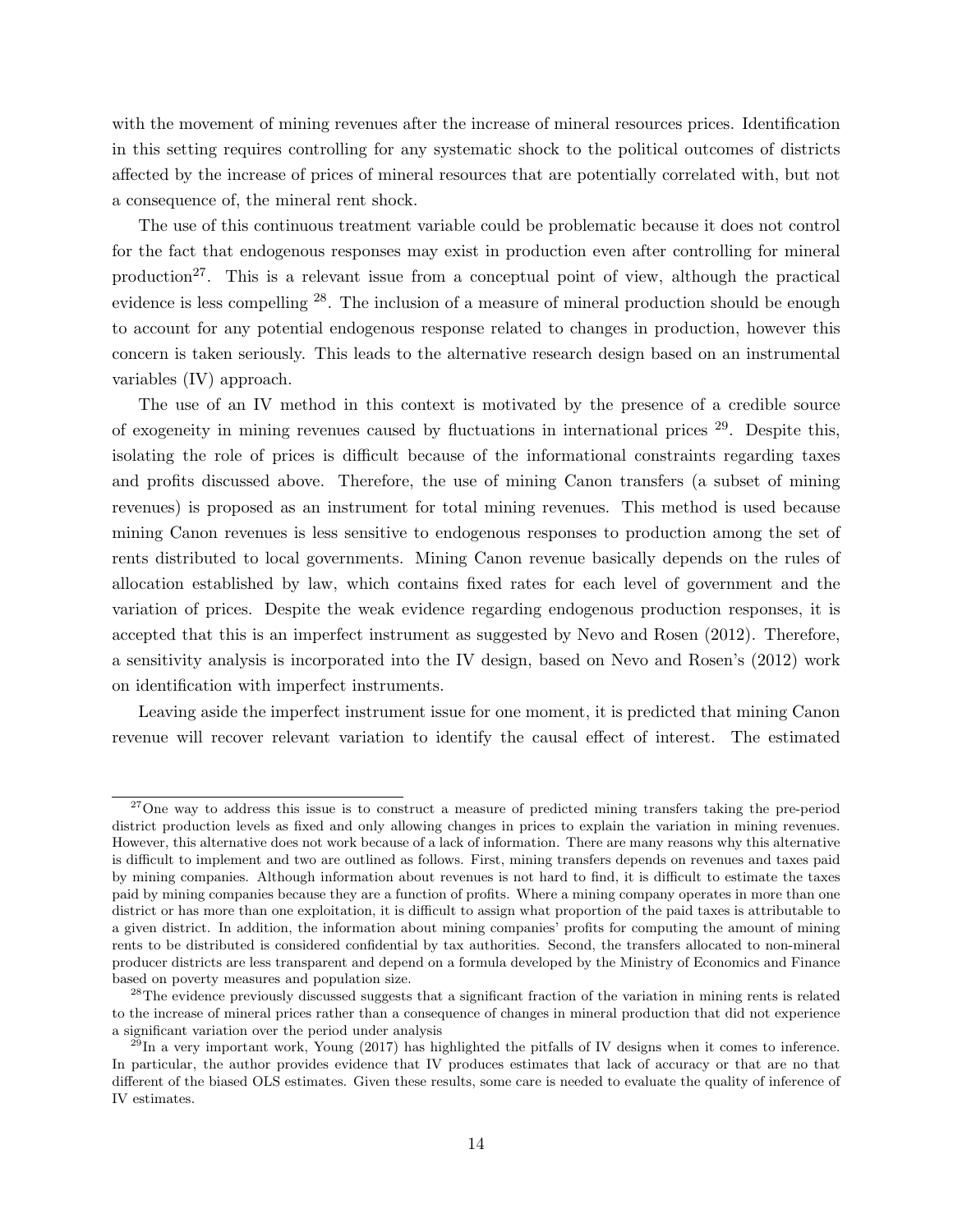with the movement of mining revenues after the increase of mineral resources prices. Identification in this setting requires controlling for any systematic shock to the political outcomes of districts affected by the increase of prices of mineral resources that are potentially correlated with, but not a consequence of, the mineral rent shock.

The use of this continuous treatment variable could be problematic because it does not control for the fact that endogenous responses may exist in production even after controlling for mineral production[27]. This is a relevant issue from a conceptual point of view, although the practical evidence is less compelling [28]. The inclusion of a measure of mineral production should be enough to account for any potential endogenous response related to changes in production, however this concern is taken seriously. This leads to the alternative research design based on an instrumental variables (IV) approach.

The use of an IV method in this context is motivated by the presence of a credible source of exogeneity in mining revenues caused by fluctuations in international prices [29]. Despite this, isolating the role of prices is difficult because of the informational constraints regarding taxes and profits discussed above. Therefore, the use of mining Canon transfers (a subset of mining revenues) is proposed as an instrument for total mining revenues. This method is used because mining Canon revenues is less sensitive to endogenous responses to production among the set of rents distributed to local governments. Mining Canon revenue basically depends on the rules of allocation established by law, which contains fixed rates for each level of government and the variation of prices. Despite the weak evidence regarding endogenous production responses, it is accepted that this is an imperfect instrument as suggested by Nevo and Rosen (2012). Therefore, a sensitivity analysis is incorporated into the IV design, based on Nevo and Rosen's (2012) work on identification with imperfect instruments.

Leaving aside the imperfect instrument issue for one moment, it is predicted that mining Canon revenue will recover relevant variation to identify the causal effect of interest. The estimated

[27] One way to address this issue is to construct a measure of predicted mining transfers taking the pre-period district production levels as fixed and only allowing changes in prices to explain the variation in mining revenues. However, this alternative does not work because of a lack of information. There are many reasons why this alternative is difficult to implement and two are outlined as follows. First, mining transfers depends on revenues and taxes paid by mining companies. Although information about revenues is not hard to find, it is difficult to estimate the taxes paid by mining companies because they are a function of profits. Where a mining company operates in more than one district or has more than one exploitation, it is difficult to assign what proportion of the paid taxes is attributable to a given district. In addition, the information about mining companies' profits for computing the amount of mining rents to be distributed is considered confidential by tax authorities. Second, the transfers allocated to non-mineral producer districts are less transparent and depend on a formula developed by the Ministry of Economics and Finance based on poverty measures and population size.

[28] The evidence previously discussed suggests that a significant fraction of the variation in mining rents is related to the increase of mineral prices rather than a consequence of changes in mineral production that did not experience a significant variation over the period under analysis

[29] In a very important work, Young (2017) has highlighted the pitfalls of IV designs when it comes to inference. In particular, the author provides evidence that IV produces estimates that lack of accuracy or that are no that different of the biased OLS estimates. Given these results, some care is needed to evaluate the quality of inference of IV estimates.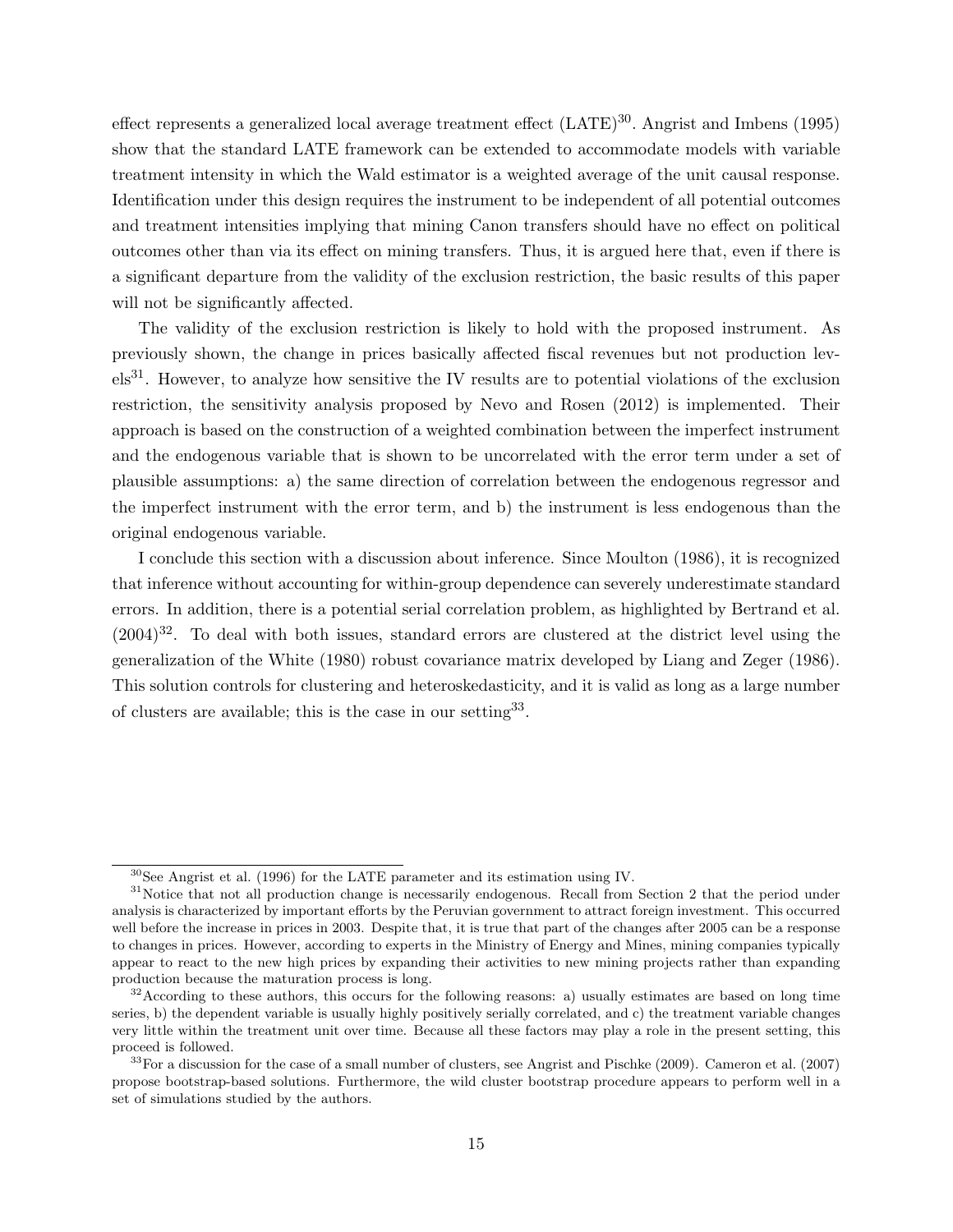effect represents a generalized local average treatment effect (LATE)[30]. Angrist and Imbens (1995) show that the standard LATE framework can be extended to accommodate models with variable treatment intensity in which the Wald estimator is a weighted average of the unit causal response. Identification under this design requires the instrument to be independent of all potential outcomes and treatment intensities implying that mining Canon transfers should have no effect on political outcomes other than via its effect on mining transfers. Thus, it is argued here that, even if there is a significant departure from the validity of the exclusion restriction, the basic results of this paper will not be significantly affected.

The validity of the exclusion restriction is likely to hold with the proposed instrument. As previously shown, the change in prices basically affected fiscal revenues but not production levels[31]. However, to analyze how sensitive the IV results are to potential violations of the exclusion restriction, the sensitivity analysis proposed by Nevo and Rosen (2012) is implemented. Their approach is based on the construction of a weighted combination between the imperfect instrument and the endogenous variable that is shown to be uncorrelated with the error term under a set of plausible assumptions: a) the same direction of correlation between the endogenous regressor and the imperfect instrument with the error term, and b) the instrument is less endogenous than the original endogenous variable.

I conclude this section with a discussion about inference. Since Moulton (1986), it is recognized that inference without accounting for within-group dependence can severely underestimate standard errors. In addition, there is a potential serial correlation problem, as highlighted by Bertrand et al. (2004)[32]. To deal with both issues, standard errors are clustered at the district level using the generalization of the White (1980) robust covariance matrix developed by Liang and Zeger (1986). This solution controls for clustering and heteroskedasticity, and it is valid as long as a large number of clusters are available; this is the case in our setting[33].

---

[30]See Angrist et al. (1996) for the LATE parameter and its estimation using IV.

[31]Notice that not all production change is necessarily endogenous. Recall from Section 2 that the period under analysis is characterized by important efforts by the Peruvian government to attract foreign investment. This occurred well before the increase in prices in 2003. Despite that, it is true that part of the changes after 2005 can be a response to changes in prices. However, according to experts in the Ministry of Energy and Mines, mining companies typically appear to react to the new high prices by expanding their activities to new mining projects rather than expanding production because the maturation process is long.

[32]According to these authors, this occurs for the following reasons: a) usually estimates are based on long time series, b) the dependent variable is usually highly positively serially correlated, and c) the treatment variable changes very little within the treatment unit over time. Because all these factors may play a role in the present setting, this proceed is followed.

[33]For a discussion for the case of a small number of clusters, see Angrist and Pischke (2009). Cameron et al. (2007) propose bootstrap-based solutions. Furthermore, the wild cluster bootstrap procedure appears to perform well in a set of simulations studied by the authors.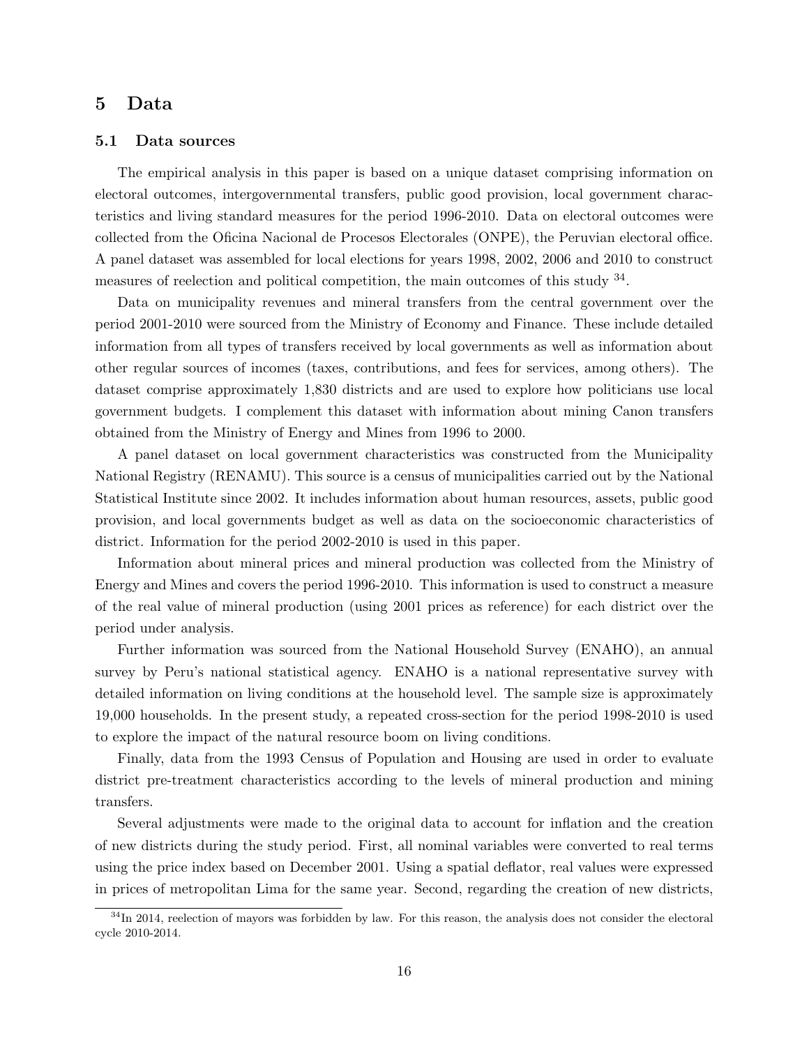# 5 Data

## 5.1 Data sources

The empirical analysis in this paper is based on a unique dataset comprising information on electoral outcomes, intergovernmental transfers, public good provision, local government characteristics and living standard measures for the period 1996-2010. Data on electoral outcomes were collected from the Oficina Nacional de Procesos Electorales (ONPE), the Peruvian electoral office. A panel dataset was assembled for local elections for years 1998, 2002, 2006 and 2010 to construct measures of reelection and political competition, the main outcomes of this study [34].

Data on municipality revenues and mineral transfers from the central government over the period 2001-2010 were sourced from the Ministry of Economy and Finance. These include detailed information from all types of transfers received by local governments as well as information about other regular sources of incomes (taxes, contributions, and fees for services, among others). The dataset comprise approximately 1,830 districts and are used to explore how politicians use local government budgets. I complement this dataset with information about mining Canon transfers obtained from the Ministry of Energy and Mines from 1996 to 2000.

A panel dataset on local government characteristics was constructed from the Municipality National Registry (RENAMU). This source is a census of municipalities carried out by the National Statistical Institute since 2002. It includes information about human resources, assets, public good provision, and local governments budget as well as data on the socioeconomic characteristics of district. Information for the period 2002-2010 is used in this paper.

Information about mineral prices and mineral production was collected from the Ministry of Energy and Mines and covers the period 1996-2010. This information is used to construct a measure of the real value of mineral production (using 2001 prices as reference) for each district over the period under analysis.

Further information was sourced from the National Household Survey (ENAHO), an annual survey by Peru's national statistical agency. ENAHO is a national representative survey with detailed information on living conditions at the household level. The sample size is approximately 19,000 households. In the present study, a repeated cross-section for the period 1998-2010 is used to explore the impact of the natural resource boom on living conditions.

Finally, data from the 1993 Census of Population and Housing are used in order to evaluate district pre-treatment characteristics according to the levels of mineral production and mining transfers.

Several adjustments were made to the original data to account for inflation and the creation of new districts during the study period. First, all nominal variables were converted to real terms using the price index based on December 2001. Using a spatial deflator, real values were expressed in prices of metropolitan Lima for the same year. Second, regarding the creation of new districts,

[34] In 2014, reelection of mayors was forbidden by law. For this reason, the analysis does not consider the electoral cycle 2010-2014.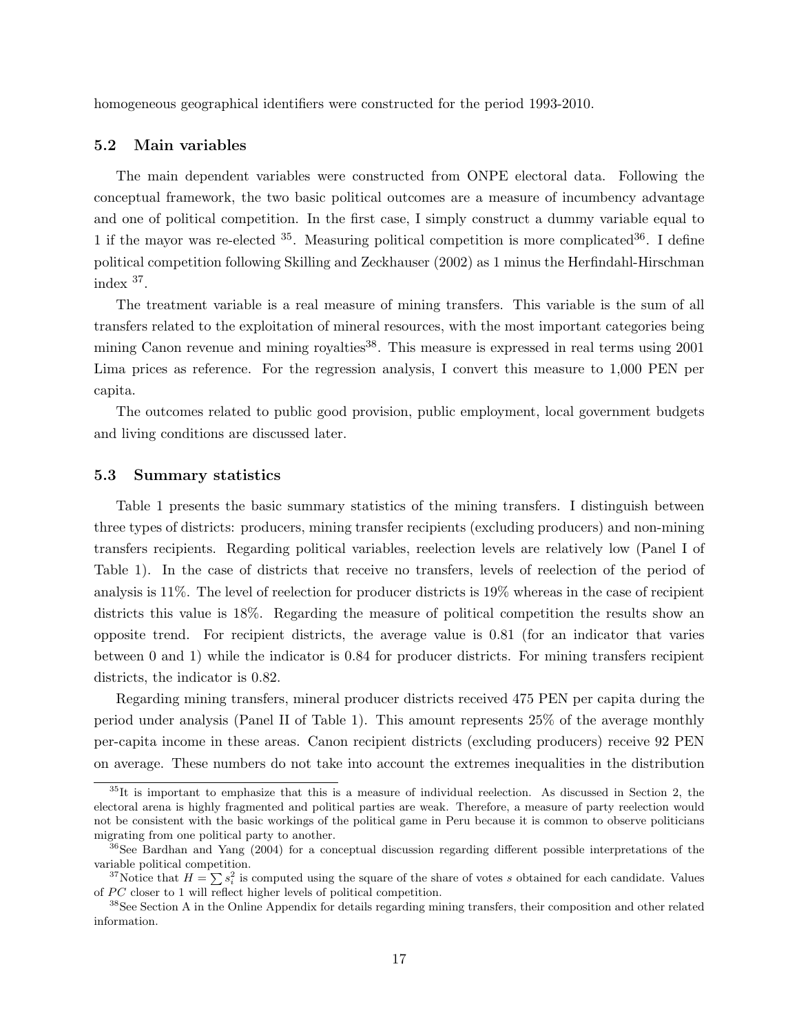homogeneous geographical identifiers were constructed for the period 1993-2010.

### 5.2 Main variables

The main dependent variables were constructed from ONPE electoral data. Following the conceptual framework, the two basic political outcomes are a measure of incumbency advantage and one of political competition. In the first case, I simply construct a dummy variable equal to 1 if the mayor was re-elected [35]. Measuring political competition is more complicated[36]. I define political competition following Skilling and Zeckhauser (2002) as 1 minus the Herfindahl-Hirschman index [37].

The treatment variable is a real measure of mining transfers. This variable is the sum of all transfers related to the exploitation of mineral resources, with the most important categories being mining Canon revenue and mining royalties[38]. This measure is expressed in real terms using 2001 Lima prices as reference. For the regression analysis, I convert this measure to 1,000 PEN per capita.

The outcomes related to public good provision, public employment, local government budgets and living conditions are discussed later.

### 5.3 Summary statistics

Table 1 presents the basic summary statistics of the mining transfers. I distinguish between three types of districts: producers, mining transfer recipients (excluding producers) and non-mining transfers recipients. Regarding political variables, reelection levels are relatively low (Panel I of Table 1). In the case of districts that receive no transfers, levels of reelection of the period of analysis is 11%. The level of reelection for producer districts is 19% whereas in the case of recipient districts this value is 18%. Regarding the measure of political competition the results show an opposite trend. For recipient districts, the average value is 0.81 (for an indicator that varies between 0 and 1) while the indicator is 0.84 for producer districts. For mining transfers recipient districts, the indicator is 0.82.

Regarding mining transfers, mineral producer districts received 475 PEN per capita during the period under analysis (Panel II of Table 1). This amount represents 25% of the average monthly per-capita income in these areas. Canon recipient districts (excluding producers) receive 92 PEN on average. These numbers do not take into account the extremes inequalities in the distribution

---

[35] It is important to emphasize that this is a measure of individual reelection. As discussed in Section 2, the electoral arena is highly fragmented and political parties are weak. Therefore, a measure of party reelection would not be consistent with the basic workings of the political game in Peru because it is common to observe politicians migrating from one political party to another.

[36] See Bardhan and Yang (2004) for a conceptual discussion regarding different possible interpretations of the variable political competition.

[37] Notice that $H = \sum s_i^2$ is computed using the square of the share of votes $s$ obtained for each candidate. Values of $PC$ closer to 1 will reflect higher levels of political competition.

[38] See Section A in the Online Appendix for details regarding mining transfers, their composition and other related information.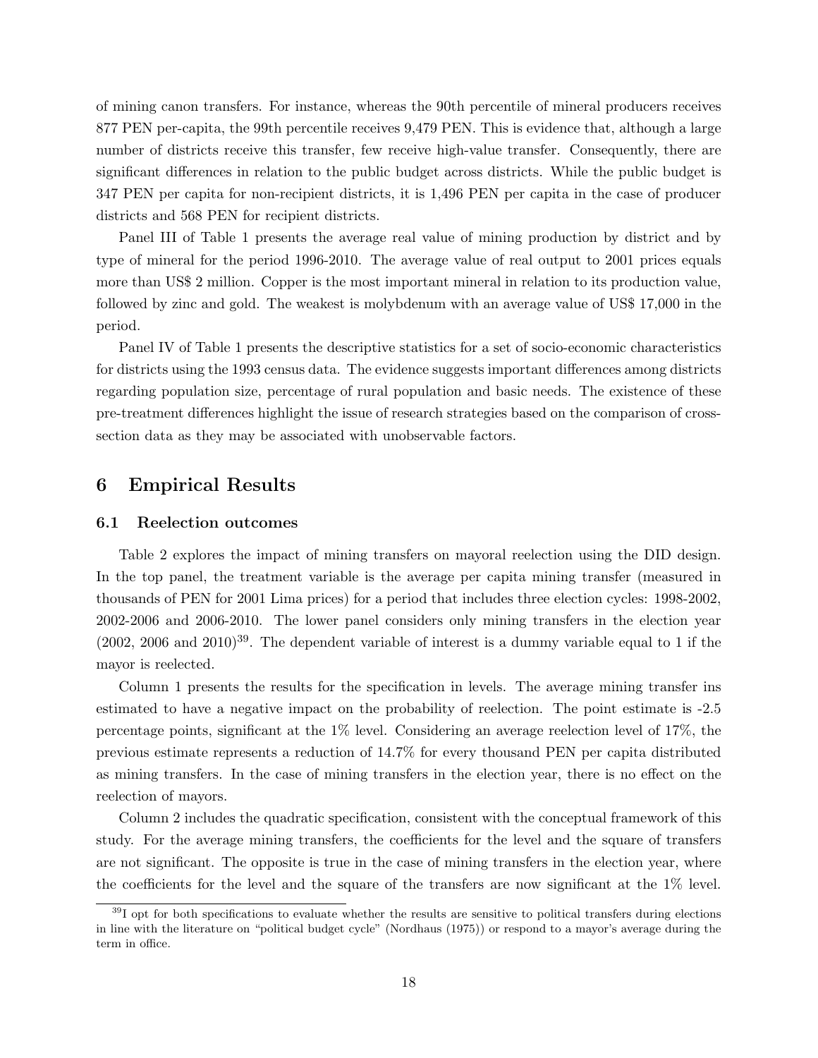of mining canon transfers. For instance, whereas the 90th percentile of mineral producers receives 877 PEN per-capita, the 99th percentile receives 9,479 PEN. This is evidence that, although a large number of districts receive this transfer, few receive high-value transfer. Consequently, there are significant differences in relation to the public budget across districts. While the public budget is 347 PEN per capita for non-recipient districts, it is 1,496 PEN per capita in the case of producer districts and 568 PEN for recipient districts.

Panel III of Table 1 presents the average real value of mining production by district and by type of mineral for the period 1996-2010. The average value of real output to 2001 prices equals more than US$ 2 million. Copper is the most important mineral in relation to its production value, followed by zinc and gold. The weakest is molybdenum with an average value of US$ 17,000 in the period.

Panel IV of Table 1 presents the descriptive statistics for a set of socio-economic characteristics for districts using the 1993 census data. The evidence suggests important differences among districts regarding population size, percentage of rural population and basic needs. The existence of these pre-treatment differences highlight the issue of research strategies based on the comparison of cross-section data as they may be associated with unobservable factors.

# 6 Empirical Results

## 6.1 Reelection outcomes

Table 2 explores the impact of mining transfers on mayoral reelection using the DID design. In the top panel, the treatment variable is the average per capita mining transfer (measured in thousands of PEN for 2001 Lima prices) for a period that includes three election cycles: 1998-2002, 2002-2006 and 2006-2010. The lower panel considers only mining transfers in the election year (2002, 2006 and 2010)[39]. The dependent variable of interest is a dummy variable equal to 1 if the mayor is reelected.

Column 1 presents the results for the specification in levels. The average mining transfer ins estimated to have a negative impact on the probability of reelection. The point estimate is -2.5 percentage points, significant at the 1% level. Considering an average reelection level of 17%, the previous estimate represents a reduction of 14.7% for every thousand PEN per capita distributed as mining transfers. In the case of mining transfers in the election year, there is no effect on the reelection of mayors.

Column 2 includes the quadratic specification, consistent with the conceptual framework of this study. For the average mining transfers, the coefficients for the level and the square of transfers are not significant. The opposite is true in the case of mining transfers in the election year, where the coefficients for the level and the square of the transfers are now significant at the 1% level.

[39] I opt for both specifications to evaluate whether the results are sensitive to political transfers during elections in line with the literature on "political budget cycle" (Nordhaus (1975)) or respond to a mayor's average during the term in office.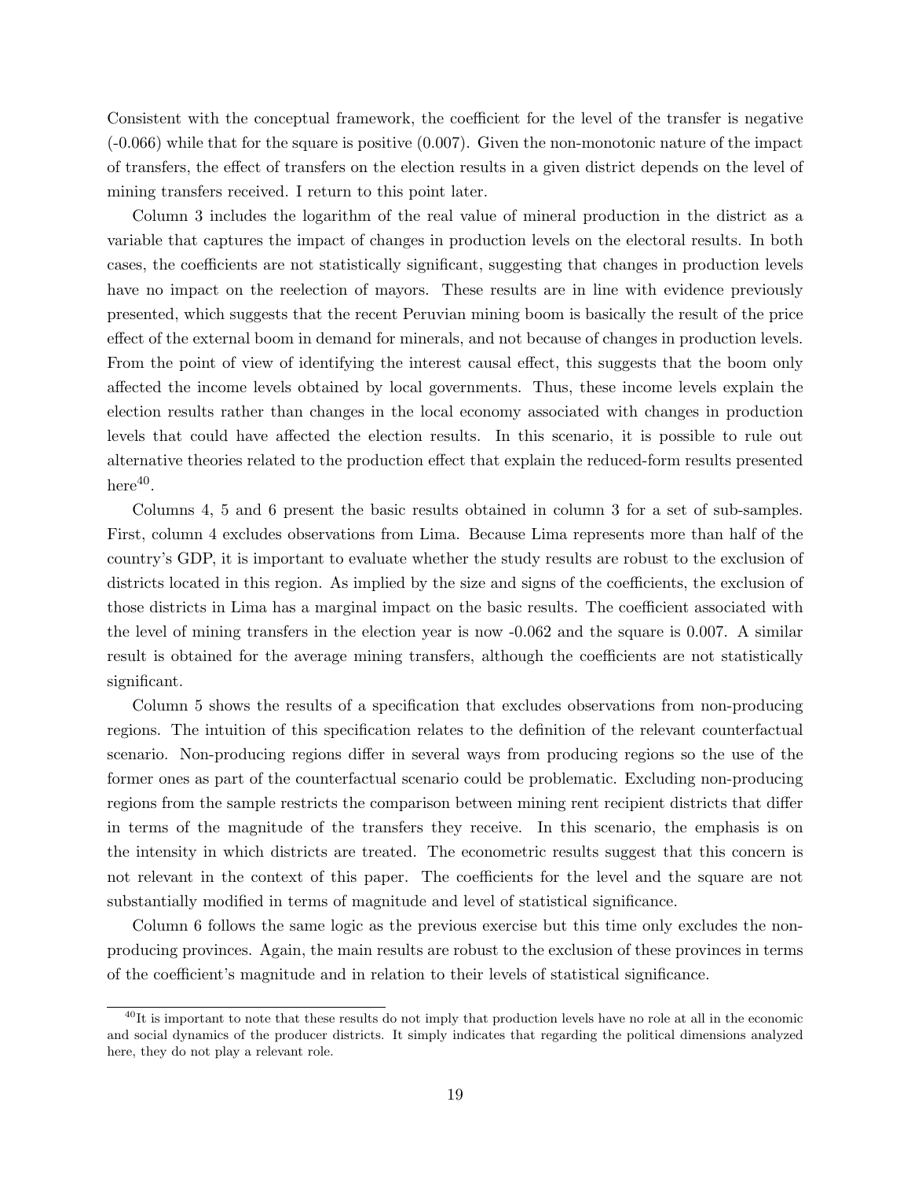Consistent with the conceptual framework, the coefficient for the level of the transfer is negative (-0.066) while that for the square is positive (0.007). Given the non-monotonic nature of the impact of transfers, the effect of transfers on the election results in a given district depends on the level of mining transfers received. I return to this point later.

Column 3 includes the logarithm of the real value of mineral production in the district as a variable that captures the impact of changes in production levels on the electoral results. In both cases, the coefficients are not statistically significant, suggesting that changes in production levels have no impact on the reelection of mayors. These results are in line with evidence previously presented, which suggests that the recent Peruvian mining boom is basically the result of the price effect of the external boom in demand for minerals, and not because of changes in production levels. From the point of view of identifying the interest causal effect, this suggests that the boom only affected the income levels obtained by local governments. Thus, these income levels explain the election results rather than changes in the local economy associated with changes in production levels that could have affected the election results. In this scenario, it is possible to rule out alternative theories related to the production effect that explain the reduced-form results presented here[40].

Columns 4, 5 and 6 present the basic results obtained in column 3 for a set of sub-samples. First, column 4 excludes observations from Lima. Because Lima represents more than half of the country's GDP, it is important to evaluate whether the study results are robust to the exclusion of districts located in this region. As implied by the size and signs of the coefficients, the exclusion of those districts in Lima has a marginal impact on the basic results. The coefficient associated with the level of mining transfers in the election year is now -0.062 and the square is 0.007. A similar result is obtained for the average mining transfers, although the coefficients are not statistically significant.

Column 5 shows the results of a specification that excludes observations from non-producing regions. The intuition of this specification relates to the definition of the relevant counterfactual scenario. Non-producing regions differ in several ways from producing regions so the use of the former ones as part of the counterfactual scenario could be problematic. Excluding non-producing regions from the sample restricts the comparison between mining rent recipient districts that differ in terms of the magnitude of the transfers they receive. In this scenario, the emphasis is on the intensity in which districts are treated. The econometric results suggest that this concern is not relevant in the context of this paper. The coefficients for the level and the square are not substantially modified in terms of magnitude and level of statistical significance.

Column 6 follows the same logic as the previous exercise but this time only excludes the non-producing provinces. Again, the main results are robust to the exclusion of these provinces in terms of the coefficient's magnitude and in relation to their levels of statistical significance.

[40]It is important to note that these results do not imply that production levels have no role at all in the economic and social dynamics of the producer districts. It simply indicates that regarding the political dimensions analyzed here, they do not play a relevant role.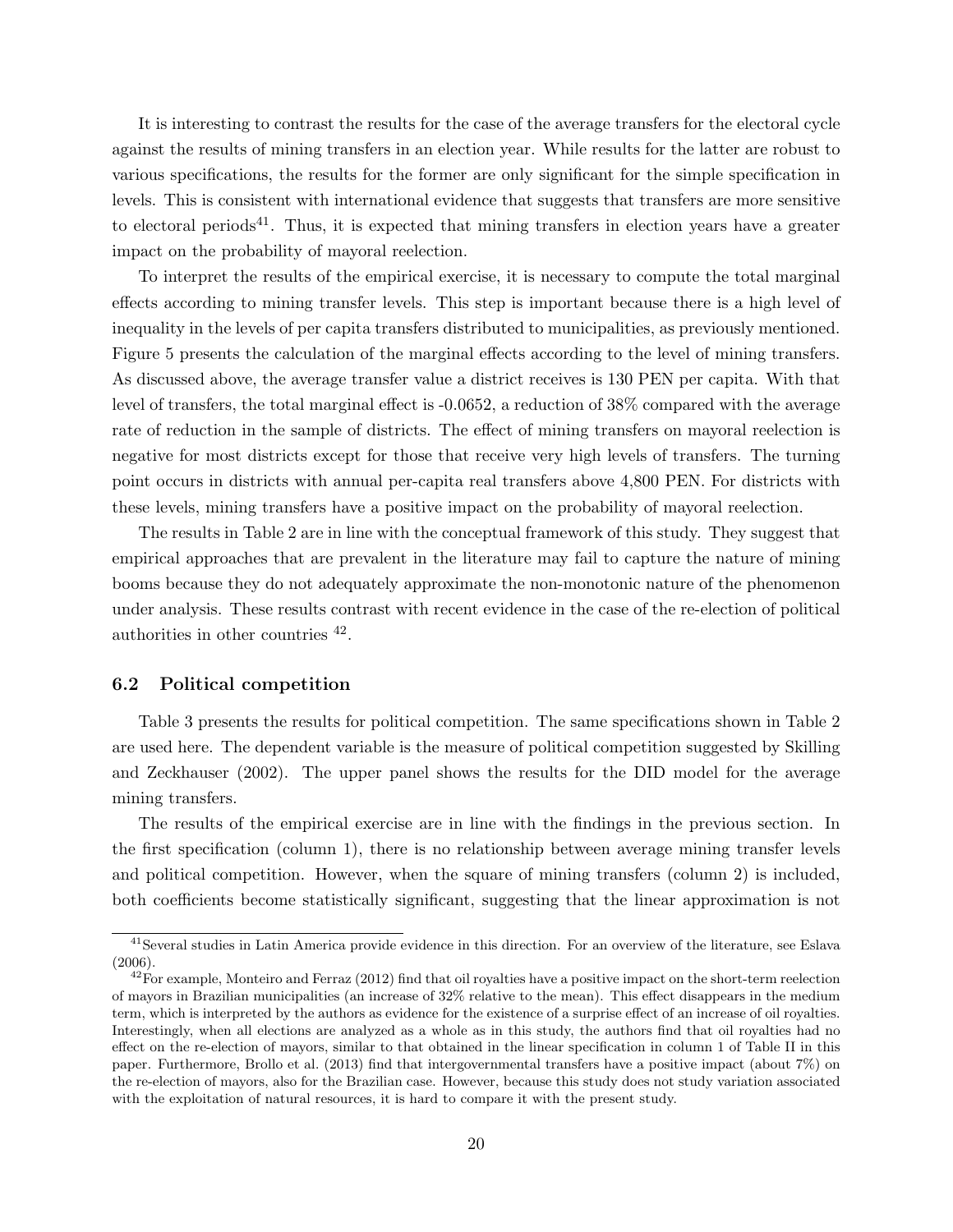It is interesting to contrast the results for the case of the average transfers for the electoral cycle against the results of mining transfers in an election year. While results for the latter are robust to various specifications, the results for the former are only significant for the simple specification in levels. This is consistent with international evidence that suggests that transfers are more sensitive to electoral periods[41]. Thus, it is expected that mining transfers in election years have a greater impact on the probability of mayoral reelection.

To interpret the results of the empirical exercise, it is necessary to compute the total marginal effects according to mining transfer levels. This step is important because there is a high level of inequality in the levels of per capita transfers distributed to municipalities, as previously mentioned. Figure 5 presents the calculation of the marginal effects according to the level of mining transfers. As discussed above, the average transfer value a district receives is 130 PEN per capita. With that level of transfers, the total marginal effect is -0.0652, a reduction of 38% compared with the average rate of reduction in the sample of districts. The effect of mining transfers on mayoral reelection is negative for most districts except for those that receive very high levels of transfers. The turning point occurs in districts with annual per-capita real transfers above 4,800 PEN. For districts with these levels, mining transfers have a positive impact on the probability of mayoral reelection.

The results in Table 2 are in line with the conceptual framework of this study. They suggest that empirical approaches that are prevalent in the literature may fail to capture the nature of mining booms because they do not adequately approximate the non-monotonic nature of the phenomenon under analysis. These results contrast with recent evidence in the case of the re-election of political authorities in other countries [42].

### 6.2 Political competition

Table 3 presents the results for political competition. The same specifications shown in Table 2 are used here. The dependent variable is the measure of political competition suggested by Skilling and Zeckhauser (2002). The upper panel shows the results for the DID model for the average mining transfers.

The results of the empirical exercise are in line with the findings in the previous section. In the first specification (column 1), there is no relationship between average mining transfer levels and political competition. However, when the square of mining transfers (column 2) is included, both coefficients become statistically significant, suggesting that the linear approximation is not

---

[41] Several studies in Latin America provide evidence in this direction. For an overview of the literature, see Eslava (2006).

[42] For example, Monteiro and Ferraz (2012) find that oil royalties have a positive impact on the short-term reelection of mayors in Brazilian municipalities (an increase of 32% relative to the mean). This effect disappears in the medium term, which is interpreted by the authors as evidence for the existence of a surprise effect of an increase of oil royalties. Interestingly, when all elections are analyzed as a whole as in this study, the authors find that oil royalties had no effect on the re-election of mayors, similar to that obtained in the linear specification in column 1 of Table II in this paper. Furthermore, Brollo et al. (2013) find that intergovernmental transfers have a positive impact (about 7%) on the re-election of mayors, also for the Brazilian case. However, because this study does not study variation associated with the exploitation of natural resources, it is hard to compare it with the present study.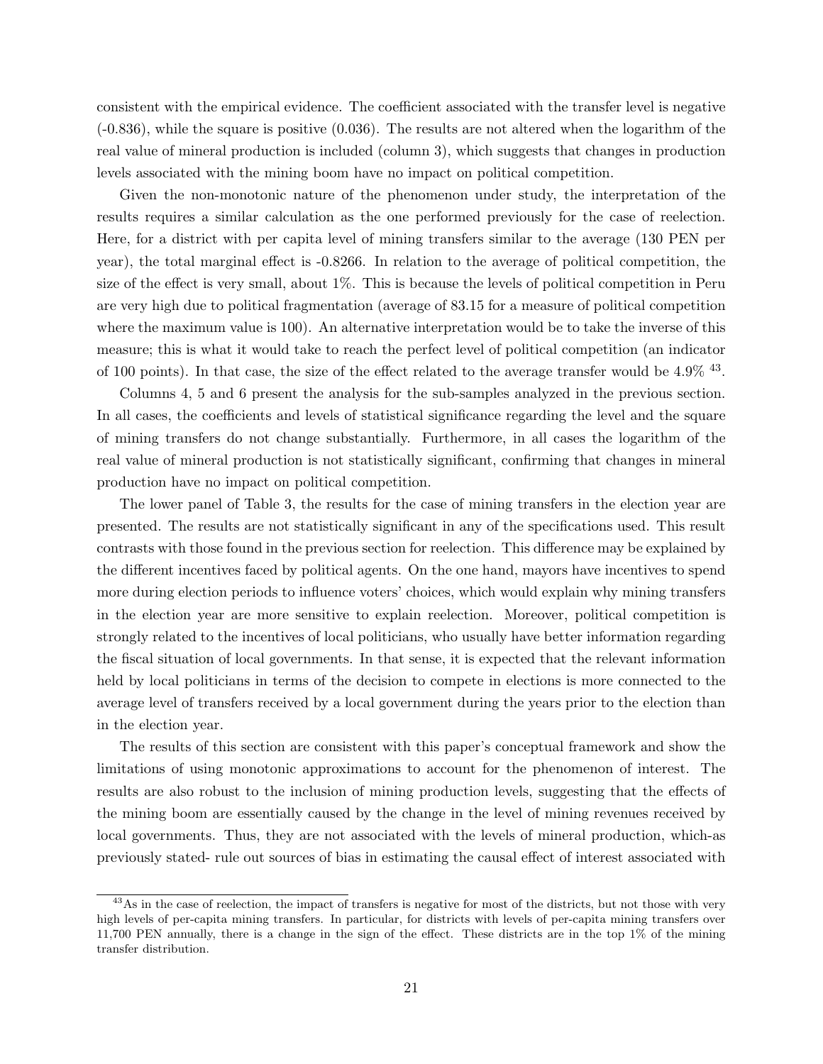consistent with the empirical evidence. The coefficient associated with the transfer level is negative (-0.836), while the square is positive (0.036). The results are not altered when the logarithm of the real value of mineral production is included (column 3), which suggests that changes in production levels associated with the mining boom have no impact on political competition.

Given the non-monotonic nature of the phenomenon under study, the interpretation of the results requires a similar calculation as the one performed previously for the case of reelection. Here, for a district with per capita level of mining transfers similar to the average (130 PEN per year), the total marginal effect is -0.8266. In relation to the average of political competition, the size of the effect is very small, about 1%. This is because the levels of political competition in Peru are very high due to political fragmentation (average of 83.15 for a measure of political competition where the maximum value is 100). An alternative interpretation would be to take the inverse of this measure; this is what it would take to reach the perfect level of political competition (an indicator of 100 points). In that case, the size of the effect related to the average transfer would be 4.9% [43].

Columns 4, 5 and 6 present the analysis for the sub-samples analyzed in the previous section. In all cases, the coefficients and levels of statistical significance regarding the level and the square of mining transfers do not change substantially. Furthermore, in all cases the logarithm of the real value of mineral production is not statistically significant, confirming that changes in mineral production have no impact on political competition.

The lower panel of Table 3, the results for the case of mining transfers in the election year are presented. The results are not statistically significant in any of the specifications used. This result contrasts with those found in the previous section for reelection. This difference may be explained by the different incentives faced by political agents. On the one hand, mayors have incentives to spend more during election periods to influence voters' choices, which would explain why mining transfers in the election year are more sensitive to explain reelection. Moreover, political competition is strongly related to the incentives of local politicians, who usually have better information regarding the fiscal situation of local governments. In that sense, it is expected that the relevant information held by local politicians in terms of the decision to compete in elections is more connected to the average level of transfers received by a local government during the years prior to the election than in the election year.

The results of this section are consistent with this paper's conceptual framework and show the limitations of using monotonic approximations to account for the phenomenon of interest. The results are also robust to the inclusion of mining production levels, suggesting that the effects of the mining boom are essentially caused by the change in the level of mining revenues received by local governments. Thus, they are not associated with the levels of mineral production, which-as previously stated- rule out sources of bias in estimating the causal effect of interest associated with

[43] As in the case of reelection, the impact of transfers is negative for most of the districts, but not those with very high levels of per-capita mining transfers. In particular, for districts with levels of per-capita mining transfers over 11,700 PEN annually, there is a change in the sign of the effect. These districts are in the top 1% of the mining transfer distribution.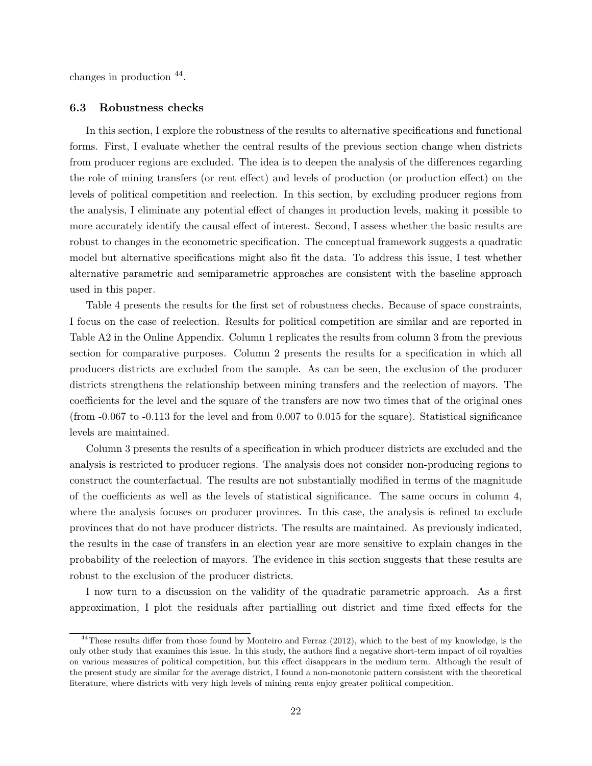changes in production [44].

### 6.3 Robustness checks

In this section, I explore the robustness of the results to alternative specifications and functional forms. First, I evaluate whether the central results of the previous section change when districts from producer regions are excluded. The idea is to deepen the analysis of the differences regarding the role of mining transfers (or rent effect) and levels of production (or production effect) on the levels of political competition and reelection. In this section, by excluding producer regions from the analysis, I eliminate any potential effect of changes in production levels, making it possible to more accurately identify the causal effect of interest. Second, I assess whether the basic results are robust to changes in the econometric specification. The conceptual framework suggests a quadratic model but alternative specifications might also fit the data. To address this issue, I test whether alternative parametric and semiparametric approaches are consistent with the baseline approach used in this paper.

Table 4 presents the results for the first set of robustness checks. Because of space constraints, I focus on the case of reelection. Results for political competition are similar and are reported in Table A2 in the Online Appendix. Column 1 replicates the results from column 3 from the previous section for comparative purposes. Column 2 presents the results for a specification in which all producers districts are excluded from the sample. As can be seen, the exclusion of the producer districts strengthens the relationship between mining transfers and the reelection of mayors. The coefficients for the level and the square of the transfers are now two times that of the original ones (from -0.067 to -0.113 for the level and from 0.007 to 0.015 for the square). Statistical significance levels are maintained.

Column 3 presents the results of a specification in which producer districts are excluded and the analysis is restricted to producer regions. The analysis does not consider non-producing regions to construct the counterfactual. The results are not substantially modified in terms of the magnitude of the coefficients as well as the levels of statistical significance. The same occurs in column 4, where the analysis focuses on producer provinces. In this case, the analysis is refined to exclude provinces that do not have producer districts. The results are maintained. As previously indicated, the results in the case of transfers in an election year are more sensitive to explain changes in the probability of the reelection of mayors. The evidence in this section suggests that these results are robust to the exclusion of the producer districts.

I now turn to a discussion on the validity of the quadratic parametric approach. As a first approximation, I plot the residuals after partialling out district and time fixed effects for the

[44] These results differ from those found by Monteiro and Ferraz (2012), which to the best of my knowledge, is the only other study that examines this issue. In this study, the authors find a negative short-term impact of oil royalties on various measures of political competition, but this effect disappears in the medium term. Although the result of the present study are similar for the average district, I found a non-monotonic pattern consistent with the theoretical literature, where districts with very high levels of mining rents enjoy greater political competition.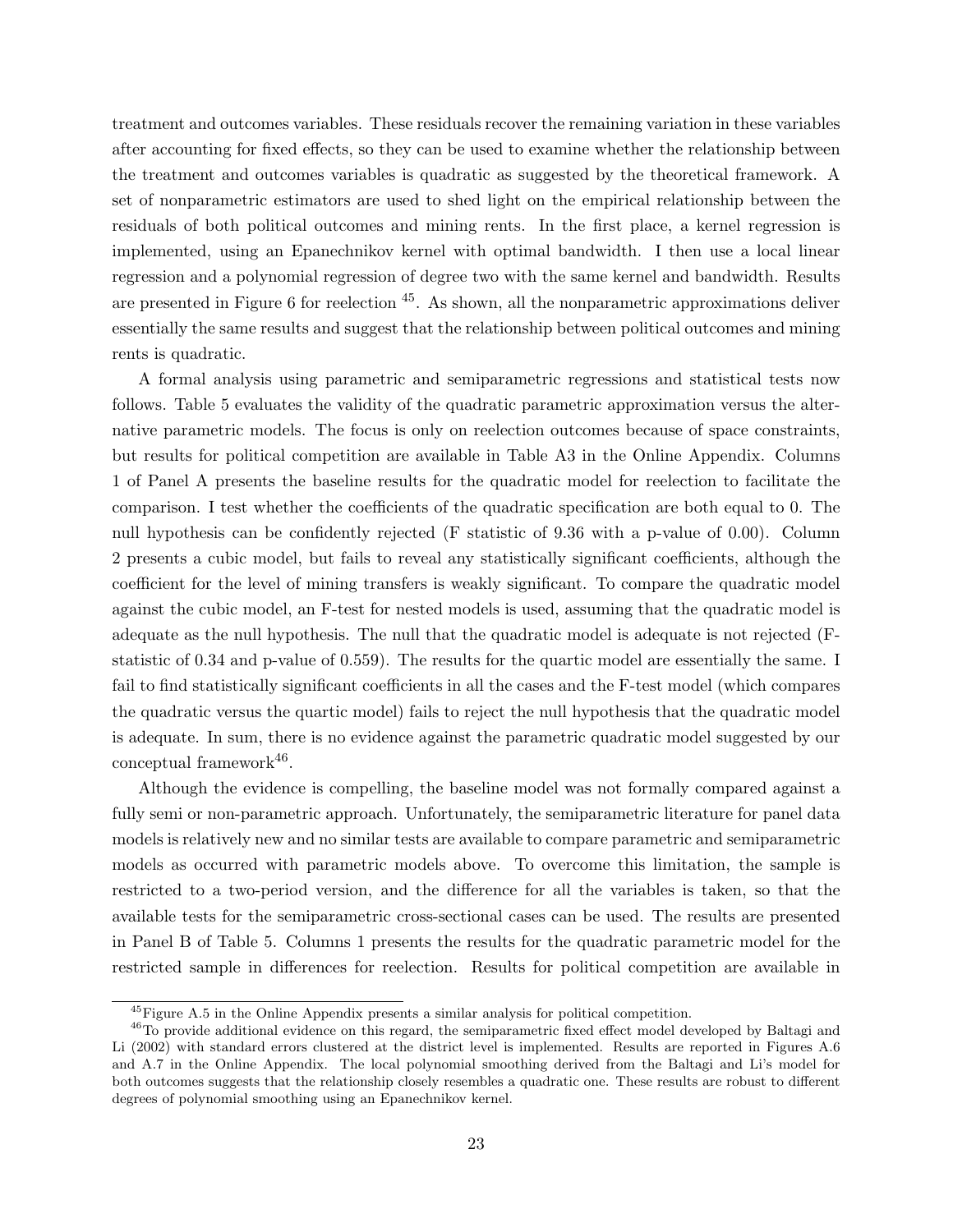treatment and outcomes variables. These residuals recover the remaining variation in these variables after accounting for fixed effects, so they can be used to examine whether the relationship between the treatment and outcomes variables is quadratic as suggested by the theoretical framework. A set of nonparametric estimators are used to shed light on the empirical relationship between the residuals of both political outcomes and mining rents. In the first place, a kernel regression is implemented, using an Epanechnikov kernel with optimal bandwidth. I then use a local linear regression and a polynomial regression of degree two with the same kernel and bandwidth. Results are presented in Figure 6 for reelection [45]. As shown, all the nonparametric approximations deliver essentially the same results and suggest that the relationship between political outcomes and mining rents is quadratic.

A formal analysis using parametric and semiparametric regressions and statistical tests now follows. Table 5 evaluates the validity of the quadratic parametric approximation versus the alternative parametric models. The focus is only on reelection outcomes because of space constraints, but results for political competition are available in Table A3 in the Online Appendix. Columns 1 of Panel A presents the baseline results for the quadratic model for reelection to facilitate the comparison. I test whether the coefficients of the quadratic specification are both equal to 0. The null hypothesis can be confidently rejected (F statistic of 9.36 with a p-value of 0.00). Column 2 presents a cubic model, but fails to reveal any statistically significant coefficients, although the coefficient for the level of mining transfers is weakly significant. To compare the quadratic model against the cubic model, an F-test for nested models is used, assuming that the quadratic model is adequate as the null hypothesis. The null that the quadratic model is adequate is not rejected (F-statistic of 0.34 and p-value of 0.559). The results for the quartic model are essentially the same. I fail to find statistically significant coefficients in all the cases and the F-test model (which compares the quadratic versus the quartic model) fails to reject the null hypothesis that the quadratic model is adequate. In sum, there is no evidence against the parametric quadratic model suggested by our conceptual framework[46].

Although the evidence is compelling, the baseline model was not formally compared against a fully semi or non-parametric approach. Unfortunately, the semiparametric literature for panel data models is relatively new and no similar tests are available to compare parametric and semiparametric models as occurred with parametric models above. To overcome this limitation, the sample is restricted to a two-period version, and the difference for all the variables is taken, so that the available tests for the semiparametric cross-sectional cases can be used. The results are presented in Panel B of Table 5. Columns 1 presents the results for the quadratic parametric model for the restricted sample in differences for reelection. Results for political competition are available in

[45] Figure A.5 in the Online Appendix presents a similar analysis for political competition.

[46] To provide additional evidence on this regard, the semiparametric fixed effect model developed by Baltagi and Li (2002) with standard errors clustered at the district level is implemented. Results are reported in Figures A.6 and A.7 in the Online Appendix. The local polynomial smoothing derived from the Baltagi and Li's model for both outcomes suggests that the relationship closely resembles a quadratic one. These results are robust to different degrees of polynomial smoothing using an Epanechnikov kernel.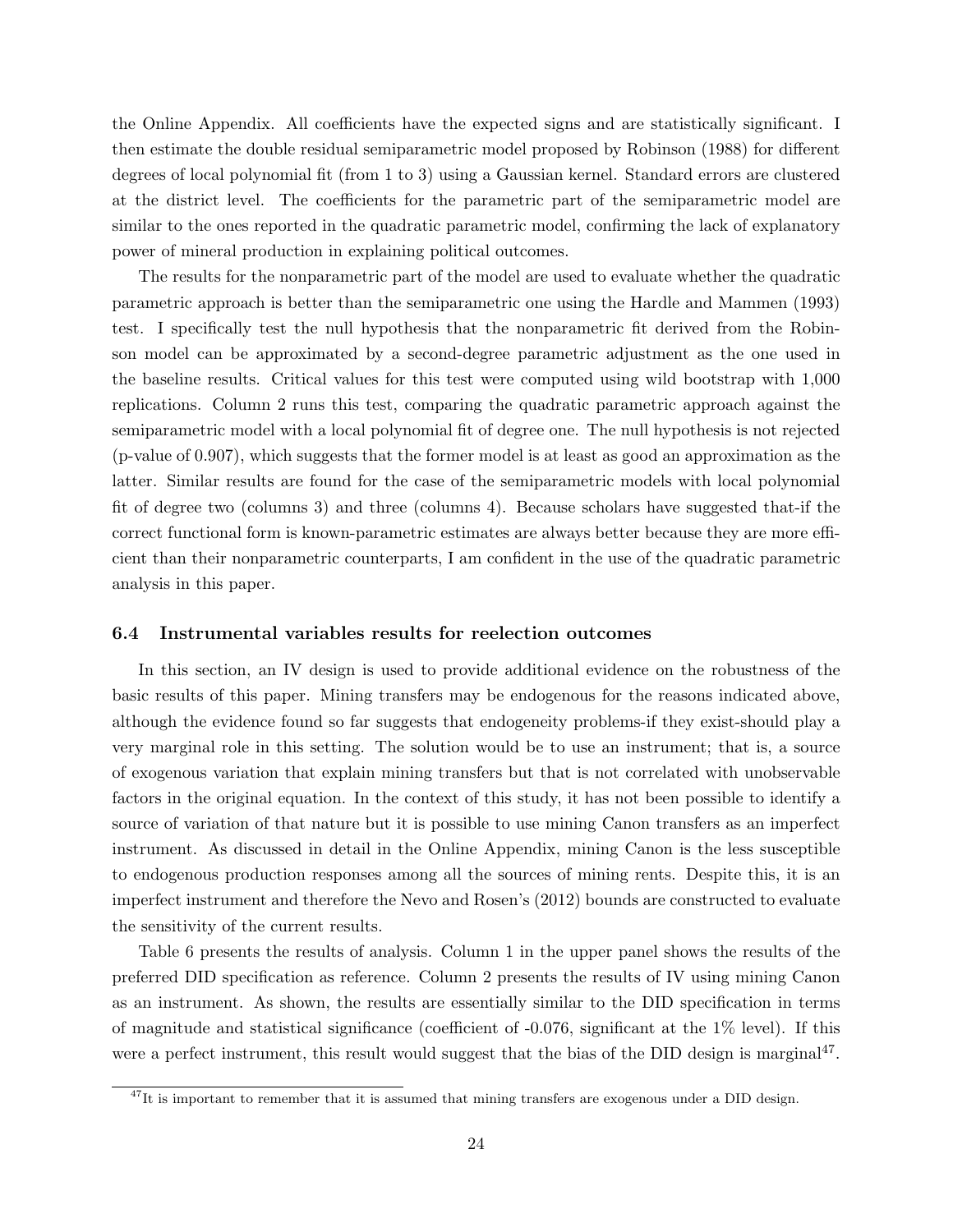the Online Appendix. All coefficients have the expected signs and are statistically significant. I then estimate the double residual semiparametric model proposed by Robinson (1988) for different degrees of local polynomial fit (from 1 to 3) using a Gaussian kernel. Standard errors are clustered at the district level. The coefficients for the parametric part of the semiparametric model are similar to the ones reported in the quadratic parametric model, confirming the lack of explanatory power of mineral production in explaining political outcomes.

The results for the nonparametric part of the model are used to evaluate whether the quadratic parametric approach is better than the semiparametric one using the Hardle and Mammen (1993) test. I specifically test the null hypothesis that the nonparametric fit derived from the Robinson model can be approximated by a second-degree parametric adjustment as the one used in the baseline results. Critical values for this test were computed using wild bootstrap with 1,000 replications. Column 2 runs this test, comparing the quadratic parametric approach against the semiparametric model with a local polynomial fit of degree one. The null hypothesis is not rejected (p-value of 0.907), which suggests that the former model is at least as good an approximation as the latter. Similar results are found for the case of the semiparametric models with local polynomial fit of degree two (columns 3) and three (columns 4). Because scholars have suggested that-if the correct functional form is known-parametric estimates are always better because they are more efficient than their nonparametric counterparts, I am confident in the use of the quadratic parametric analysis in this paper.

### 6.4 Instrumental variables results for reelection outcomes

In this section, an IV design is used to provide additional evidence on the robustness of the basic results of this paper. Mining transfers may be endogenous for the reasons indicated above, although the evidence found so far suggests that endogeneity problems-if they exist-should play a very marginal role in this setting. The solution would be to use an instrument; that is, a source of exogenous variation that explain mining transfers but that is not correlated with unobservable factors in the original equation. In the context of this study, it has not been possible to identify a source of variation of that nature but it is possible to use mining Canon transfers as an imperfect instrument. As discussed in detail in the Online Appendix, mining Canon is the less susceptible to endogenous production responses among all the sources of mining rents. Despite this, it is an imperfect instrument and therefore the Nevo and Rosen's (2012) bounds are constructed to evaluate the sensitivity of the current results.

Table 6 presents the results of analysis. Column 1 in the upper panel shows the results of the preferred DID specification as reference. Column 2 presents the results of IV using mining Canon as an instrument. As shown, the results are essentially similar to the DID specification in terms of magnitude and statistical significance (coefficient of -0.076, significant at the 1% level). If this were a perfect instrument, this result would suggest that the bias of the DID design is marginal[47].

[47] It is important to remember that it is assumed that mining transfers are exogenous under a DID design.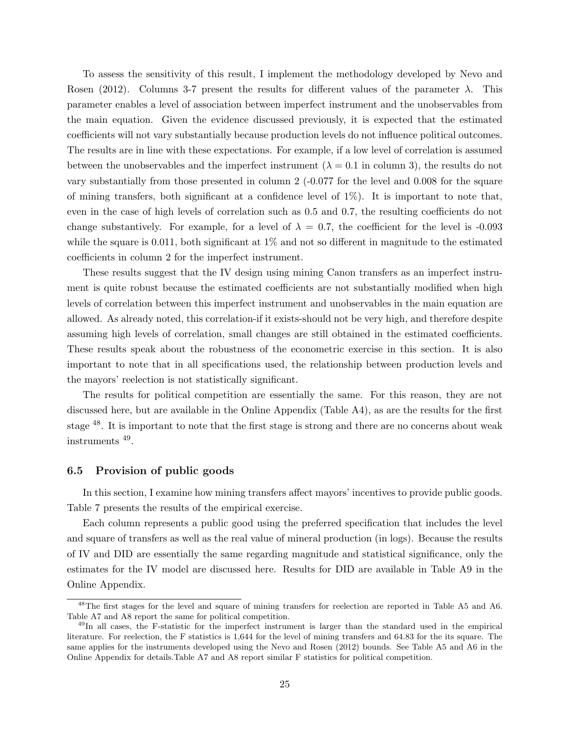To assess the sensitivity of this result, I implement the methodology developed by Nevo and Rosen (2012). Columns 3-7 present the results for different values of the parameter $\lambda$. This parameter enables a level of association between imperfect instrument and the unobservables from the main equation. Given the evidence discussed previously, it is expected that the estimated coefficients will not vary substantially because production levels do not influence political outcomes. The results are in line with these expectations. For example, if a low level of correlation is assumed between the unobservables and the imperfect instrument ($\lambda = 0.1$ in column 3), the results do not vary substantially from those presented in column 2 (-0.077 for the level and 0.008 for the square of mining transfers, both significant at a confidence level of 1%). It is important to note that, even in the case of high levels of correlation such as 0.5 and 0.7, the resulting coefficients do not change substantively. For example, for a level of $\lambda = 0.7$, the coefficient for the level is -0.093 while the square is 0.011, both significant at 1% and not so different in magnitude to the estimated coefficients in column 2 for the imperfect instrument.

These results suggest that the IV design using mining Canon transfers as an imperfect instrument is quite robust because the estimated coefficients are not substantially modified when high levels of correlation between this imperfect instrument and unobservables in the main equation are allowed. As already noted, this correlation-if it exists-should not be very high, and therefore despite assuming high levels of correlation, small changes are still obtained in the estimated coefficients. These results speak about the robustness of the econometric exercise in this section. It is also important to note that in all specifications used, the relationship between production levels and the mayors' reelection is not statistically significant.

The results for political competition are essentially the same. For this reason, they are not discussed here, but are available in the Online Appendix (Table A4), as are the results for the first stage [48]. It is important to note that the first stage is strong and there are no concerns about weak instruments [49].

### 6.5 Provision of public goods

In this section, I examine how mining transfers affect mayors' incentives to provide public goods. Table 7 presents the results of the empirical exercise.

Each column represents a public good using the preferred specification that includes the level and square of transfers as well as the real value of mineral production (in logs). Because the results of IV and DID are essentially the same regarding magnitude and statistical significance, only the estimates for the IV model are discussed here. Results for DID are available in Table A9 in the Online Appendix.

---

[48] The first stages for the level and square of mining transfers for reelection are reported in Table A5 and A6. Table A7 and A8 report the same for political competition.

[49] In all cases, the F-statistic for the imperfect instrument is larger than the standard used in the empirical literature. For reelection, the F statistics is 1,644 for the level of mining transfers and 64.83 for the its square. The same applies for the instruments developed using the Nevo and Rosen (2012) bounds. See Table A5 and A6 in the Online Appendix for details.Table A7 and A8 report similar F statistics for political competition.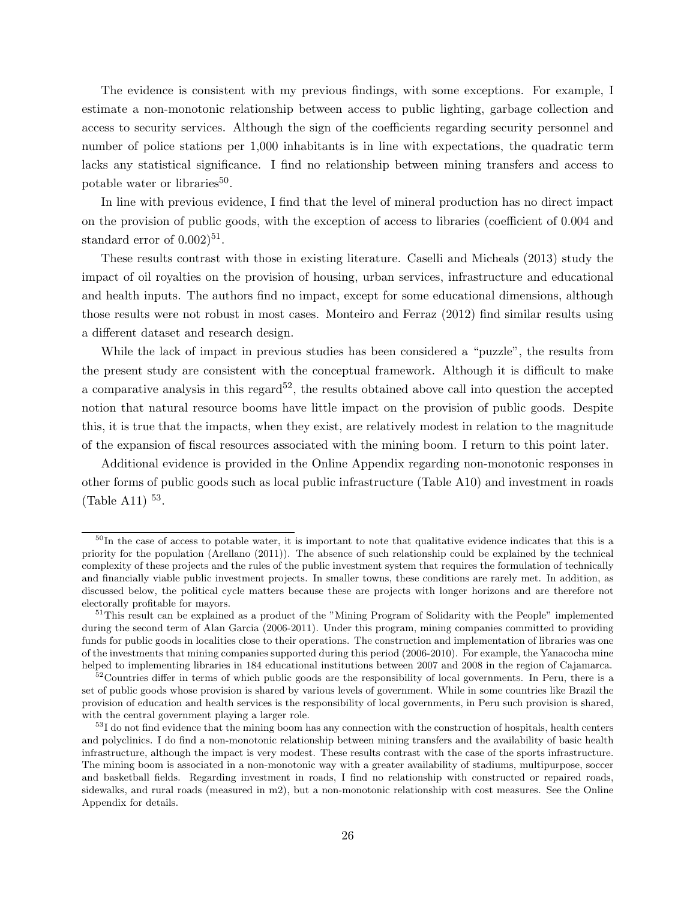The evidence is consistent with my previous findings, with some exceptions. For example, I estimate a non-monotonic relationship between access to public lighting, garbage collection and access to security services. Although the sign of the coefficients regarding security personnel and number of police stations per 1,000 inhabitants is in line with expectations, the quadratic term lacks any statistical significance. I find no relationship between mining transfers and access to potable water or libraries[50].

In line with previous evidence, I find that the level of mineral production has no direct impact on the provision of public goods, with the exception of access to libraries (coefficient of 0.004 and standard error of 0.002)[51].

These results contrast with those in existing literature. Caselli and Micheals (2013) study the impact of oil royalties on the provision of housing, urban services, infrastructure and educational and health inputs. The authors find no impact, except for some educational dimensions, although those results were not robust in most cases. Monteiro and Ferraz (2012) find similar results using a different dataset and research design.

While the lack of impact in previous studies has been considered a "puzzle", the results from the present study are consistent with the conceptual framework. Although it is difficult to make a comparative analysis in this regard[52], the results obtained above call into question the accepted notion that natural resource booms have little impact on the provision of public goods. Despite this, it is true that the impacts, when they exist, are relatively modest in relation to the magnitude of the expansion of fiscal resources associated with the mining boom. I return to this point later.

Additional evidence is provided in the Online Appendix regarding non-monotonic responses in other forms of public goods such as local public infrastructure (Table A10) and investment in roads (Table A11) [53].

---

[50]In the case of access to potable water, it is important to note that qualitative evidence indicates that this is a priority for the population (Arellano (2011)). The absence of such relationship could be explained by the technical complexity of these projects and the rules of the public investment system that requires the formulation of technically and financially viable public investment projects. In smaller towns, these conditions are rarely met. In addition, as discussed below, the political cycle matters because these are projects with longer horizons and are therefore not electorally profitable for mayors.

[51]This result can be explained as a product of the "Mining Program of Solidarity with the People" implemented during the second term of Alan Garcia (2006-2011). Under this program, mining companies committed to providing funds for public goods in localities close to their operations. The construction and implementation of libraries was one of the investments that mining companies supported during this period (2006-2010). For example, the Yanacocha mine helped to implementing libraries in 184 educational institutions between 2007 and 2008 in the region of Cajamarca.

[52]Countries differ in terms of which public goods are the responsibility of local governments. In Peru, there is a set of public goods whose provision is shared by various levels of government. While in some countries like Brazil the provision of education and health services is the responsibility of local governments, in Peru such provision is shared, with the central government playing a larger role.

[53]I do not find evidence that the mining boom has any connection with the construction of hospitals, health centers and polyclinics. I do find a non-monotonic relationship between mining transfers and the availability of basic health infrastructure, although the impact is very modest. These results contrast with the case of the sports infrastructure. The mining boom is associated in a non-monotonic way with a greater availability of stadiums, multipurpose, soccer and basketball fields. Regarding investment in roads, I find no relationship with constructed or repaired roads, sidewalks, and rural roads (measured in m2), but a non-monotonic relationship with cost measures. See the Online Appendix for details.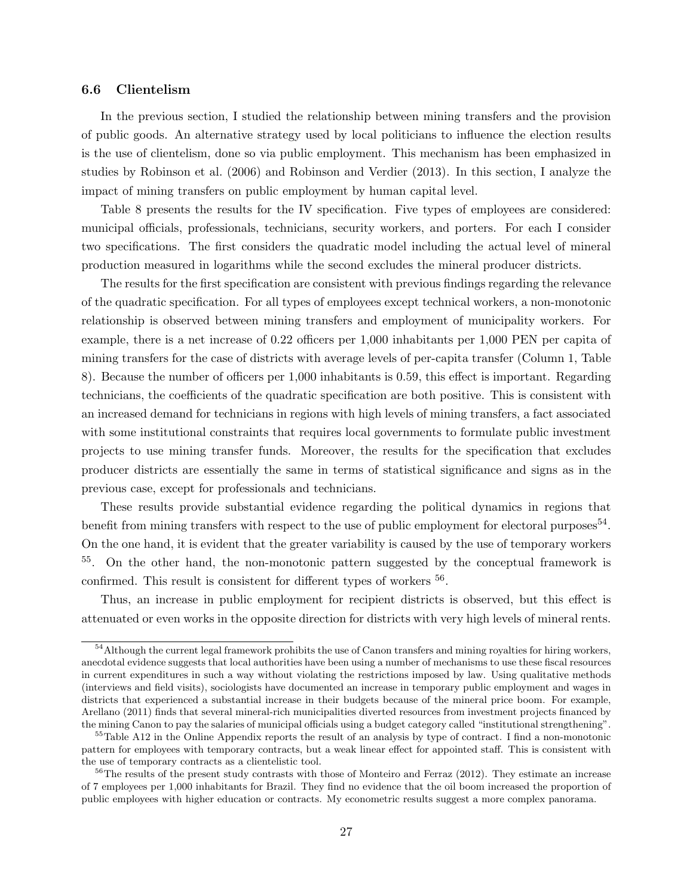### 6.6 Clientelism

In the previous section, I studied the relationship between mining transfers and the provision of public goods. An alternative strategy used by local politicians to influence the election results is the use of clientelism, done so via public employment. This mechanism has been emphasized in studies by Robinson et al. (2006) and Robinson and Verdier (2013). In this section, I analyze the impact of mining transfers on public employment by human capital level.

Table 8 presents the results for the IV specification. Five types of employees are considered: municipal officials, professionals, technicians, security workers, and porters. For each I consider two specifications. The first considers the quadratic model including the actual level of mineral production measured in logarithms while the second excludes the mineral producer districts.

The results for the first specification are consistent with previous findings regarding the relevance of the quadratic specification. For all types of employees except technical workers, a non-monotonic relationship is observed between mining transfers and employment of municipality workers. For example, there is a net increase of 0.22 officers per 1,000 inhabitants per 1,000 PEN per capita of mining transfers for the case of districts with average levels of per-capita transfer (Column 1, Table 8). Because the number of officers per 1,000 inhabitants is 0.59, this effect is important. Regarding technicians, the coefficients of the quadratic specification are both positive. This is consistent with an increased demand for technicians in regions with high levels of mining transfers, a fact associated with some institutional constraints that requires local governments to formulate public investment projects to use mining transfer funds. Moreover, the results for the specification that excludes producer districts are essentially the same in terms of statistical significance and signs as in the previous case, except for professionals and technicians.

These results provide substantial evidence regarding the political dynamics in regions that benefit from mining transfers with respect to the use of public employment for electoral purposes[54]. On the one hand, it is evident that the greater variability is caused by the use of temporary workers [55]. On the other hand, the non-monotonic pattern suggested by the conceptual framework is confirmed. This result is consistent for different types of workers [56].

Thus, an increase in public employment for recipient districts is observed, but this effect is attenuated or even works in the opposite direction for districts with very high levels of mineral rents.

[54] Although the current legal framework prohibits the use of Canon transfers and mining royalties for hiring workers, anecdotal evidence suggests that local authorities have been using a number of mechanisms to use these fiscal resources in current expenditures in such a way without violating the restrictions imposed by law. Using qualitative methods (interviews and field visits), sociologists have documented an increase in temporary public employment and wages in districts that experienced a substantial increase in their budgets because of the mineral price boom. For example, Arellano (2011) finds that several mineral-rich municipalities diverted resources from investment projects financed by the mining Canon to pay the salaries of municipal officials using a budget category called "institutional strenghtening".

[55] Table A12 in the Online Appendix reports the result of an analysis by type of contract. I find a non-monotonic pattern for employees with temporary contracts, but a weak linear effect for appointed staff. This is consistent with the use of temporary contracts as a clientelistic tool.

[56] The results of the present study contrasts with those of Monteiro and Ferraz (2012). They estimate an increase of 7 employees per 1,000 inhabitants for Brazil. They find no evidence that the oil boom increased the proportion of public employees with higher education or contracts. My econometric results suggest a more complex panorama.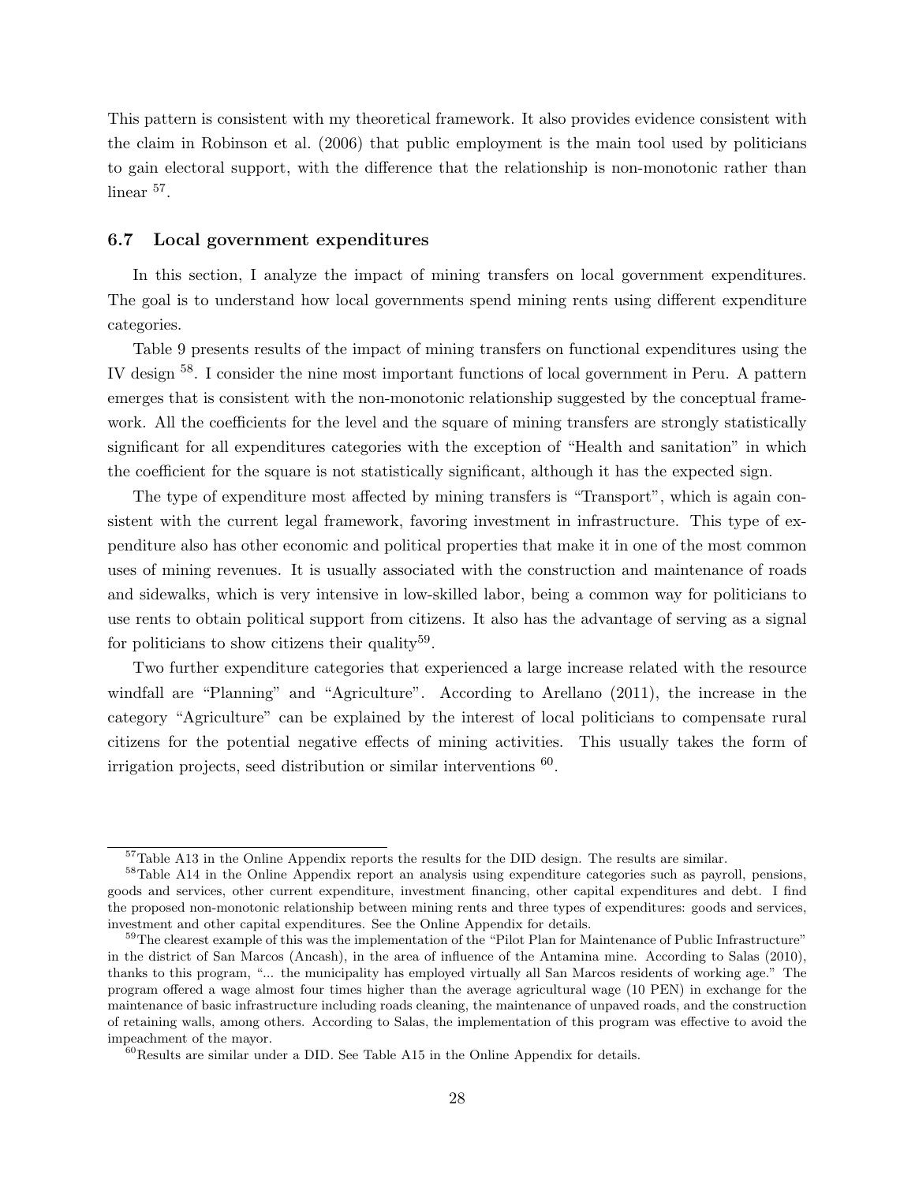This pattern is consistent with my theoretical framework. It also provides evidence consistent with the claim in Robinson et al. (2006) that public employment is the main tool used by politicians to gain electoral support, with the difference that the relationship is non-monotonic rather than linear [57].

### 6.7 Local government expenditures

In this section, I analyze the impact of mining transfers on local government expenditures. The goal is to understand how local governments spend mining rents using different expenditure categories.

Table 9 presents results of the impact of mining transfers on functional expenditures using the IV design [58]. I consider the nine most important functions of local government in Peru. A pattern emerges that is consistent with the non-monotonic relationship suggested by the conceptual framework. All the coefficients for the level and the square of mining transfers are strongly statistically significant for all expenditures categories with the exception of "Health and sanitation" in which the coefficient for the square is not statistically significant, although it has the expected sign.

The type of expenditure most affected by mining transfers is "Transport", which is again consistent with the current legal framework, favoring investment in infrastructure. This type of expenditure also has other economic and political properties that make it in one of the most common uses of mining revenues. It is usually associated with the construction and maintenance of roads and sidewalks, which is very intensive in low-skilled labor, being a common way for politicians to use rents to obtain political support from citizens. It also has the advantage of serving as a signal for politicians to show citizens their quality[59].

Two further expenditure categories that experienced a large increase related with the resource windfall are "Planning" and "Agriculture". According to Arellano (2011), the increase in the category "Agriculture" can be explained by the interest of local politicians to compensate rural citizens for the potential negative effects of mining activities. This usually takes the form of irrigation projects, seed distribution or similar interventions [60].

---

[57] Table A13 in the Online Appendix reports the results for the DID design. The results are similar.

[58] Table A14 in the Online Appendix report an analysis using expenditure categories such as payroll, pensions, goods and services, other current expenditure, investment financing, other capital expenditures and debt. I find the proposed non-monotonic relationship between mining rents and three types of expenditures: goods and services, investment and other capital expenditures. See the Online Appendix for details.

[59] The clearest example of this was the implementation of the "Pilot Plan for Maintenance of Public Infrastructure" in the district of San Marcos (Ancash), in the area of influence of the Antamina mine. According to Salas (2010), thanks to this program, "... the municipality has employed virtually all San Marcos residents of working age." The program offered a wage almost four times higher than the average agricultural wage (10 PEN) in exchange for the maintenance of basic infrastructure including roads cleaning, the maintenance of unpaved roads, and the construction of retaining walls, among others. According to Salas, the implementation of this program was effective to avoid the impeachment of the mayor.

[60] Results are similar under a DID. See Table A15 in the Online Appendix for details.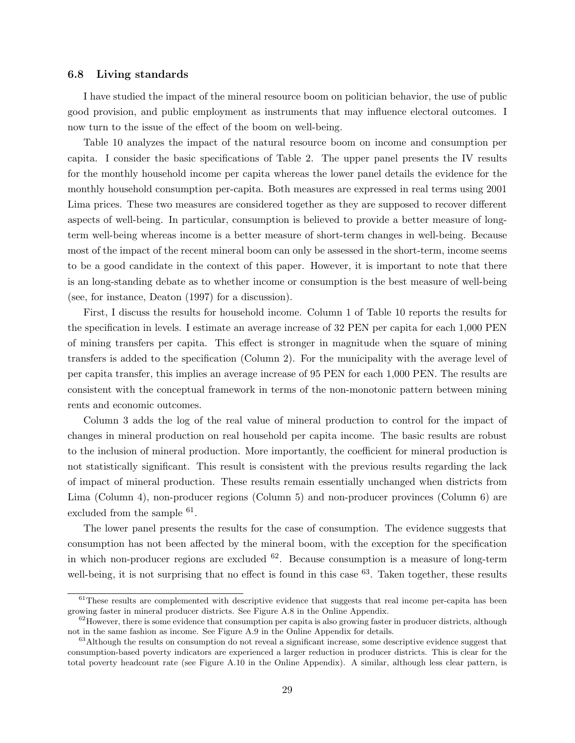### 6.8 Living standards

I have studied the impact of the mineral resource boom on politician behavior, the use of public good provision, and public employment as instruments that may influence electoral outcomes. I now turn to the issue of the effect of the boom on well-being.

Table 10 analyzes the impact of the natural resource boom on income and consumption per capita. I consider the basic specifications of Table 2. The upper panel presents the IV results for the monthly household income per capita whereas the lower panel details the evidence for the monthly household consumption per-capita. Both measures are expressed in real terms using 2001 Lima prices. These two measures are considered together as they are supposed to recover different aspects of well-being. In particular, consumption is believed to provide a better measure of long-term well-being whereas income is a better measure of short-term changes in well-being. Because most of the impact of the recent mineral boom can only be assessed in the short-term, income seems to be a good candidate in the context of this paper. However, it is important to note that there is an long-standing debate as to whether income or consumption is the best measure of well-being (see, for instance, Deaton (1997) for a discussion).

First, I discuss the results for household income. Column 1 of Table 10 reports the results for the specification in levels. I estimate an average increase of 32 PEN per capita for each 1,000 PEN of mining transfers per capita. This effect is stronger in magnitude when the square of mining transfers is added to the specification (Column 2). For the municipality with the average level of per capita transfer, this implies an average increase of 95 PEN for each 1,000 PEN. The results are consistent with the conceptual framework in terms of the non-monotonic pattern between mining rents and economic outcomes.

Column 3 adds the log of the real value of mineral production to control for the impact of changes in mineral production on real household per capita income. The basic results are robust to the inclusion of mineral production. More importantly, the coefficient for mineral production is not statistically significant. This result is consistent with the previous results regarding the lack of impact of mineral production. These results remain essentially unchanged when districts from Lima (Column 4), non-producer regions (Column 5) and non-producer provinces (Column 6) are excluded from the sample [61].

The lower panel presents the results for the case of consumption. The evidence suggests that consumption has not been affected by the mineral boom, with the exception for the specification in which non-producer regions are excluded [62]. Because consumption is a measure of long-term well-being, it is not surprising that no effect is found in this case [63]. Taken together, these results

---

[61] These results are complemented with descriptive evidence that suggests that real income per-capita has been growing faster in mineral producer districts. See Figure A.8 in the Online Appendix.

[62] However, there is some evidence that consumption per capita is also growing faster in producer districts, although not in the same fashion as income. See Figure A.9 in the Online Appendix for details.

[63] Although the results on consumption do not reveal a significant increase, some descriptive evidence suggest that consumption-based poverty indicators are experienced a larger reduction in producer districts. This is clear for the total poverty headcount rate (see Figure A.10 in the Online Appendix). A similar, although less clear pattern, is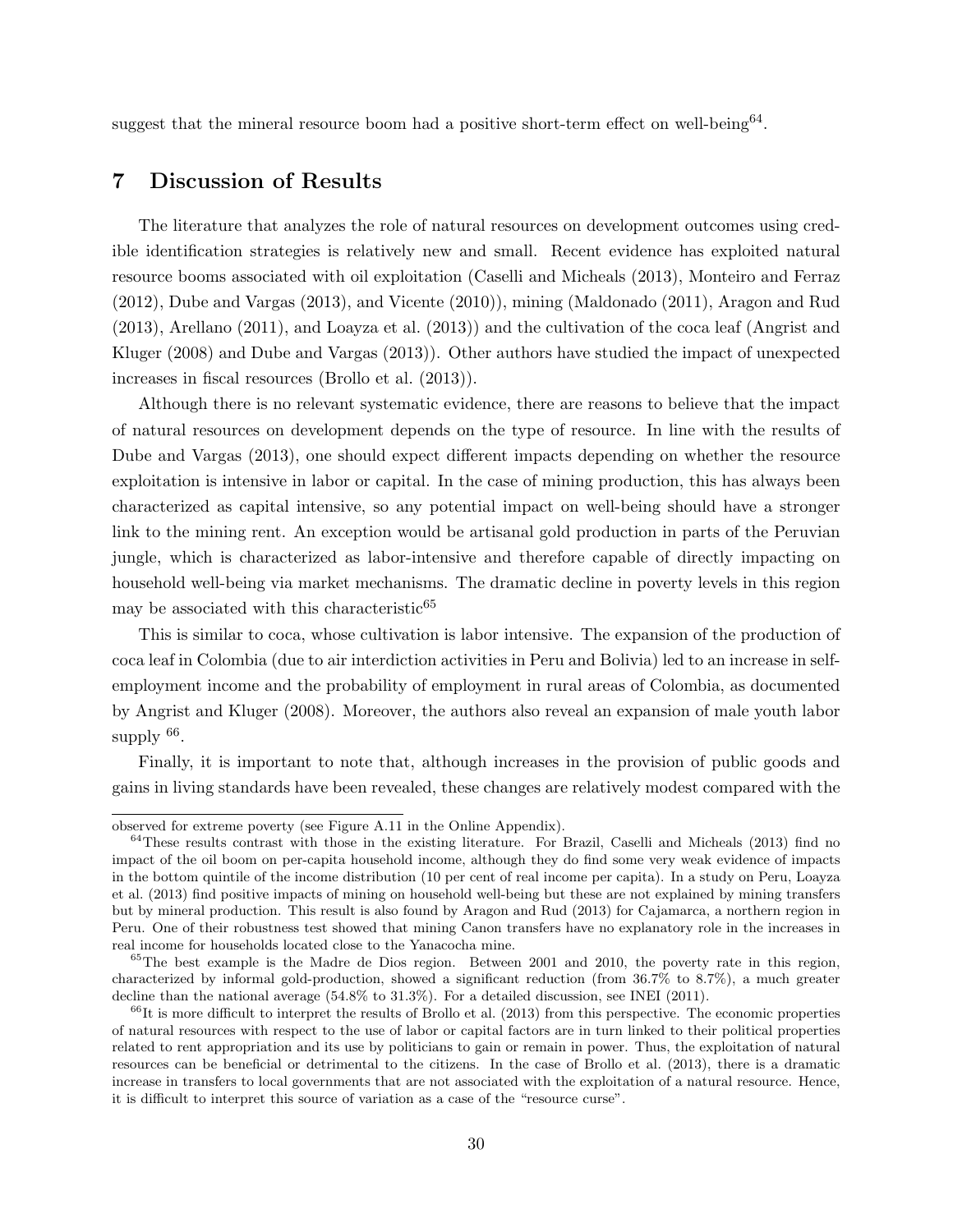suggest that the mineral resource boom had a positive short-term effect on well-being[64].

## 7 Discussion of Results

The literature that analyzes the role of natural resources on development outcomes using credible identification strategies is relatively new and small. Recent evidence has exploited natural resource booms associated with oil exploitation (Caselli and Micheals (2013), Monteiro and Ferraz (2012), Dube and Vargas (2013), and Vicente (2010)), mining (Maldonado (2011), Aragon and Rud (2013), Arellano (2011), and Loayza et al. (2013)) and the cultivation of the coca leaf (Angrist and Kluger (2008) and Dube and Vargas (2013)). Other authors have studied the impact of unexpected increases in fiscal resources (Brollo et al. (2013)).

Although there is no relevant systematic evidence, there are reasons to believe that the impact of natural resources on development depends on the type of resource. In line with the results of Dube and Vargas (2013), one should expect different impacts depending on whether the resource exploitation is intensive in labor or capital. In the case of mining production, this has always been characterized as capital intensive, so any potential impact on well-being should have a stronger link to the mining rent. An exception would be artisanal gold production in parts of the Peruvian jungle, which is characterized as labor-intensive and therefore capable of directly impacting on household well-being via market mechanisms. The dramatic decline in poverty levels in this region may be associated with this characteristic[65]

This is similar to coca, whose cultivation is labor intensive. The expansion of the production of coca leaf in Colombia (due to air interdiction activities in Peru and Bolivia) led to an increase in self-employment income and the probability of employment in rural areas of Colombia, as documented by Angrist and Kluger (2008). Moreover, the authors also reveal an expansion of male youth labor supply [66].

Finally, it is important to note that, although increases in the provision of public goods and gains in living standards have been revealed, these changes are relatively modest compared with the

---

observed for extreme poverty (see Figure A.11 in the Online Appendix).

[64] These results contrast with those in the existing literature. For Brazil, Caselli and Micheals (2013) find no impact of the oil boom on per-capita household income, although they do find some very weak evidence of impacts in the bottom quintile of the income distribution (10 per cent of real income per capita). In a study on Peru, Loayza et al. (2013) find positive impacts of mining on household well-being but these are not explained by mining transfers but by mineral production. This result is also found by Aragon and Rud (2013) for Cajamarca, a northern region in Peru. One of their robustness test showed that mining Canon transfers have no explanatory role in the increases in real income for households located close to the Yanacocha mine.

[65] The best example is the Madre de Dios region. Between 2001 and 2010, the poverty rate in this region, characterized by informal gold-production, showed a significant reduction (from 36.7% to 8.7%), a much greater decline than the national average (54.8% to 31.3%). For a detailed discussion, see INEI (2011).

[66] It is more difficult to interpret the results of Brollo et al. (2013) from this perspective. The economic properties of natural resources with respect to the use of labor or capital factors are in turn linked to their political properties related to rent appropriation and its use by politicians to gain or remain in power. Thus, the exploitation of natural resources can be beneficial or detrimental to the citizens. In the case of Brollo et al. (2013), there is a dramatic increase in transfers to local governments that are not associated with the exploitation of a natural resource. Hence, it is difficult to interpret this source of variation as a case of the "resource curse".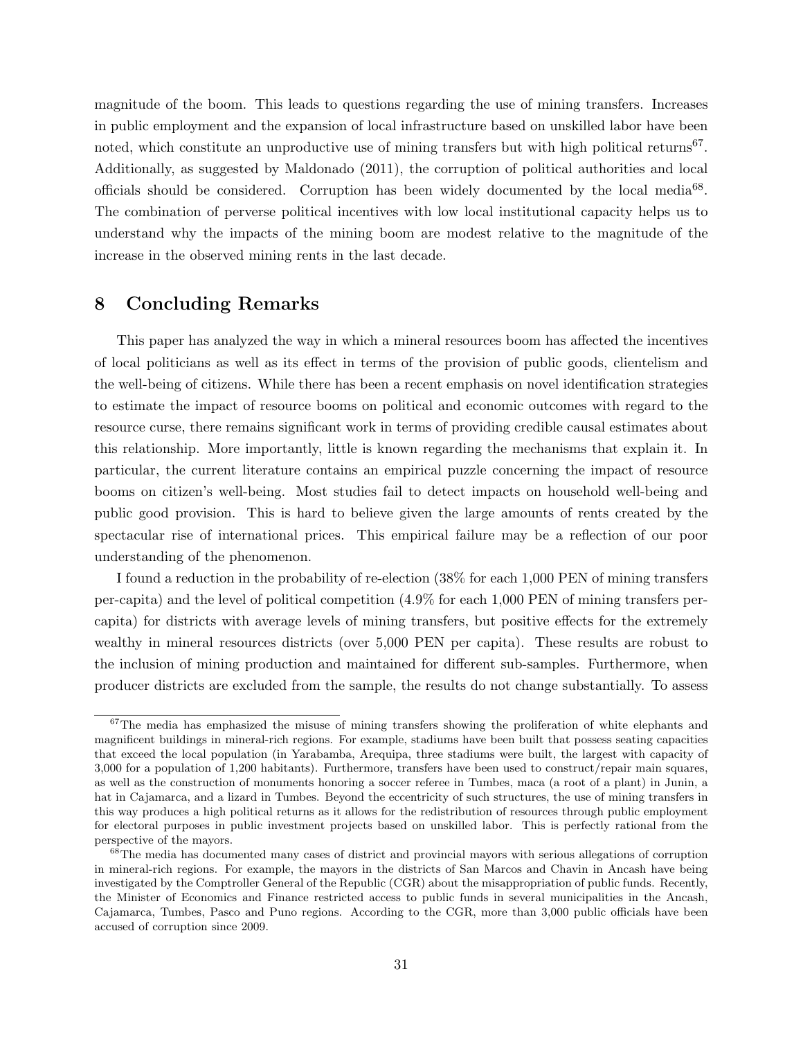magnitude of the boom. This leads to questions regarding the use of mining transfers. Increases in public employment and the expansion of local infrastructure based on unskilled labor have been noted, which constitute an unproductive use of mining transfers but with high political returns[67]. Additionally, as suggested by Maldonado (2011), the corruption of political authorities and local officials should be considered. Corruption has been widely documented by the local media[68]. The combination of perverse political incentives with low local institutional capacity helps us to understand why the impacts of the mining boom are modest relative to the magnitude of the increase in the observed mining rents in the last decade.

# 8 Concluding Remarks

This paper has analyzed the way in which a mineral resources boom has affected the incentives of local politicians as well as its effect in terms of the provision of public goods, clientelism and the well-being of citizens. While there has been a recent emphasis on novel identification strategies to estimate the impact of resource booms on political and economic outcomes with regard to the resource curse, there remains significant work in terms of providing credible causal estimates about this relationship. More importantly, little is known regarding the mechanisms that explain it. In particular, the current literature contains an empirical puzzle concerning the impact of resource booms on citizen's well-being. Most studies fail to detect impacts on household well-being and public good provision. This is hard to believe given the large amounts of rents created by the spectacular rise of international prices. This empirical failure may be a reflection of our poor understanding of the phenomenon.

I found a reduction in the probability of re-election (38% for each 1,000 PEN of mining transfers per-capita) and the level of political competition (4.9% for each 1,000 PEN of mining transfers per-capita) for districts with average levels of mining transfers, but positive effects for the extremely wealthy in mineral resources districts (over 5,000 PEN per capita). These results are robust to the inclusion of mining production and maintained for different sub-samples. Furthermore, when producer districts are excluded from the sample, the results do not change substantially. To assess

[67] The media has emphasized the misuse of mining transfers showing the proliferation of white elephants and magnificent buildings in mineral-rich regions. For example, stadiums have been built that possess seating capacities that exceed the local population (in Yarabamba, Arequipa, three stadiums were built, the largest with capacity of 3,000 for a population of 1,200 habitants). Furthermore, transfers have been used to construct/repair main squares, as well as the construction of monuments honoring a soccer referee in Tumbes, maca (a root of a plant) in Junin, a hat in Cajamarca, and a lizard in Tumbes. Beyond the eccentricity of such structures, the use of mining transfers in this way produces a high political returns as it allows for the redistribution of resources through public employment for electoral purposes in public investment projects based on unskilled labor. This is perfectly rational from the perspective of the mayors.

[68] The media has documented many cases of district and provincial mayors with serious allegations of corruption in mineral-rich regions. For example, the mayors in the districts of San Marcos and Chavin in Ancash have being investigated by the Comptroller General of the Republic (CGR) about the misappropriation of public funds. Recently, the Minister of Economics and Finance restricted access to public funds in several municipalities in the Ancash, Cajamarca, Tumbes, Pasco and Puno regions. According to the CGR, more than 3,000 public officials have been accused of corruption since 2009.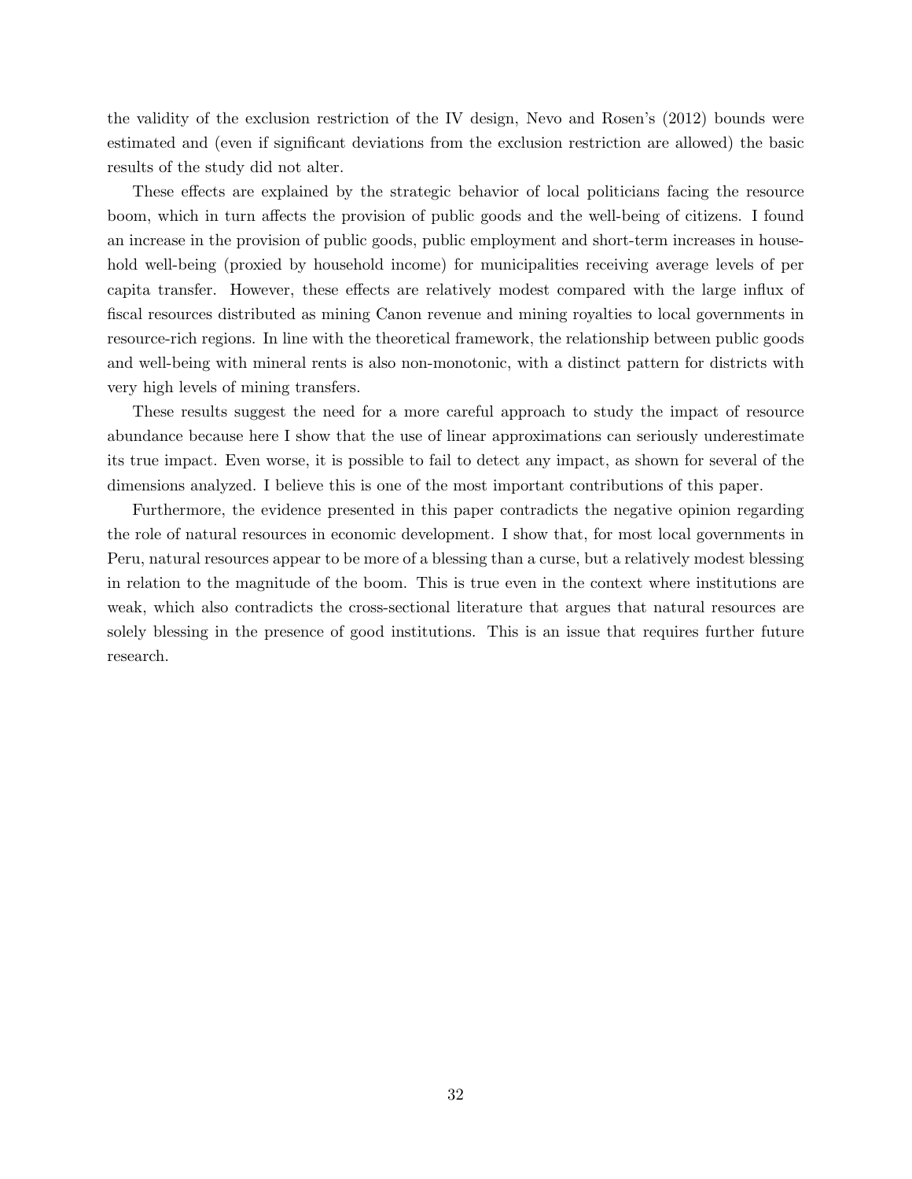the validity of the exclusion restriction of the IV design, Nevo and Rosen's (2012) bounds were estimated and (even if significant deviations from the exclusion restriction are allowed) the basic results of the study did not alter.

These effects are explained by the strategic behavior of local politicians facing the resource boom, which in turn affects the provision of public goods and the well-being of citizens. I found an increase in the provision of public goods, public employment and short-term increases in household well-being (proxied by household income) for municipalities receiving average levels of per capita transfer. However, these effects are relatively modest compared with the large influx of fiscal resources distributed as mining Canon revenue and mining royalties to local governments in resource-rich regions. In line with the theoretical framework, the relationship between public goods and well-being with mineral rents is also non-monotonic, with a distinct pattern for districts with very high levels of mining transfers.

These results suggest the need for a more careful approach to study the impact of resource abundance because here I show that the use of linear approximations can seriously underestimate its true impact. Even worse, it is possible to fail to detect any impact, as shown for several of the dimensions analyzed. I believe this is one of the most important contributions of this paper.

Furthermore, the evidence presented in this paper contradicts the negative opinion regarding the role of natural resources in economic development. I show that, for most local governments in Peru, natural resources appear to be more of a blessing than a curse, but a relatively modest blessing in relation to the magnitude of the boom. This is true even in the context where institutions are weak, which also contradicts the cross-sectional literature that argues that natural resources are solely blessing in the presence of good institutions. This is an issue that requires further future research.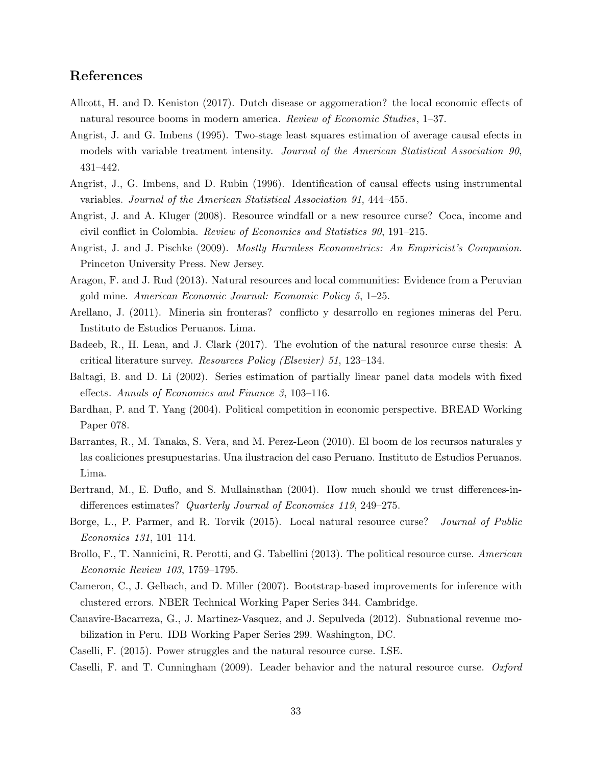## References

Allcott, H. and D. Keniston (2017). Dutch disease or aggomeration? the local economic effects of natural resource booms in modern america. *Review of Economic Studies*, 1–37.

Angrist, J. and G. Imbens (1995). Two-stage least squares estimation of average causal efects in models with variable treatment intensity. *Journal of the American Statistical Association 90*, 431–442.

Angrist, J., G. Imbens, and D. Rubin (1996). Identification of causal effects using instrumental variables. *Journal of the American Statistical Association 91*, 444–455.

Angrist, J. and A. Kluger (2008). Resource windfall or a new resource curse? Coca, income and civil conflict in Colombia. *Review of Economics and Statistics 90*, 191–215.

Angrist, J. and J. Pischke (2009). *Mostly Harmless Econometrics: An Empiricist's Companion*. Princeton University Press. New Jersey.

Aragon, F. and J. Rud (2013). Natural resources and local communities: Evidence from a Peruvian gold mine. *American Economic Journal: Economic Policy 5*, 1–25.

Arellano, J. (2011). Mineria sin fronteras? conflicto y desarrollo en regiones mineras del Peru. Instituto de Estudios Peruanos. Lima.

Badeeb, R., H. Lean, and J. Clark (2017). The evolution of the natural resource curse thesis: A critical literature survey. *Resources Policy (Elsevier) 51*, 123–134.

Baltagi, B. and D. Li (2002). Series estimation of partially linear panel data models with fixed effects. *Annals of Economics and Finance 3*, 103–116.

Bardhan, P. and T. Yang (2004). Political competition in economic perspective. BREAD Working Paper 078.

Barrantes, R., M. Tanaka, S. Vera, and M. Perez-Leon (2010). El boom de los recursos naturales y las coaliciones presupuestarias. Una ilustracion del caso Peruano. Instituto de Estudios Peruanos. Lima.

Bertrand, M., E. Duflo, and S. Mullainathan (2004). How much should we trust differences-in-differences estimates? *Quarterly Journal of Economics 119*, 249–275.

Borge, L., P. Parmer, and R. Torvik (2015). Local natural resource curse? *Journal of Public Economics 131*, 101–114.

Brollo, F., T. Nannicini, R. Perotti, and G. Tabellini (2013). The political resource curse. *American Economic Review 103*, 1759–1795.

Cameron, C., J. Gelbach, and D. Miller (2007). Bootstrap-based improvements for inference with clustered errors. NBER Technical Working Paper Series 344. Cambridge.

Canavire-Bacarreza, G., J. Martinez-Vasquez, and J. Sepulveda (2012). Subnational revenue mobilization in Peru. IDB Working Paper Series 299. Washington, DC.

Caselli, F. (2015). Power struggles and the natural resource curse. LSE.

Caselli, F. and T. Cunningham (2009). Leader behavior and the natural resource curse. *Oxford*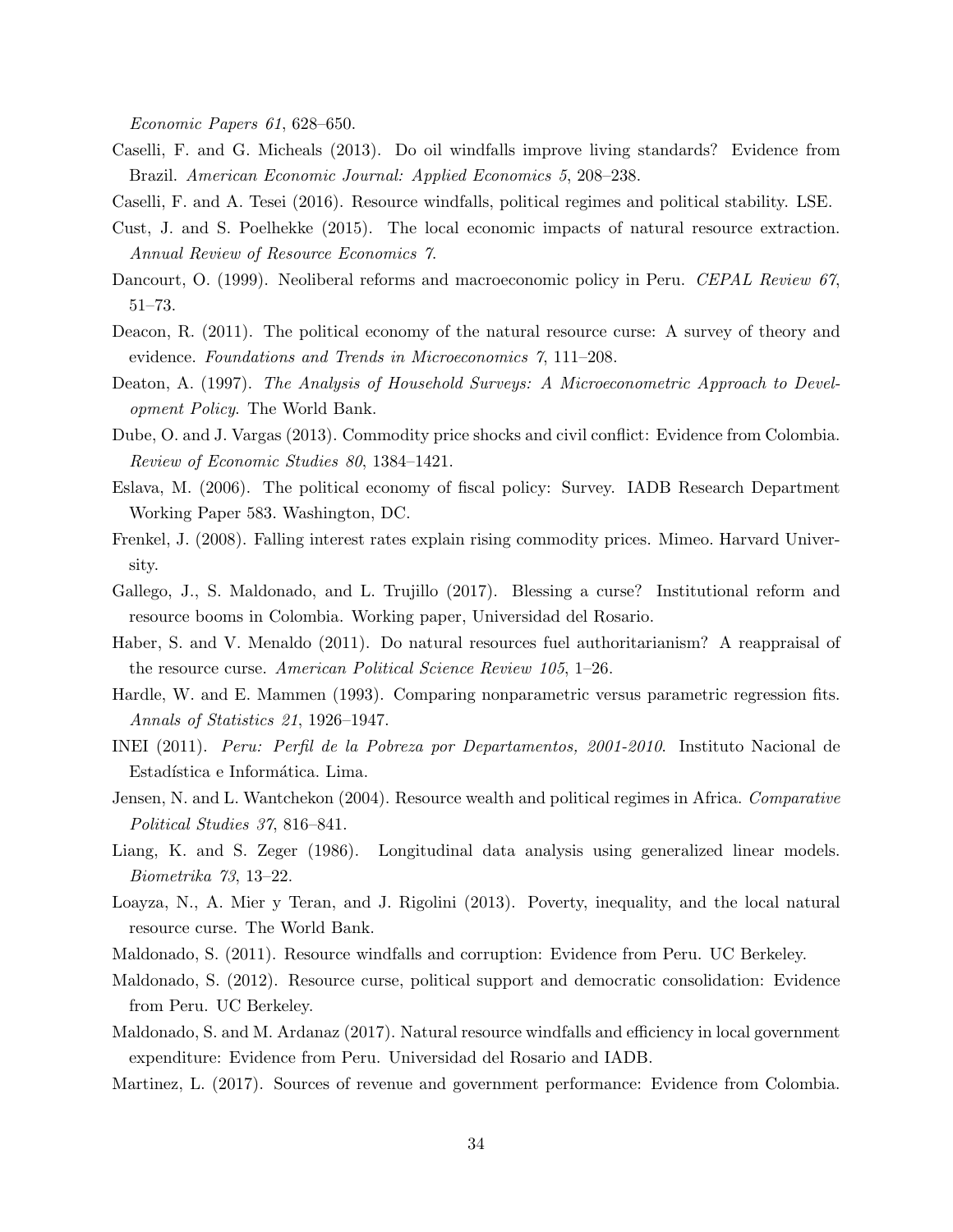*Economic Papers 61*, 628–650.

Caselli, F. and G. Micheals (2013). Do oil windfalls improve living standards? Evidence from Brazil. *American Economic Journal: Applied Economics 5*, 208–238.

Caselli, F. and A. Tesei (2016). Resource windfalls, political regimes and political stability. LSE.

Cust, J. and S. Poelhekke (2015). The local economic impacts of natural resource extraction. *Annual Review of Resource Economics 7.*

Dancourt, O. (1999). Neoliberal reforms and macroeconomic policy in Peru. *CEPAL Review 67*, 51–73.

Deacon, R. (2011). The political economy of the natural resource curse: A survey of theory and evidence. *Foundations and Trends in Microeconomics 7*, 111–208.

Deaton, A. (1997). *The Analysis of Household Surveys: A Microeconometric Approach to Development Policy.* The World Bank.

Dube, O. and J. Vargas (2013). Commodity price shocks and civil conflict: Evidence from Colombia. *Review of Economic Studies 80*, 1384–1421.

Eslava, M. (2006). The political economy of fiscal policy: Survey. IADB Research Department Working Paper 583. Washington, DC.

Frenkel, J. (2008). Falling interest rates explain rising commodity prices. Mimeo. Harvard University.

Gallego, J., S. Maldonado, and L. Trujillo (2017). Blessing a curse? Institutional reform and resource booms in Colombia. Working paper, Universidad del Rosario.

Haber, S. and V. Menaldo (2011). Do natural resources fuel authoritarianism? A reappraisal of the resource curse. *American Political Science Review 105*, 1–26.

Hardle, W. and E. Mammen (1993). Comparing nonparametric versus parametric regression fits. *Annals of Statistics 21*, 1926–1947.

INEI (2011). *Peru: Perfil de la Pobreza por Departamentos, 2001-2010.* Instituto Nacional de Estadística e Informática. Lima.

Jensen, N. and L. Wantchekon (2004). Resource wealth and political regimes in Africa. *Comparative Political Studies 37*, 816–841.

Liang, K. and S. Zeger (1986). Longitudinal data analysis using generalized linear models. *Biometrika 73*, 13–22.

Loayza, N., A. Mier y Teran, and J. Rigolini (2013). Poverty, inequality, and the local natural resource curse. The World Bank.

Maldonado, S. (2011). Resource windfalls and corruption: Evidence from Peru. UC Berkeley.

Maldonado, S. (2012). Resource curse, political support and democratic consolidation: Evidence from Peru. UC Berkeley.

Maldonado, S. and M. Ardanaz (2017). Natural resource windfalls and efficiency in local government expenditure: Evidence from Peru. Universidad del Rosario and IADB.

Martinez, L. (2017). Sources of revenue and government performance: Evidence from Colombia.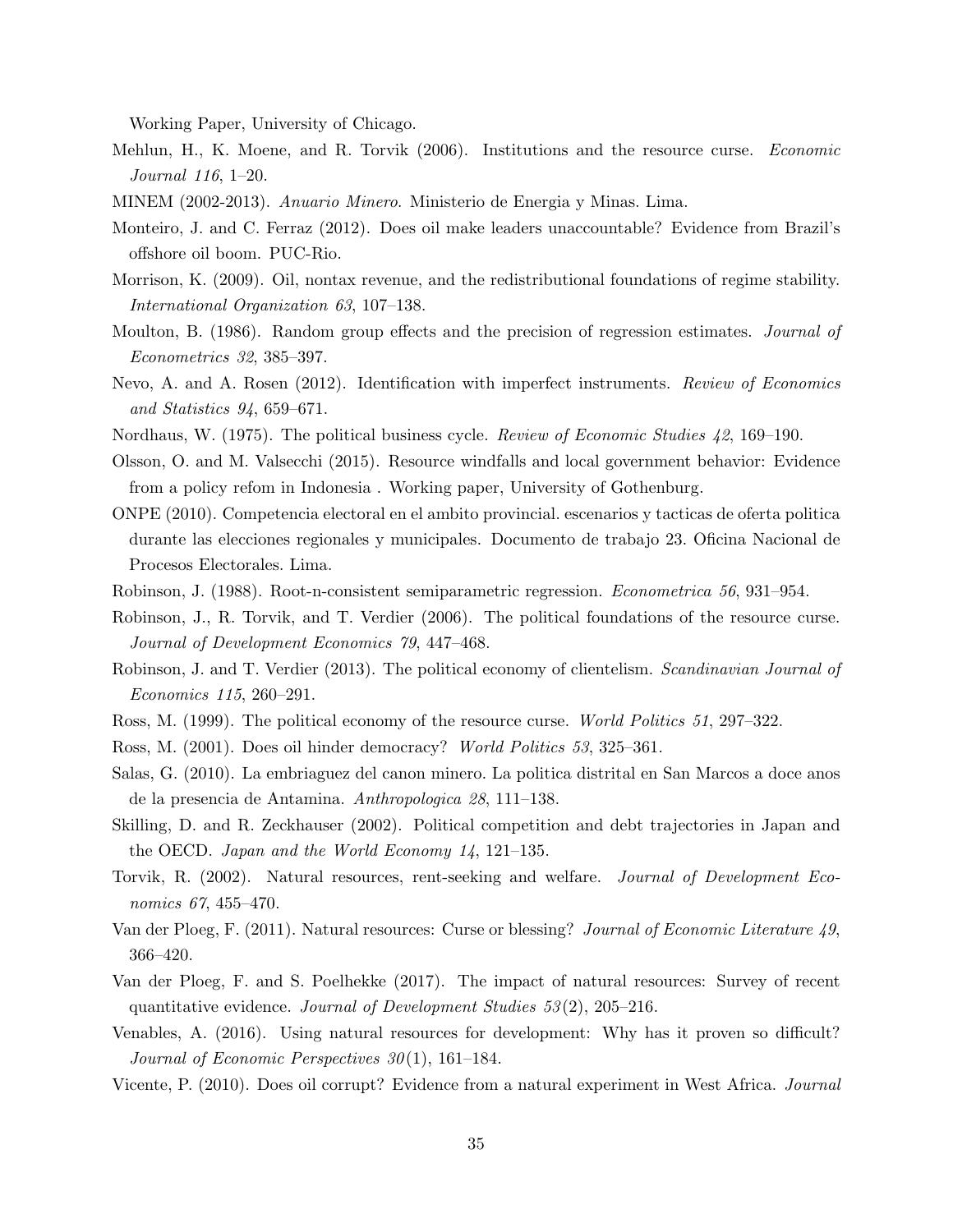Working Paper, University of Chicago.

Mehlun, H., K. Moene, and R. Torvik (2006). Institutions and the resource curse. *Economic Journal 116*, 1–20.

MINEM (2002-2013). *Anuario Minero.* Ministerio de Energia y Minas. Lima.

Monteiro, J. and C. Ferraz (2012). Does oil make leaders unaccountable? Evidence from Brazil's offshore oil boom. PUC-Rio.

Morrison, K. (2009). Oil, nontax revenue, and the redistributional foundations of regime stability. *International Organization 63*, 107–138.

Moulton, B. (1986). Random group effects and the precision of regression estimates. *Journal of Econometrics 32*, 385–397.

Nevo, A. and A. Rosen (2012). Identification with imperfect instruments. *Review of Economics and Statistics 94*, 659–671.

Nordhaus, W. (1975). The political business cycle. *Review of Economic Studies 42*, 169–190.

Olsson, O. and M. Valsecchi (2015). Resource windfalls and local government behavior: Evidence from a policy refom in Indonesia . Working paper, University of Gothenburg.

ONPE (2010). Competencia electoral en el ambito provincial. escenarios y tacticas de oferta politica durante las elecciones regionales y municipales. Documento de trabajo 23. Oficina Nacional de Procesos Electorales. Lima.

Robinson, J. (1988). Root-n-consistent semiparametric regression. *Econometrica 56*, 931–954.

Robinson, J., R. Torvik, and T. Verdier (2006). The political foundations of the resource curse. *Journal of Development Economics 79*, 447–468.

Robinson, J. and T. Verdier (2013). The political economy of clientelism. *Scandinavian Journal of Economics 115*, 260–291.

Ross, M. (1999). The political economy of the resource curse. *World Politics 51*, 297–322.

Ross, M. (2001). Does oil hinder democracy? *World Politics 53*, 325–361.

Salas, G. (2010). La embriaguez del canon minero. La politica distrital en San Marcos a doce anos de la presencia de Antamina. *Anthropologica 28*, 111–138.

Skilling, D. and R. Zeckhauser (2002). Political competition and debt trajectories in Japan and the OECD. *Japan and the World Economy 14*, 121–135.

Torvik, R. (2002). Natural resources, rent-seeking and welfare. *Journal of Development Economics 67*, 455–470.

Van der Ploeg, F. (2011). Natural resources: Curse or blessing? *Journal of Economic Literature 49*, 366–420.

Van der Ploeg, F. and S. Poelhekke (2017). The impact of natural resources: Survey of recent quantitative evidence. *Journal of Development Studies 53*(2), 205–216.

Venables, A. (2016). Using natural resources for development: Why has it proven so difficult? *Journal of Economic Perspectives 30*(1), 161–184.

Vicente, P. (2010). Does oil corrupt? Evidence from a natural experiment in West Africa. *Journal*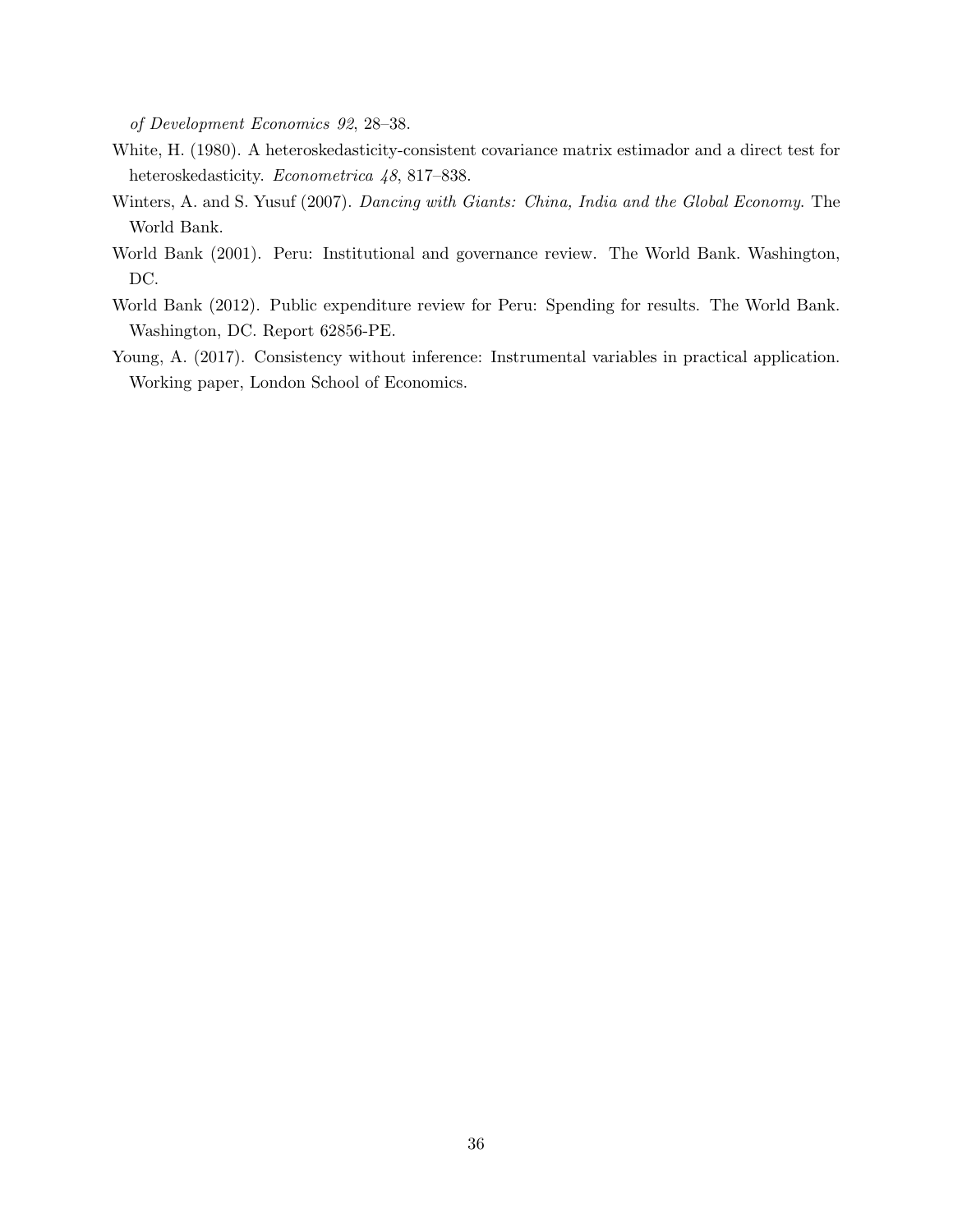*of Development Economics 92*, 28–38.

White, H. (1980). A heteroskedasticity-consistent covariance matrix estimador and a direct test for heteroskedasticity. *Econometrica 48*, 817–838.

Winters, A. and S. Yusuf (2007). *Dancing with Giants: China, India and the Global Economy*. The World Bank.

World Bank (2001). Peru: Institutional and governance review. The World Bank. Washington, DC.

World Bank (2012). Public expenditure review for Peru: Spending for results. The World Bank. Washington, DC. Report 62856-PE.

Young, A. (2017). Consistency without inference: Instrumental variables in practical application. Working paper, London School of Economics.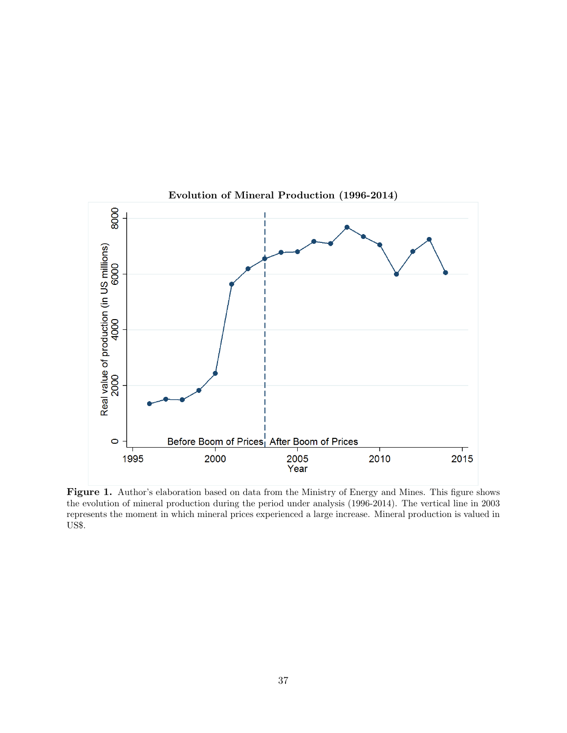**Evolution of Mineral Production (1996-2014)**

**Figure 1.** Author's elaboration based on data from the Ministry of Energy and Mines. This figure shows the evolution of mineral production during the period under analysis (1996-2014). The vertical line in 2003 represents the moment in which mineral prices experienced a large increase. Mineral production is valued in US$.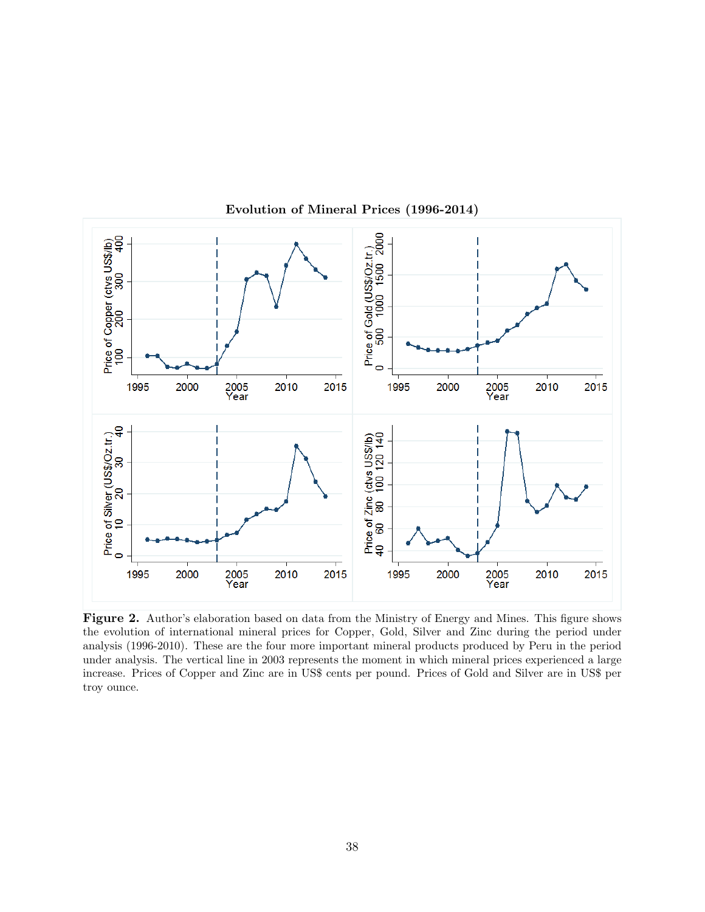**Evolution of Mineral Prices (1996-2014)**

**Figure 2.** Author's elaboration based on data from the Ministry of Energy and Mines. This figure shows the evolution of international mineral prices for Copper, Gold, Silver and Zinc during the period under analysis (1996-2010). These are the four more important mineral products produced by Peru in the period under analysis. The vertical line in 2003 represents the moment in which mineral prices experienced a large increase. Prices of Copper and Zinc are in US$ cents per pound. Prices of Gold and Silver are in US$ per troy ounce.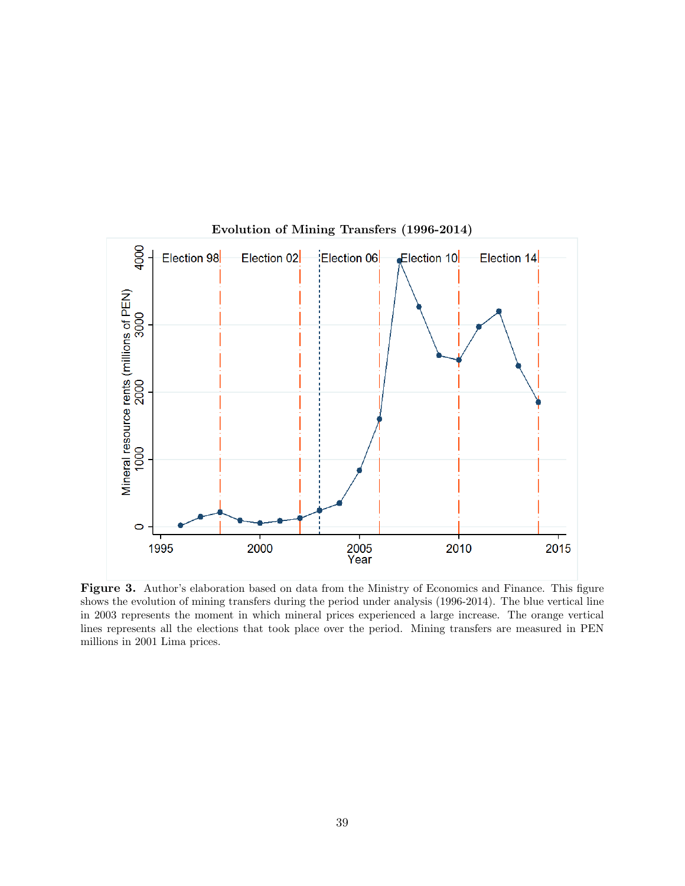**Evolution of Mining Transfers (1996-2014)**

**Figure 3.** Author's elaboration based on data from the Ministry of Economics and Finance. This figure shows the evolution of mining transfers during the period under analysis (1996-2014). The blue vertical line in 2003 represents the moment in which mineral prices experienced a large increase. The orange vertical lines represents all the elections that took place over the period. Mining transfers are measured in PEN millions in 2001 Lima prices.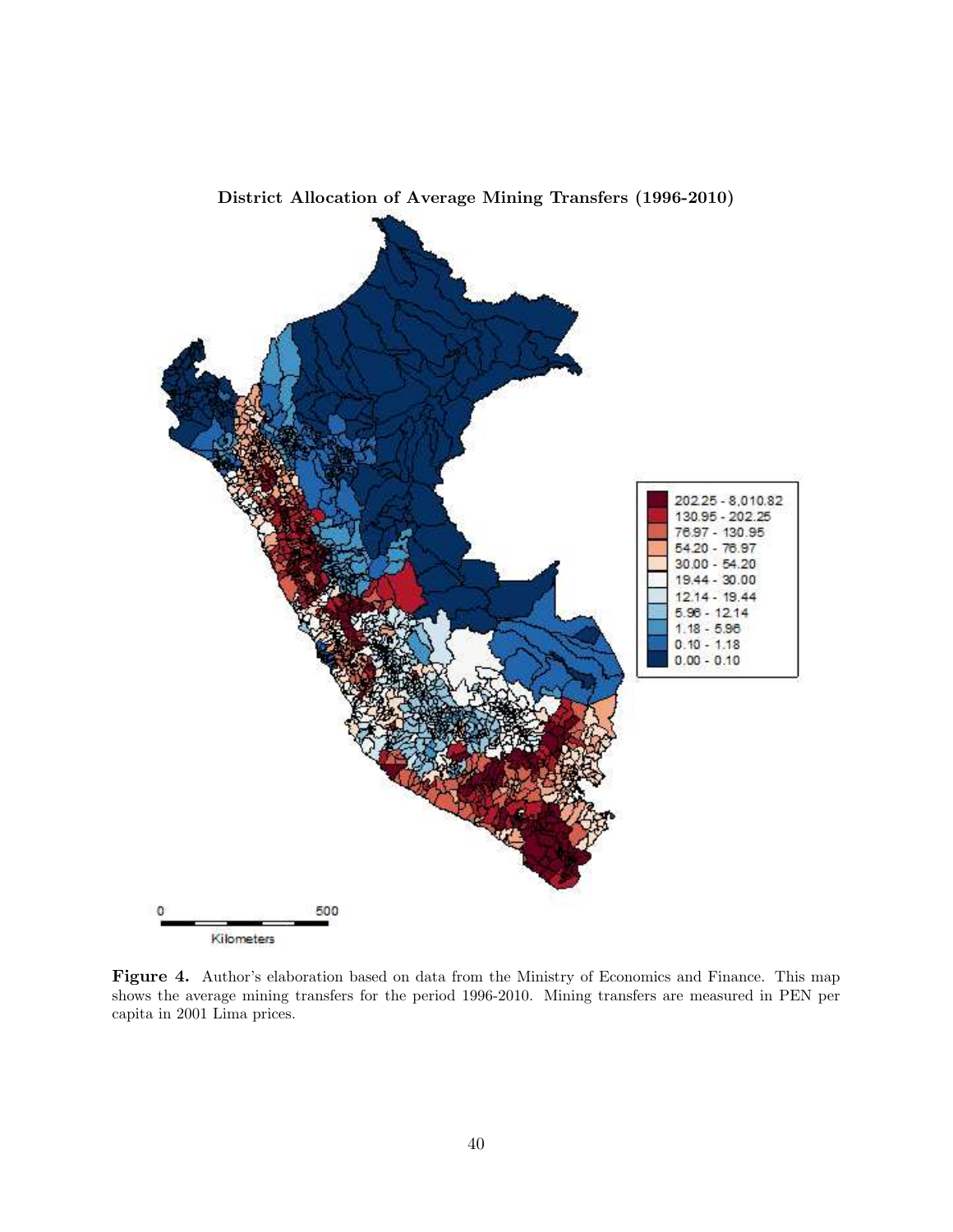**District Allocation of Average Mining Transfers (1996-2010)**

**Figure 4.** Author's elaboration based on data from the Ministry of Economics and Finance. This map shows the average mining transfers for the period 1996-2010. Mining transfers are measured in PEN per capita in 2001 Lima prices.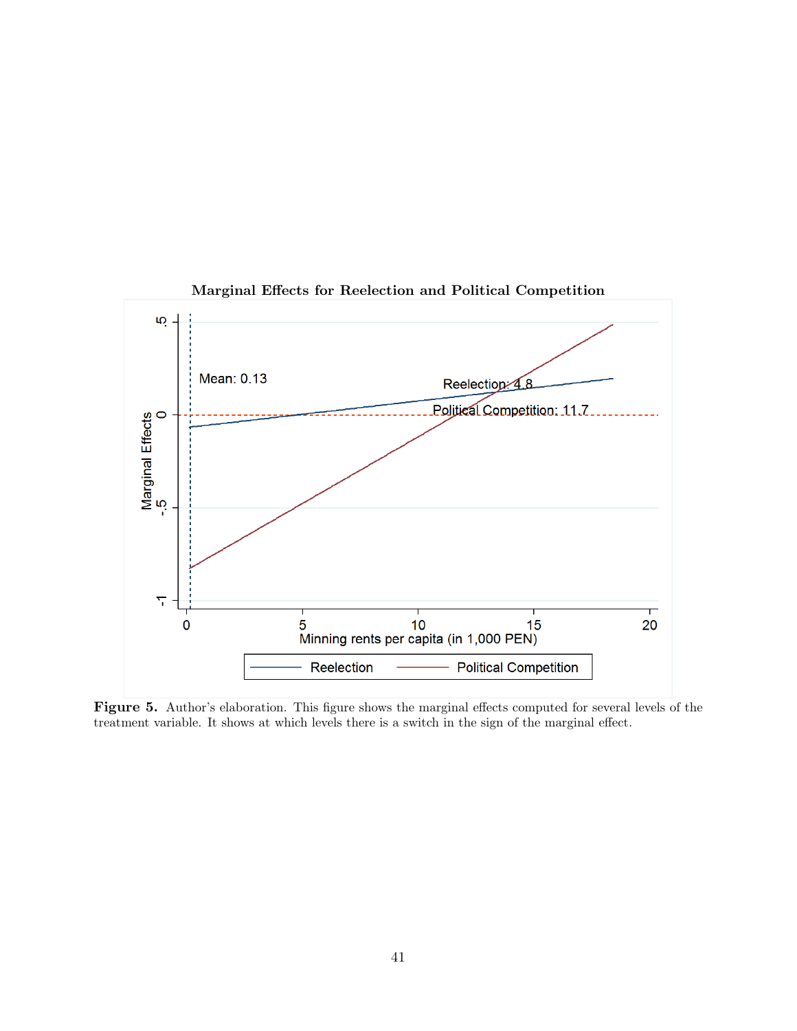**Marginal Effects for Reelection and Political Competition**

**Figure 5.** Author's elaboration. This figure shows the marginal effects computed for several levels of the treatment variable. It shows at which levels there is a switch in the sign of the marginal effect.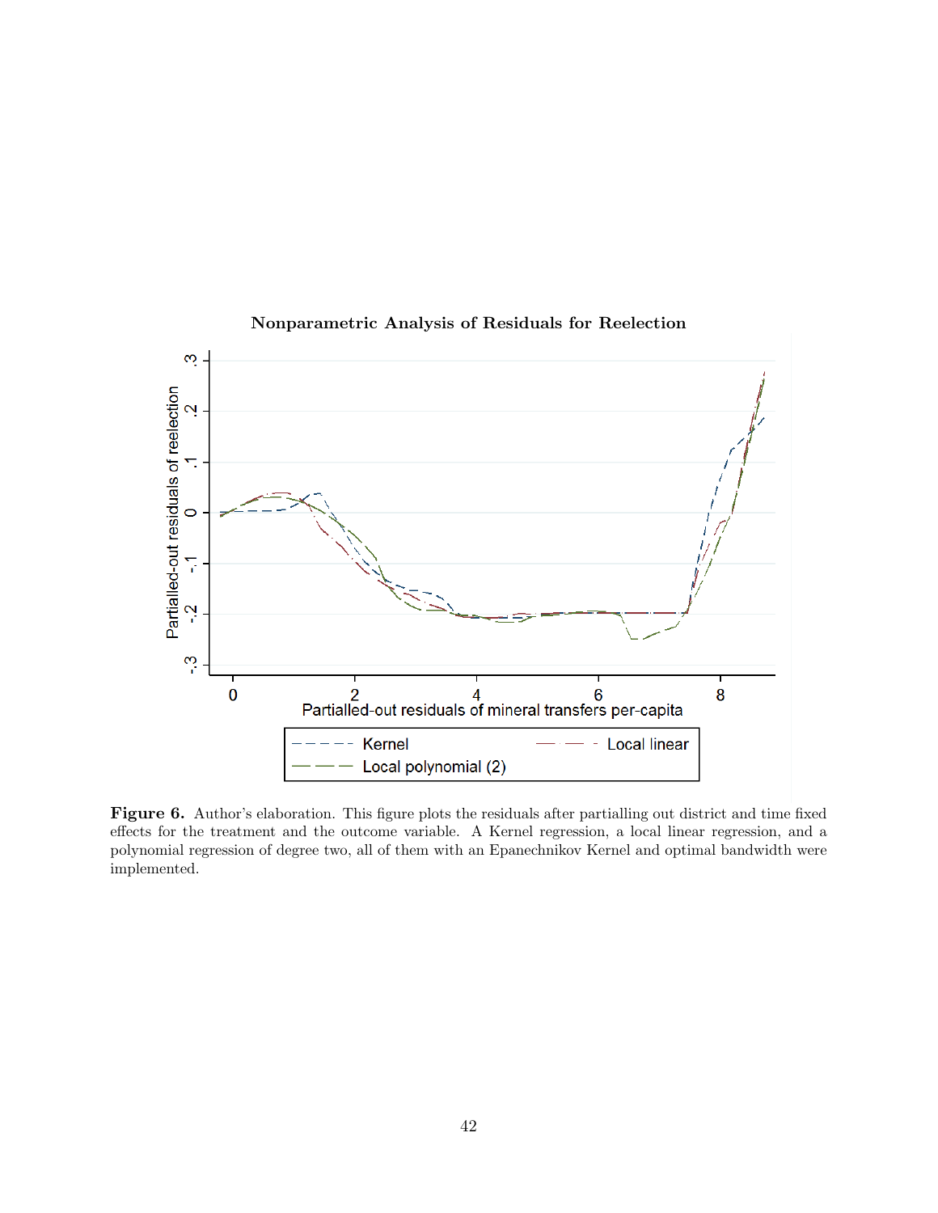**Nonparametric Analysis of Residuals for Reelection**

**Figure 6.** Author's elaboration. This figure plots the residuals after partialling out district and time fixed effects for the treatment and the outcome variable. A Kernel regression, a local linear regression, and a polynomial regression of degree two, all of them with an Epanechnikov Kernel and optimal bandwidth were implemented.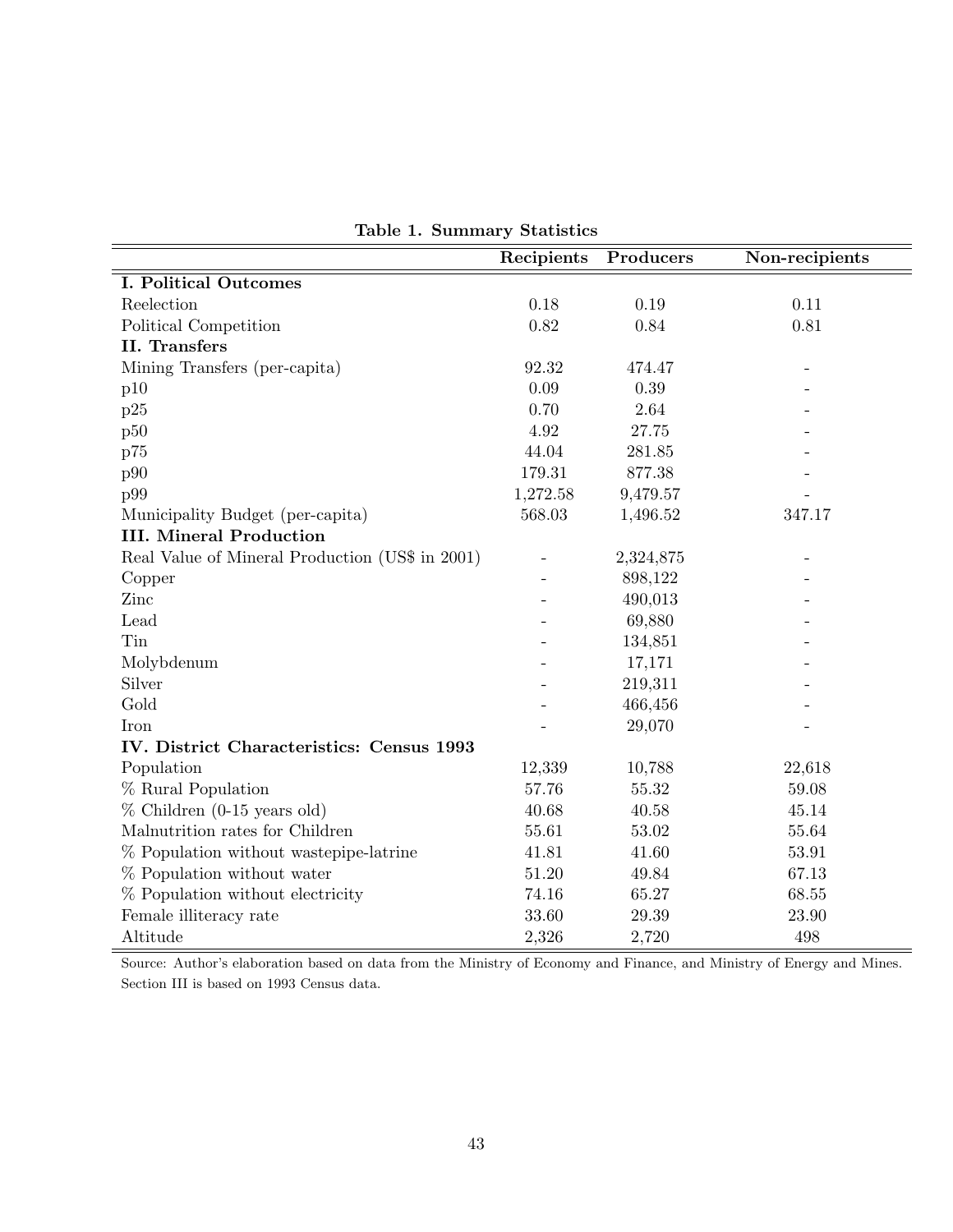**Table 1. Summary Statistics**

| | Recipients | Producers | Non-recipients |
|---|---|---|---|
| **I. Political Outcomes** | | | |
| Reelection | 0.18 | 0.19 | 0.11 |
| Political Competition | 0.82 | 0.84 | 0.81 |
| **II. Transfers** | | | |
| Mining Transfers (per-capita) | 92.32 | 474.47 | - |
| p10 | 0.09 | 0.39 | - |
| p25 | 0.70 | 2.64 | - |
| p50 | 4.92 | 27.75 | - |
| p75 | 44.04 | 281.85 | - |
| p90 | 179.31 | 877.38 | - |
| p99 | 1,272.58 | 9,479.57 | - |
| Municipality Budget (per-capita) | 568.03 | 1,496.52 | 347.17 |
| **III. Mineral Production** | | | |
| Real Value of Mineral Production (US$ in 2001) | - | 2,324,875 | - |
| Copper | - | 898,122 | - |
| Zinc | - | 490,013 | - |
| Lead | - | 69,880 | - |
| Tin | - | 134,851 | - |
| Molybdenum | - | 17,171 | - |
| Silver | - | 219,311 | - |
| Gold | - | 466,456 | - |
| Iron | - | 29,070 | - |
| **IV. District Characteristics: Census 1993** | | | |
| Population | 12,339 | 10,788 | 22,618 |
| % Rural Population | 57.76 | 55.32 | 59.08 |
| % Children (0-15 years old) | 40.68 | 40.58 | 45.14 |
| Malnutrition rates for Children | 55.61 | 53.02 | 55.64 |
| % Population without wastepipe-latrine | 41.81 | 41.60 | 53.91 |
| % Population without water | 51.20 | 49.84 | 67.13 |
| % Population without electricity | 74.16 | 65.27 | 68.55 |
| Female illiteracy rate | 33.60 | 29.39 | 23.90 |
| Altitude | 2,326 | 2,720 | 498 |

Source: Author's elaboration based on data from the Ministry of Economy and Finance, and Ministry of Energy and Mines. Section III is based on 1993 Census data.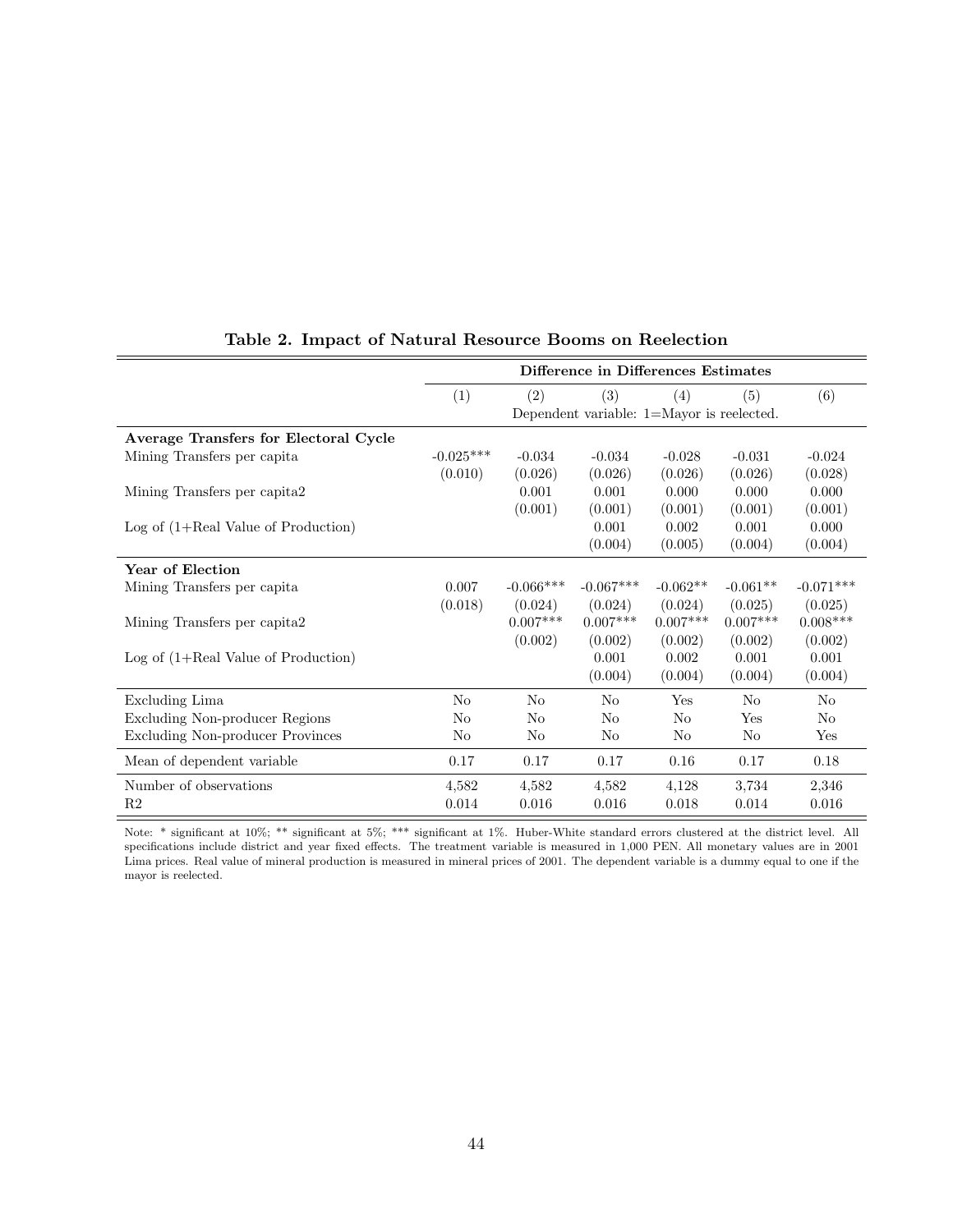**Table 2. Impact of Natural Resource Booms on Reelection**

| | Difference in Differences Estimates | | | | | |
|---|---|---|---|---|---|---|
| | (1) | (2) | (3) | (4) | (5) | (6) |
| | Dependent variable: 1=Mayor is reelected. | | | | | |
| **Average Transfers for Electoral Cycle** | | | | | | |
| Mining Transfers per capita | -0.025*** | -0.034 | -0.034 | -0.028 | -0.031 | -0.024 |
| | (0.010) | (0.026) | (0.026) | (0.026) | (0.026) | (0.028) |
| Mining Transfers per capita2 | | 0.001 | 0.001 | 0.000 | 0.000 | 0.000 |
| | | (0.001) | (0.001) | (0.001) | (0.001) | (0.001) |
| Log of (1+Real Value of Production) | | | 0.001 | 0.002 | 0.001 | 0.000 |
| | | | (0.004) | (0.005) | (0.004) | (0.004) |
| **Year of Election** | | | | | | |
| Mining Transfers per capita | 0.007 | -0.066*** | -0.067*** | -0.062** | -0.061** | -0.071*** |
| | (0.018) | (0.024) | (0.024) | (0.024) | (0.025) | (0.025) |
| Mining Transfers per capita2 | | 0.007*** | 0.007*** | 0.007*** | 0.007*** | 0.008*** |
| | | (0.002) | (0.002) | (0.002) | (0.002) | (0.002) |
| Log of (1+Real Value of Production) | | | 0.001 | 0.002 | 0.001 | 0.001 |
| | | | (0.004) | (0.004) | (0.004) | (0.004) |
| Excluding Lima | No | No | No | Yes | No | No |
| Excluding Non-producer Regions | No | No | No | No | Yes | No |
| Excluding Non-producer Provinces | No | No | No | No | No | Yes |
| Mean of dependent variable | 0.17 | 0.17 | 0.17 | 0.16 | 0.17 | 0.18 |
| Number of observations | 4,582 | 4,582 | 4,582 | 4,128 | 3,734 | 2,346 |
| R2 | 0.014 | 0.016 | 0.016 | 0.018 | 0.014 | 0.016 |

Note: * significant at 10%; ** significant at 5%; *** significant at 1%. Huber-White standard errors clustered at the district level. All specifications include district and year fixed effects. The treatment variable is measured in 1,000 PEN. All monetary values are in 2001 Lima prices. Real value of mineral production is measured in mineral prices of 2001. The dependent variable is a dummy equal to one if the mayor is reelected.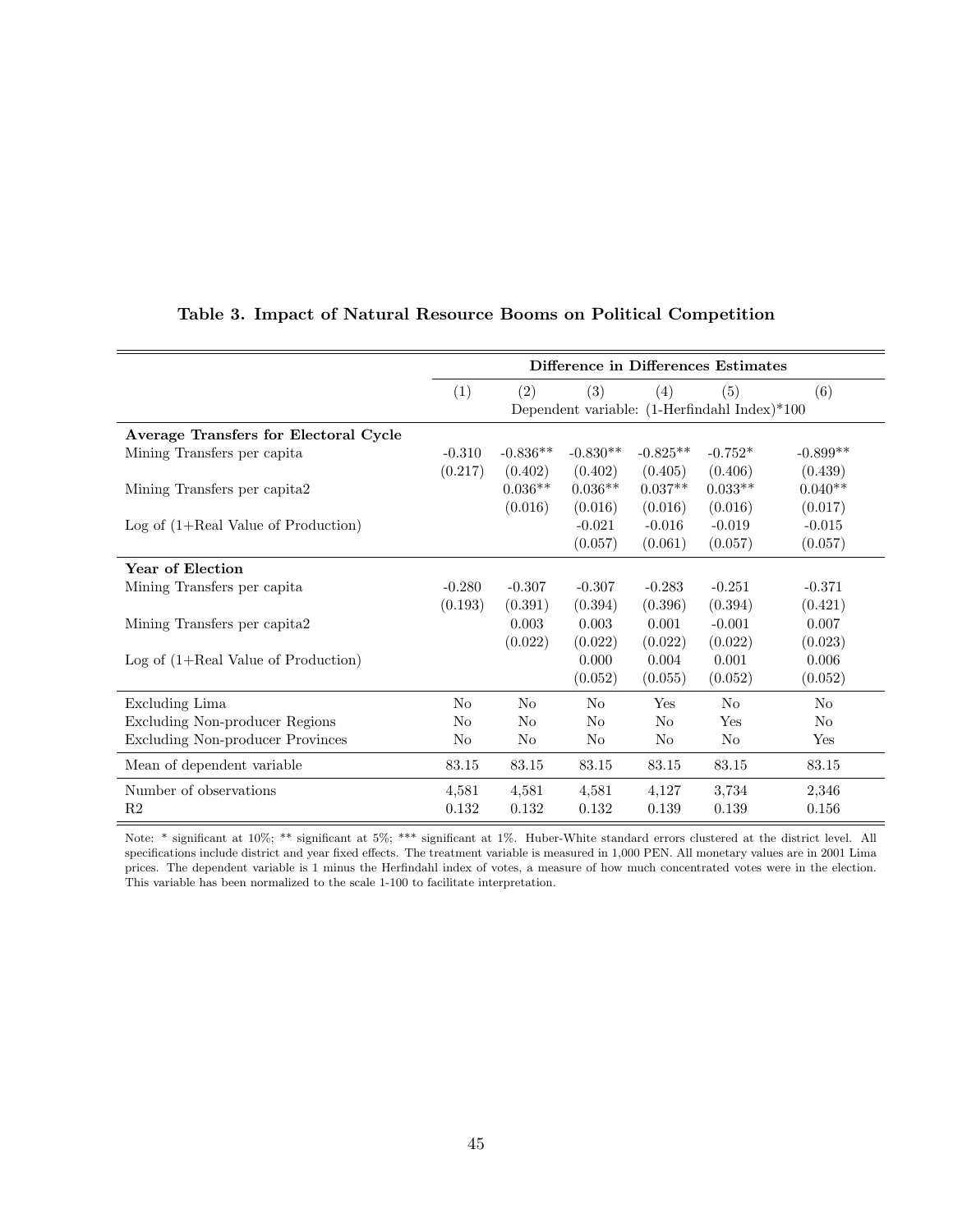**Table 3. Impact of Natural Resource Booms on Political Competition**

| | Difference in Differences Estimates | | | | | |
|---|---|---|---|---|---|---|
| | (1) | (2) | (3) | (4) | (5) | (6) |
| | Dependent variable: (1-Herfindahl Index)*100 | | | | | |
| **Average Transfers for Electoral Cycle** | | | | | | |
| Mining Transfers per capita | -0.310 | -0.836** | -0.830** | -0.825** | -0.752* | -0.899** |
| | (0.217) | (0.402) | (0.402) | (0.405) | (0.406) | (0.439) |
| Mining Transfers per capita2 | | 0.036** | 0.036** | 0.037** | 0.033** | 0.040** |
| | | (0.016) | (0.016) | (0.016) | (0.016) | (0.017) |
| Log of (1+Real Value of Production) | | | -0.021 | -0.016 | -0.019 | -0.015 |
| | | | (0.057) | (0.061) | (0.057) | (0.057) |
| **Year of Election** | | | | | | |
| Mining Transfers per capita | -0.280 | -0.307 | -0.307 | -0.283 | -0.251 | -0.371 |
| | (0.193) | (0.391) | (0.394) | (0.396) | (0.394) | (0.421) |
| Mining Transfers per capita2 | | 0.003 | 0.003 | 0.001 | -0.001 | 0.007 |
| | | (0.022) | (0.022) | (0.022) | (0.022) | (0.023) |
| Log of (1+Real Value of Production) | | | 0.000 | 0.004 | 0.001 | 0.006 |
| | | | (0.052) | (0.055) | (0.052) | (0.052) |
| Excluding Lima | No | No | No | Yes | No | No |
| Excluding Non-producer Regions | No | No | No | No | Yes | No |
| Excluding Non-producer Provinces | No | No | No | No | No | Yes |
| Mean of dependent variable | 83.15 | 83.15 | 83.15 | 83.15 | 83.15 | 83.15 |
| Number of observations | 4,581 | 4,581 | 4,581 | 4,127 | 3,734 | 2,346 |
| R2 | 0.132 | 0.132 | 0.132 | 0.139 | 0.139 | 0.156 |

Note: * significant at 10%; ** significant at 5%; *** significant at 1%. Huber-White standard errors clustered at the district level. All specifications include district and year fixed effects. The treatment variable is measured in 1,000 PEN. All monetary values are in 2001 Lima prices. The dependent variable is 1 minus the Herfindahl index of votes, a measure of how much concentrated votes were in the election. This variable has been normalized to the scale 1-100 to facilitate interpretation.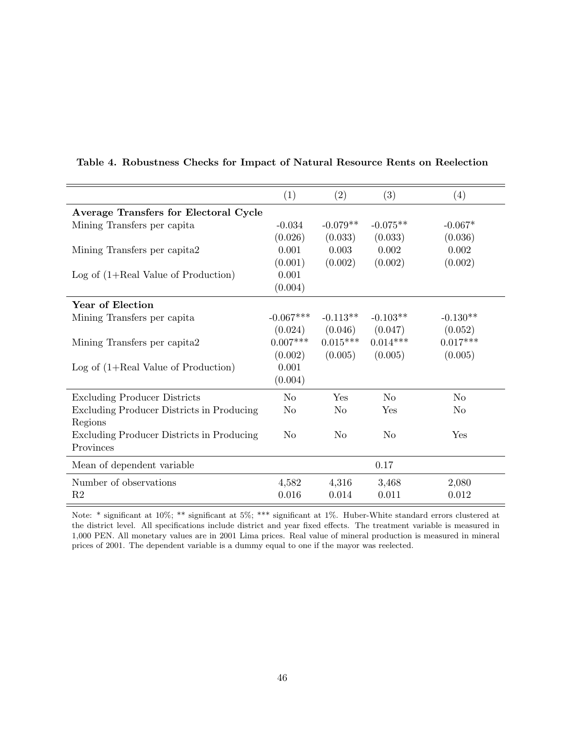**Table 4. Robustness Checks for Impact of Natural Resource Rents on Reelection**

| | (1) | (2) | (3) | (4) |
|---|---|---|---|---|
| **Average Transfers for Electoral Cycle** | | | | |
| Mining Transfers per capita | -0.034 | -0.079** | -0.075** | -0.067* |
| | (0.026) | (0.033) | (0.033) | (0.036) |
| Mining Transfers per capita2 | 0.001 | 0.003 | 0.002 | 0.002 |
| | (0.001) | (0.002) | (0.002) | (0.002) |
| Log of (1+Real Value of Production) | 0.001 | | | |
| | (0.004) | | | |
| **Year of Election** | | | | |
| Mining Transfers per capita | -0.067*** | -0.113** | -0.103** | -0.130** |
| | (0.024) | (0.046) | (0.047) | (0.052) |
| Mining Transfers per capita2 | 0.007*** | 0.015*** | 0.014*** | 0.017*** |
| | (0.002) | (0.005) | (0.005) | (0.005) |
| Log of (1+Real Value of Production) | 0.001 | | | |
| | (0.004) | | | |
| Excluding Producer Districts | No | Yes | No | No |
| Excluding Producer Districts in Producing Regions | No | No | Yes | No |
| Excluding Producer Districts in Producing Provinces | No | No | No | Yes |
| Mean of dependent variable | | | 0.17 | |
| Number of observations | 4,582 | 4,316 | 3,468 | 2,080 |
| R2 | 0.016 | 0.014 | 0.011 | 0.012 |

Note: * significant at 10%; ** significant at 5%; *** significant at 1%. Huber-White standard errors clustered at the district level. All specifications include district and year fixed effects. The treatment variable is measured in 1,000 PEN. All monetary values are in 2001 Lima prices. Real value of mineral production is measured in mineral prices of 2001. The dependent variable is a dummy equal to one if the mayor was reelected.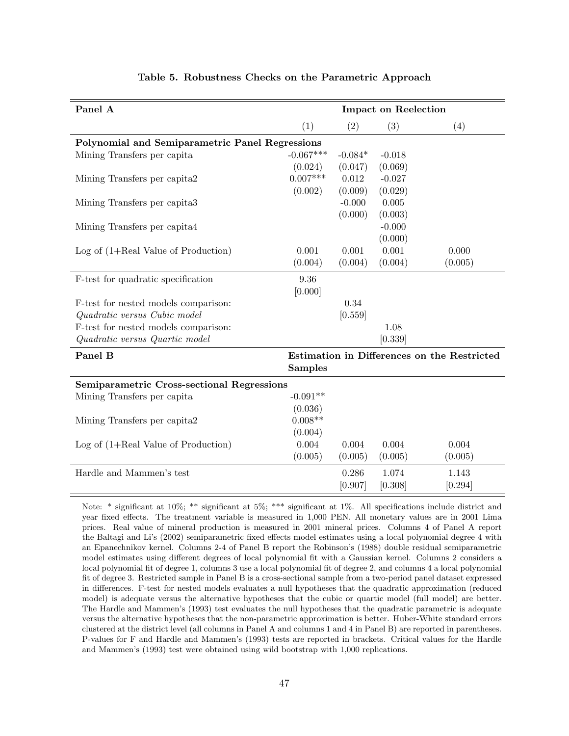**Table 5. Robustness Checks on the Parametric Approach**

| Panel A | Impact on Reelection | | | |
|---|---|---|---|---|
| | (1) | (2) | (3) | (4) |
| **Polynomial and Semiparametric Panel Regressions** | | | | |
| Mining Transfers per capita | -0.067*** | -0.084* | -0.018 | |
| | (0.024) | (0.047) | (0.069) | |
| Mining Transfers per capita2 | 0.007*** | 0.012 | -0.027 | |
| | (0.002) | (0.009) | (0.029) | |
| Mining Transfers per capita3 | | -0.000 | 0.005 | |
| | | (0.000) | (0.003) | |
| Mining Transfers per capita4 | | | -0.000 | |
| | | | (0.000) | |
| Log of (1+Real Value of Production) | 0.001 | 0.001 | 0.001 | 0.000 |
| | (0.004) | (0.004) | (0.004) | (0.005) |
| F-test for quadratic specification | 9.36 | | | |
| | [0.000] | | | |
| F-test for nested models comparison: | | 0.34 | | |
| *Quadratic versus Cubic model* | | [0.559] | | |
| F-test for nested models comparison: | | | 1.08 | |
| *Quadratic versus Quartic model* | | | [0.339] | |
| **Panel B** | **Estimation in Differences on the Restricted Samples** | | | |
| **Semiparametric Cross-sectional Regressions** | | | | |
| Mining Transfers per capita | -0.091** | | | |
| | (0.036) | | | |
| Mining Transfers per capita2 | 0.008** | | | |
| | (0.004) | | | |
| Log of (1+Real Value of Production) | 0.004 | 0.004 | 0.004 | 0.004 |
| | (0.005) | (0.005) | (0.005) | (0.005) |
| Hardle and Mammen's test | | 0.286 | 1.074 | 1.143 |
| | | [0.907] | [0.308] | [0.294] |

Note: * significant at 10%; ** significant at 5%; *** significant at 1%. All specifications include district and year fixed effects. The treatment variable is measured in 1,000 PEN. All monetary values are in 2001 Lima prices. Real value of mineral production is measured in 2001 mineral prices. Columns 4 of Panel A report the Baltagi and Li's (2002) semiparametric fixed effects model estimates using a local polynomial degree 4 with an Epanechnikov kernel. Columns 2-4 of Panel B report the Robinson's (1988) double residual semiparametric model estimates using different degrees of local polynomial fit with a Gaussian kernel. Columns 2 considers a local polynomial fit of degree 1, columns 3 use a local polynomial fit of degree 2, and columns 4 a local polynomial fit of degree 3. Restricted sample in Panel B is a cross-sectional sample from a two-period panel dataset expressed in differences. F-test for nested models evaluates a null hypotheses that the quadratic approximation (reduced model) is adequate versus the alternative hypotheses that the cubic or quartic model (full model) are better. The Hardle and Mammen's (1993) test evaluates the null hypotheses that the quadratic parametric is adequate versus the alternative hypotheses that the non-parametric approximation is better. Huber-White standard errors clustered at the district level (all columns in Panel A and columns 1 and 4 in Panel B) are reported in parentheses. P-values for F and Hardle and Mammen's (1993) tests are reported in brackets. Critical values for the Hardle and Mammen's (1993) test were obtained using wild bootstrap with 1,000 replications.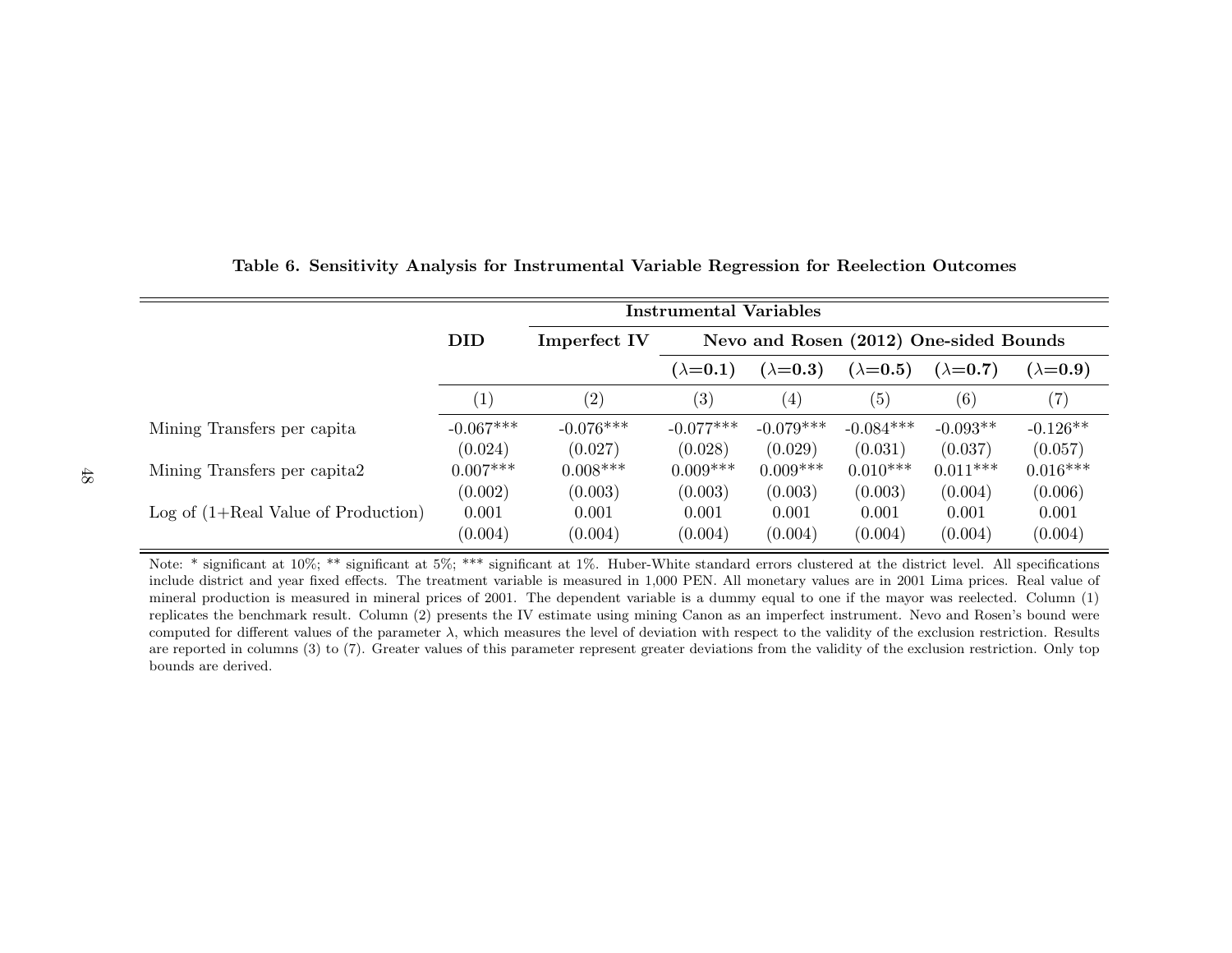**Table 6. Sensitivity Analysis for Instrumental Variable Regression for Reelection Outcomes**

| | DID | Instrumental Variables | | | | | |
|---|---|---|---|---|---|---|---|
| | | Imperfect IV | Nevo and Rosen (2012) One-sided Bounds | | | | |
| | | | ($\lambda$=0.1) | ($\lambda$=0.3) | ($\lambda$=0.5) | ($\lambda$=0.7) | ($\lambda$=0.9) |
| | (1) | (2) | (3) | (4) | (5) | (6) | (7) |
| Mining Transfers per capita | -0.067*** | -0.076*** | -0.077*** | -0.079*** | -0.084*** | -0.093** | -0.126** |
| | (0.024) | (0.027) | (0.028) | (0.029) | (0.031) | (0.037) | (0.057) |
| Mining Transfers per capita2 | 0.007*** | 0.008*** | 0.009*** | 0.009*** | 0.010*** | 0.011*** | 0.016*** |
| | (0.002) | (0.003) | (0.003) | (0.003) | (0.003) | (0.004) | (0.006) |
| Log of (1+Real Value of Production) | 0.001 | 0.001 | 0.001 | 0.001 | 0.001 | 0.001 | 0.001 |
| | (0.004) | (0.004) | (0.004) | (0.004) | (0.004) | (0.004) | (0.004) |

Note: * significant at 10%; ** significant at 5%; *** significant at 1%. Huber-White standard errors clustered at the district level. All specifications include district and year fixed effects. The treatment variable is measured in 1,000 PEN. All monetary values are in 2001 Lima prices. Real value of mineral production is measured in mineral prices of 2001. The dependent variable is a dummy equal to one if the mayor was reelected. Column (1) replicates the benchmark result. Column (2) presents the IV estimate using mining Canon as an imperfect instrument. Nevo and Rosen's bound were computed for different values of the parameter $\lambda$, which measures the level of deviation with respect to the validity of the exclusion restriction. Results are reported in columns (3) to (7). Greater values of this parameter represent greater deviations from the validity of the exclusion restriction. Only top bounds are derived.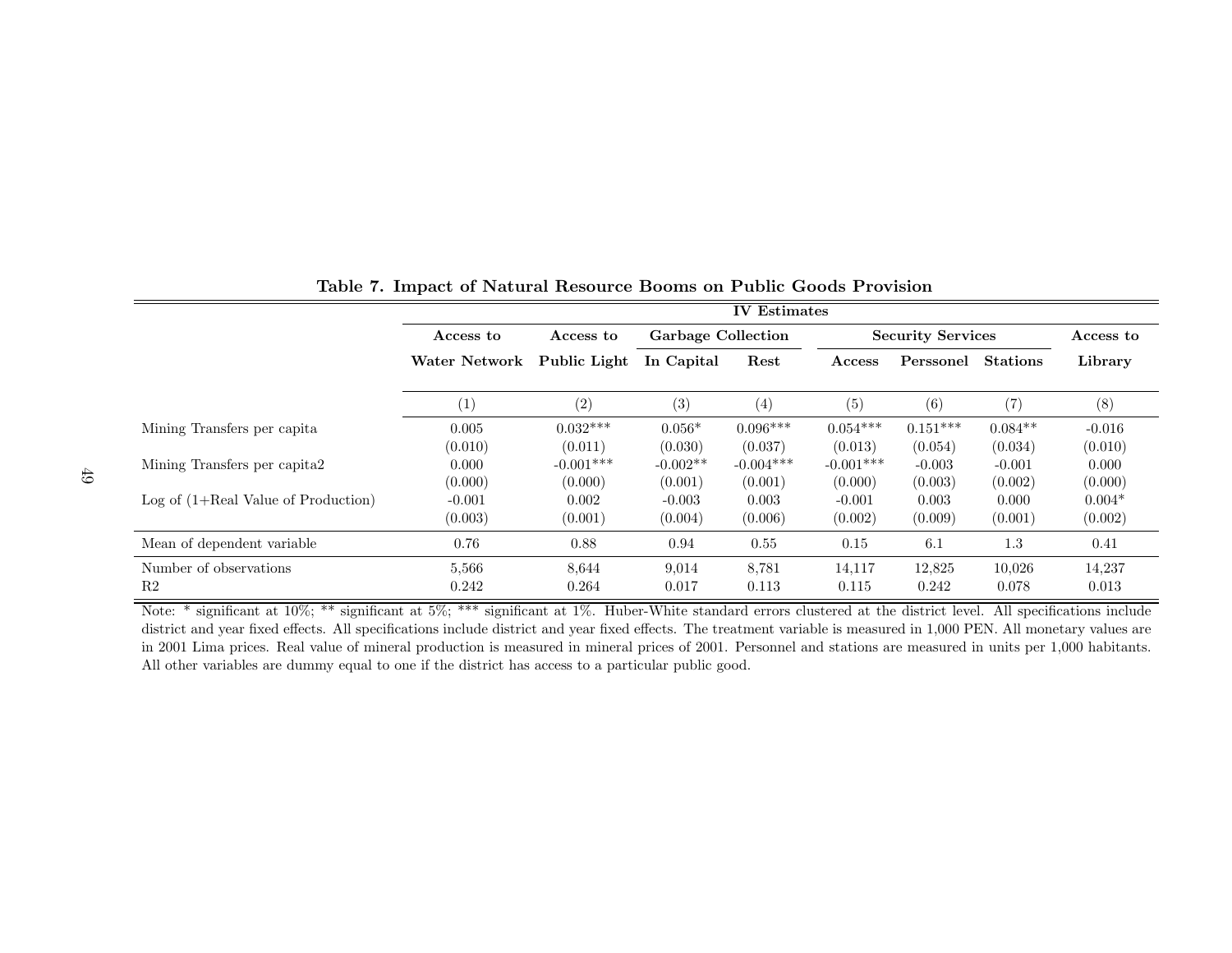**Table 7. Impact of Natural Resource Booms on Public Goods Provision**

| | IV Estimates | | | | | | | |
|---|---|---|---|---|---|---|---|---|
| | Access to | Access to | Garbage Collection | | Security Services | | | Access to |
| | Water Network | Public Light | In Capital | Rest | Access | Perssonel | Stations | Library |
| | (1) | (2) | (3) | (4) | (5) | (6) | (7) | (8) |
| Mining Transfers per capita | 0.005 | 0.032*** | 0.056* | 0.096*** | 0.054*** | 0.151*** | 0.084** | -0.016 |
| | (0.010) | (0.011) | (0.030) | (0.037) | (0.013) | (0.054) | (0.034) | (0.010) |
| Mining Transfers per capita2 | 0.000 | -0.001*** | -0.002** | -0.004*** | -0.001*** | -0.003 | -0.001 | 0.000 |
| | (0.000) | (0.000) | (0.001) | (0.001) | (0.000) | (0.003) | (0.002) | (0.000) |
| Log of (1+Real Value of Production) | -0.001 | 0.002 | -0.003 | 0.003 | -0.001 | 0.003 | 0.000 | 0.004* |
| | (0.003) | (0.001) | (0.004) | (0.006) | (0.002) | (0.009) | (0.001) | (0.002) |
| Mean of dependent variable | 0.76 | 0.88 | 0.94 | 0.55 | 0.15 | 6.1 | 1.3 | 0.41 |
| Number of observations | 5,566 | 8,644 | 9,014 | 8,781 | 14,117 | 12,825 | 10,026 | 14,237 |
| R2 | 0.242 | 0.264 | 0.017 | 0.113 | 0.115 | 0.242 | 0.078 | 0.013 |

Note: * significant at 10%; ** significant at 5%; *** significant at 1%. Huber-White standard errors clustered at the district level. All specifications include district and year fixed effects. All specifications include district and year fixed effects. The treatment variable is measured in 1,000 PEN. All monetary values are in 2001 Lima prices. Real value of mineral production is measured in mineral prices of 2001. Personnel and stations are measured in units per 1,000 habitants. All other variables are dummy equal to one if the district has access to a particular public good.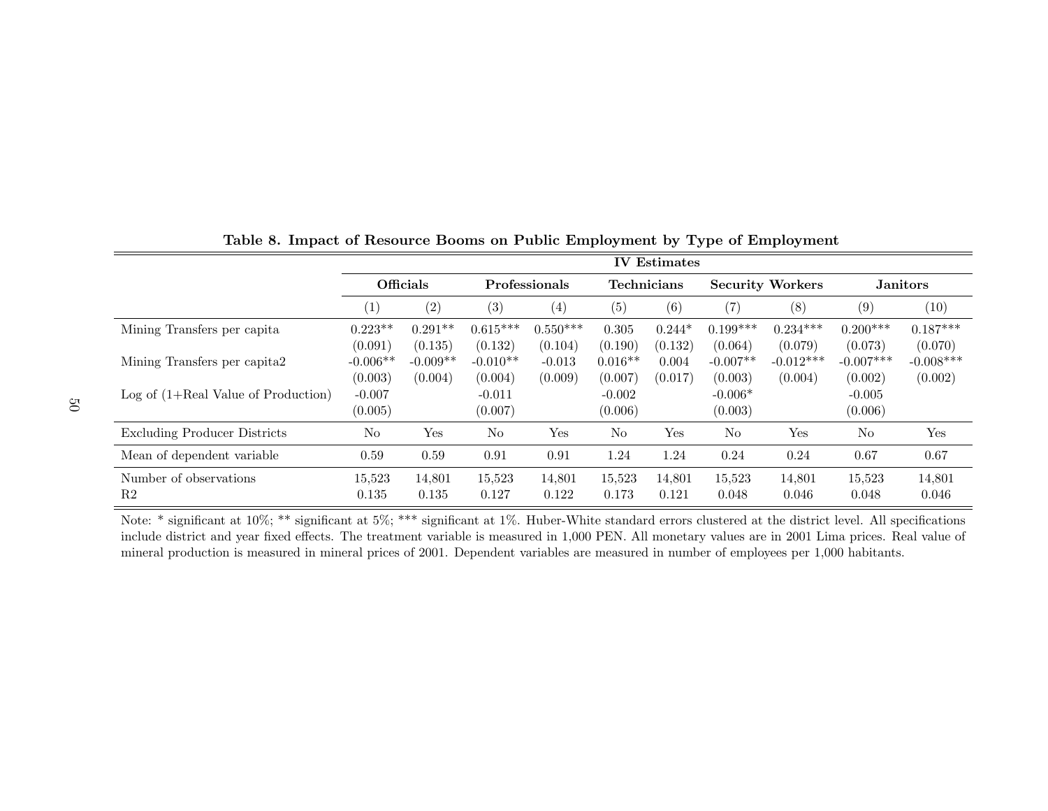**Table 8. Impact of Resource Booms on Public Employment by Type of Employment**

| | IV Estimates | | | | | | | | | |
|---|---|---|---|---|---|---|---|---|---|---|
| | **Officials** | | **Professionals** | | **Technicians** | | **Security Workers** | | **Janitors** | |
| | (1) | (2) | (3) | (4) | (5) | (6) | (7) | (8) | (9) | (10) |
| Mining Transfers per capita | 0.223** | 0.291** | 0.615*** | 0.550*** | 0.305 | 0.244* | 0.199*** | 0.234*** | 0.200*** | 0.187*** |
| | (0.091) | (0.135) | (0.132) | (0.104) | (0.190) | (0.132) | (0.064) | (0.079) | (0.073) | (0.070) |
| Mining Transfers per capita2 | -0.006** | -0.009** | -0.010** | -0.013 | 0.016** | 0.004 | -0.007** | -0.012*** | -0.007*** | -0.008*** |
| | (0.003) | (0.004) | (0.004) | (0.009) | (0.007) | (0.017) | (0.003) | (0.004) | (0.002) | (0.002) |
| Log of (1+Real Value of Production) | -0.007 | | -0.011 | | -0.002 | | -0.006* | | -0.005 | |
| | (0.005) | | (0.007) | | (0.006) | | (0.003) | | (0.006) | |
| Excluding Producer Districts | No | Yes | No | Yes | No | Yes | No | Yes | No | Yes |
| Mean of dependent variable | 0.59 | 0.59 | 0.91 | 0.91 | 1.24 | 1.24 | 0.24 | 0.24 | 0.67 | 0.67 |
| Number of observations | 15,523 | 14,801 | 15,523 | 14,801 | 15,523 | 14,801 | 15,523 | 14,801 | 15,523 | 14,801 |
| R2 | 0.135 | 0.135 | 0.127 | 0.122 | 0.173 | 0.121 | 0.048 | 0.046 | 0.048 | 0.046 |

Note: * significant at 10%; ** significant at 5%; *** significant at 1%. Huber-White standard errors clustered at the district level. All specifications include district and year fixed effects. The treatment variable is measured in 1,000 PEN. All monetary values are in 2001 Lima prices. Real value of mineral production is measured in mineral prices of 2001. Dependent variables are measured in number of employees per 1,000 habitants.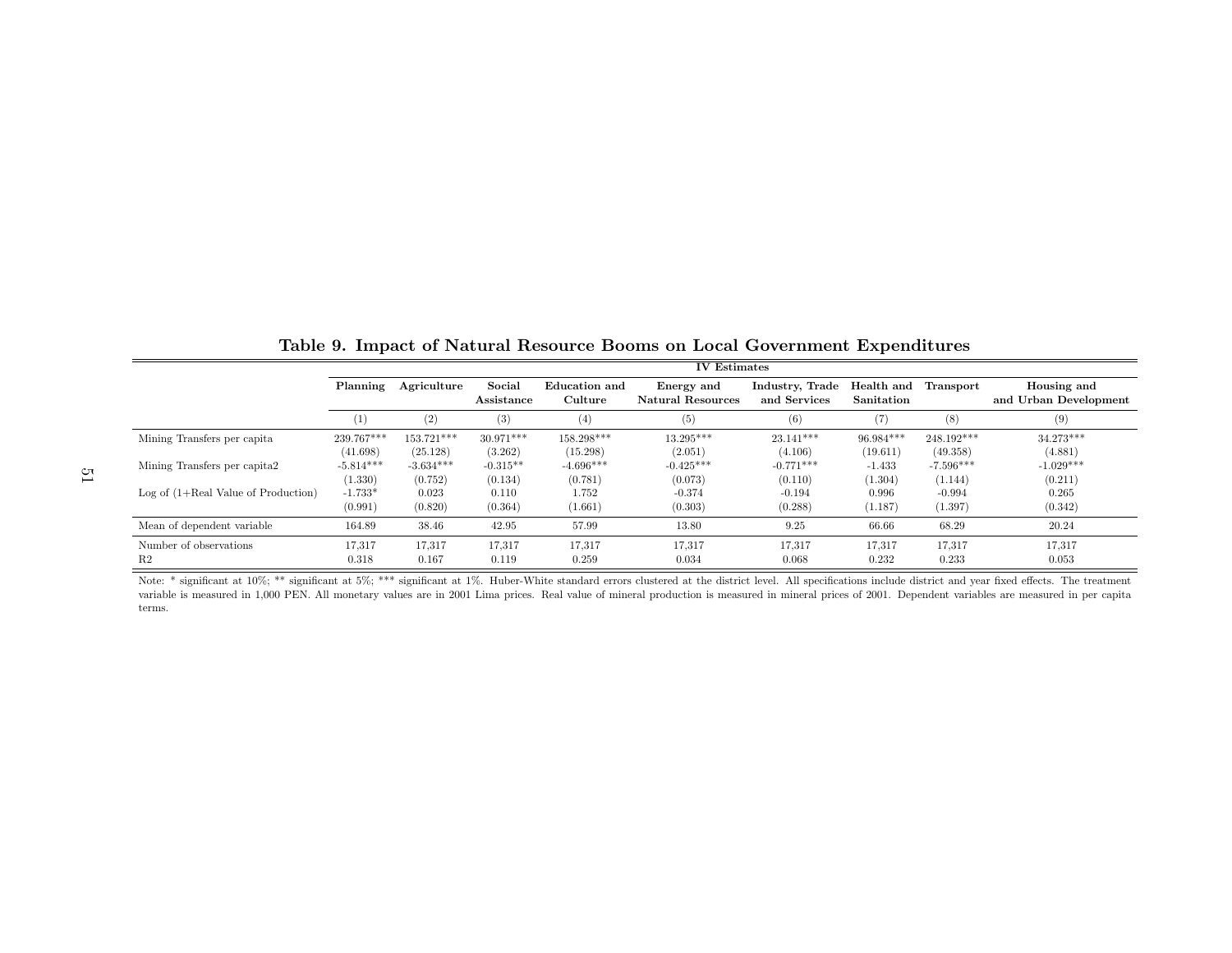# Table 9. Impact of Natural Resource Booms on Local Government Expenditures

| | IV Estimates | | | | | | | | |
|---|---|---|---|---|---|---|---|---|---|
| | Planning | Agriculture | Social Assistance | Education and Culture | Energy and Natural Resources | Industry, Trade and Services | Health and Sanitation | Transport | Housing and and Urban Development |
| | (1) | (2) | (3) | (4) | (5) | (6) | (7) | (8) | (9) |
| Mining Transfers per capita | 239.767*** | 153.721*** | 30.971*** | 158.298*** | 13.295*** | 23.141*** | 96.984*** | 248.192*** | 34.273*** |
| | (41.698) | (25.128) | (3.262) | (15.298) | (2.051) | (4.106) | (19.611) | (49.358) | (4.881) |
| Mining Transfers per capita2 | -5.814*** | -3.634*** | -0.315** | -4.696*** | -0.425*** | -0.771*** | -1.433 | -7.596*** | -1.029*** |
| | (1.330) | (0.752) | (0.134) | (0.781) | (0.073) | (0.110) | (1.304) | (1.144) | (0.211) |
| Log of (1+Real Value of Production) | -1.733* | 0.023 | 0.110 | 1.752 | -0.374 | -0.194 | 0.996 | -0.994 | 0.265 |
| | (0.991) | (0.820) | (0.364) | (1.661) | (0.303) | (0.288) | (1.187) | (1.397) | (0.342) |
| Mean of dependent variable | 164.89 | 38.46 | 42.95 | 57.99 | 13.80 | 9.25 | 66.66 | 68.29 | 20.24 |
| Number of observations | 17,317 | 17,317 | 17,317 | 17,317 | 17,317 | 17,317 | 17,317 | 17,317 | 17,317 |
| R2 | 0.318 | 0.167 | 0.119 | 0.259 | 0.034 | 0.068 | 0.232 | 0.233 | 0.053 |

Note: * significant at 10%; ** significant at 5%; *** significant at 1%. Huber-White standard errors clustered at the district level. All specifications include district and year fixed effects. The treatment variable is measured in 1,000 PEN. All monetary values are in 2001 Lima prices. Real value of mineral production is measured in mineral prices of 2001. Dependent variables are measured in per capita terms.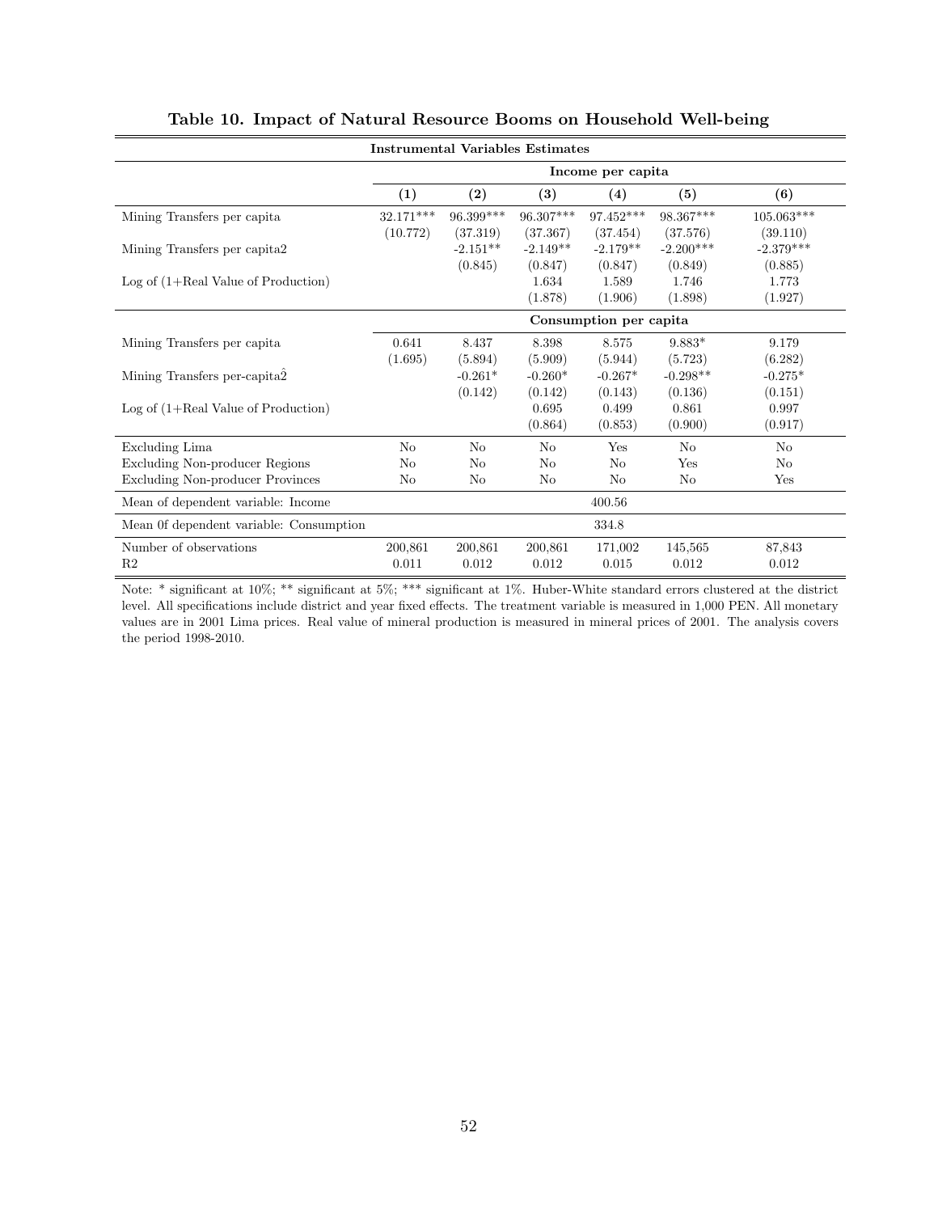**Table 10. Impact of Natural Resource Booms on Household Well-being**

| Instrumental Variables Estimates | | | | | | |
|---|---|---|---|---|---|---|
| | Income per capita | | | | | |
| | (1) | (2) | (3) | (4) | (5) | (6) |
| Mining Transfers per capita | 32.171*** | 96.399*** | 96.307*** | 97.452*** | 98.367*** | 105.063*** |
| | (10.772) | (37.319) | (37.367) | (37.454) | (37.576) | (39.110) |
| Mining Transfers per capita2 | | -2.151** | -2.149** | -2.179** | -2.200*** | -2.379*** |
| | | (0.845) | (0.847) | (0.847) | (0.849) | (0.885) |
| Log of (1+Real Value of Production) | | | 1.634 | 1.589 | 1.746 | 1.773 |
| | | | (1.878) | (1.906) | (1.898) | (1.927) |
| | Consumption per capita | | | | | |
| Mining Transfers per capita | 0.641 | 8.437 | 8.398 | 8.575 | 9.883* | 9.179 |
| | (1.695) | (5.894) | (5.909) | (5.944) | (5.723) | (6.282) |
| Mining Transfers per-capita$\hat{2}$ | | -0.261* | -0.260* | -0.267* | -0.298** | -0.275* |
| | | (0.142) | (0.142) | (0.143) | (0.136) | (0.151) |
| Log of (1+Real Value of Production) | | | 0.695 | 0.499 | 0.861 | 0.997 |
| | | | (0.864) | (0.853) | (0.900) | (0.917) |
| Excluding Lima | No | No | No | Yes | No | No |
| Excluding Non-producer Regions | No | No | No | No | Yes | No |
| Excluding Non-producer Provinces | No | No | No | No | No | Yes |
| Mean of dependent variable: Income | 400.56 | | | | | |
| Mean 0f dependent variable: Consumption | 334.8 | | | | | |
| Number of observations | 200,861 | 200,861 | 200,861 | 171,002 | 145,565 | 87,843 |
| R2 | 0.011 | 0.012 | 0.012 | 0.015 | 0.012 | 0.012 |

Note: * significant at 10%; ** significant at 5%; *** significant at 1%. Huber-White standard errors clustered at the district level. All specifications include district and year fixed effects. The treatment variable is measured in 1,000 PEN. All monetary values are in 2001 Lima prices. Real value of mineral production is measured in mineral prices of 2001. The analysis covers the period 1998-2010.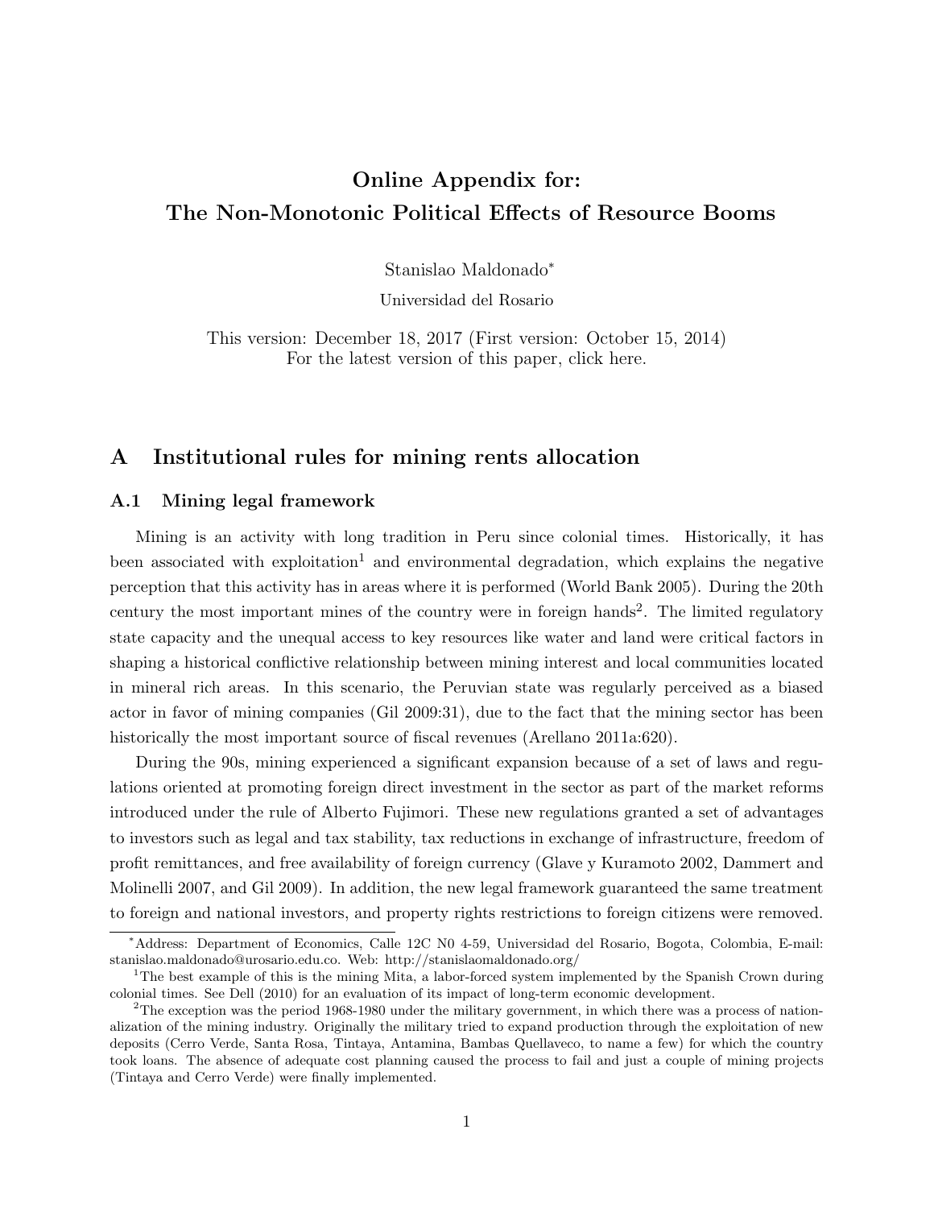# Online Appendix for: The Non-Monotonic Political Effects of Resource Booms

Stanislao Maldonado*

Universidad del Rosario

This version: December 18, 2017 (First version: October 15, 2014)
For the latest version of this paper, click here.

## A Institutional rules for mining rents allocation

### A.1 Mining legal framework

Mining is an activity with long tradition in Peru since colonial times. Historically, it has been associated with exploitation[1] and environmental degradation, which explains the negative perception that this activity has in areas where it is performed (World Bank 2005). During the 20th century the most important mines of the country were in foreign hands[2]. The limited regulatory state capacity and the unequal access to key resources like water and land were critical factors in shaping a historical conflictive relationship between mining interest and local communities located in mineral rich areas. In this scenario, the Peruvian state was regularly perceived as a biased actor in favor of mining companies (Gil 2009:31), due to the fact that the mining sector has been historically the most important source of fiscal revenues (Arellano 2011a:620).

During the 90s, mining experienced a significant expansion because of a set of laws and regulations oriented at promoting foreign direct investment in the sector as part of the market reforms introduced under the rule of Alberto Fujimori. These new regulations granted a set of advantages to investors such as legal and tax stability, tax reductions in exchange of infrastructure, freedom of profit remittances, and free availability of foreign currency (Glave y Kuramoto 2002, Dammert and Molinelli 2007, and Gil 2009). In addition, the new legal framework guaranteed the same treatment to foreign and national investors, and property rights restrictions to foreign citizens were removed.

---

*Address: Department of Economics, Calle 12C N0 4-59, Universidad del Rosario, Bogota, Colombia, E-mail: stanislao.maldonado@urosario.edu.co. Web: http://stanislaomaldonado.org/

[1]The best example of this is the mining Mita, a labor-forced system implemented by the Spanish Crown during colonial times. See Dell (2010) for an evaluation of its impact of long-term economic development.

[2]The exception was the period 1968-1980 under the military government, in which there was a process of nationalization of the mining industry. Originally the military tried to expand production through the exploitation of new deposits (Cerro Verde, Santa Rosa, Tintaya, Antamina, Bambas Quellaveco, to name a few) for which the country took loans. The absence of adequate cost planning caused the process to fail and just a couple of mining projects (Tintaya and Cerro Verde) were finally implemented.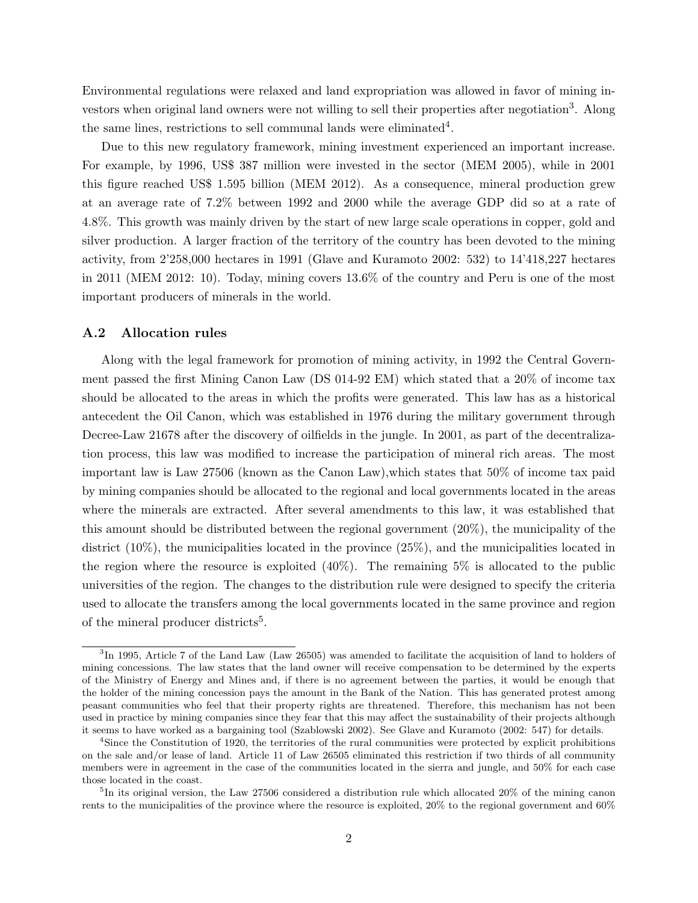Environmental regulations were relaxed and land expropriation was allowed in favor of mining investors when original land owners were not willing to sell their properties after negotiation[3]. Along the same lines, restrictions to sell communal lands were eliminated[4].

Due to this new regulatory framework, mining investment experienced an important increase. For example, by 1996, US$ 387 million were invested in the sector (MEM 2005), while in 2001 this figure reached US$ 1.595 billion (MEM 2012). As a consequence, mineral production grew at an average rate of 7.2% between 1992 and 2000 while the average GDP did so at a rate of 4.8%. This growth was mainly driven by the start of new large scale operations in copper, gold and silver production. A larger fraction of the territory of the country has been devoted to the mining activity, from 2'258,000 hectares in 1991 (Glave and Kuramoto 2002: 532) to 14'418,227 hectares in 2011 (MEM 2012: 10). Today, mining covers 13.6% of the country and Peru is one of the most important producers of minerals in the world.

### A.2 Allocation rules

Along with the legal framework for promotion of mining activity, in 1992 the Central Government passed the first Mining Canon Law (DS 014-92 EM) which stated that a 20% of income tax should be allocated to the areas in which the profits were generated. This law has as a historical antecedent the Oil Canon, which was established in 1976 during the military government through Decree-Law 21678 after the discovery of oilfields in the jungle. In 2001, as part of the decentralization process, this law was modified to increase the participation of mineral rich areas. The most important law is Law 27506 (known as the Canon Law),which states that 50% of income tax paid by mining companies should be allocated to the regional and local governments located in the areas where the minerals are extracted. After several amendments to this law, it was established that this amount should be distributed between the regional government (20%), the municipality of the district (10%), the municipalities located in the province (25%), and the municipalities located in the region where the resource is exploited (40%). The remaining 5% is allocated to the public universities of the region. The changes to the distribution rule were designed to specify the criteria used to allocate the transfers among the local governments located in the same province and region of the mineral producer districts[5].

---

[3]In 1995, Article 7 of the Land Law (Law 26505) was amended to facilitate the acquisition of land to holders of mining concessions. The law states that the land owner will receive compensation to be determined by the experts of the Ministry of Energy and Mines and, if there is no agreement between the parties, it would be enough that the holder of the mining concession pays the amount in the Bank of the Nation. This has generated protest among peasant communities who feel that their property rights are threatened. Therefore, this mechanism has not been used in practice by mining companies since they fear that this may affect the sustainability of their projects although it seems to have worked as a bargaining tool (Szablowski 2002). See Glave and Kuramoto (2002: 547) for details.

[4]Since the Constitution of 1920, the territories of the rural communities were protected by explicit prohibitions on the sale and/or lease of land. Article 11 of Law 26505 eliminated this restriction if two thirds of all community members were in agreement in the case of the communities located in the sierra and jungle, and 50% for each case those located in the coast.

[5]In its original version, the Law 27506 considered a distribution rule which allocated 20% of the mining canon rents to the municipalities of the province where the resource is exploited, 20% to the regional government and 60%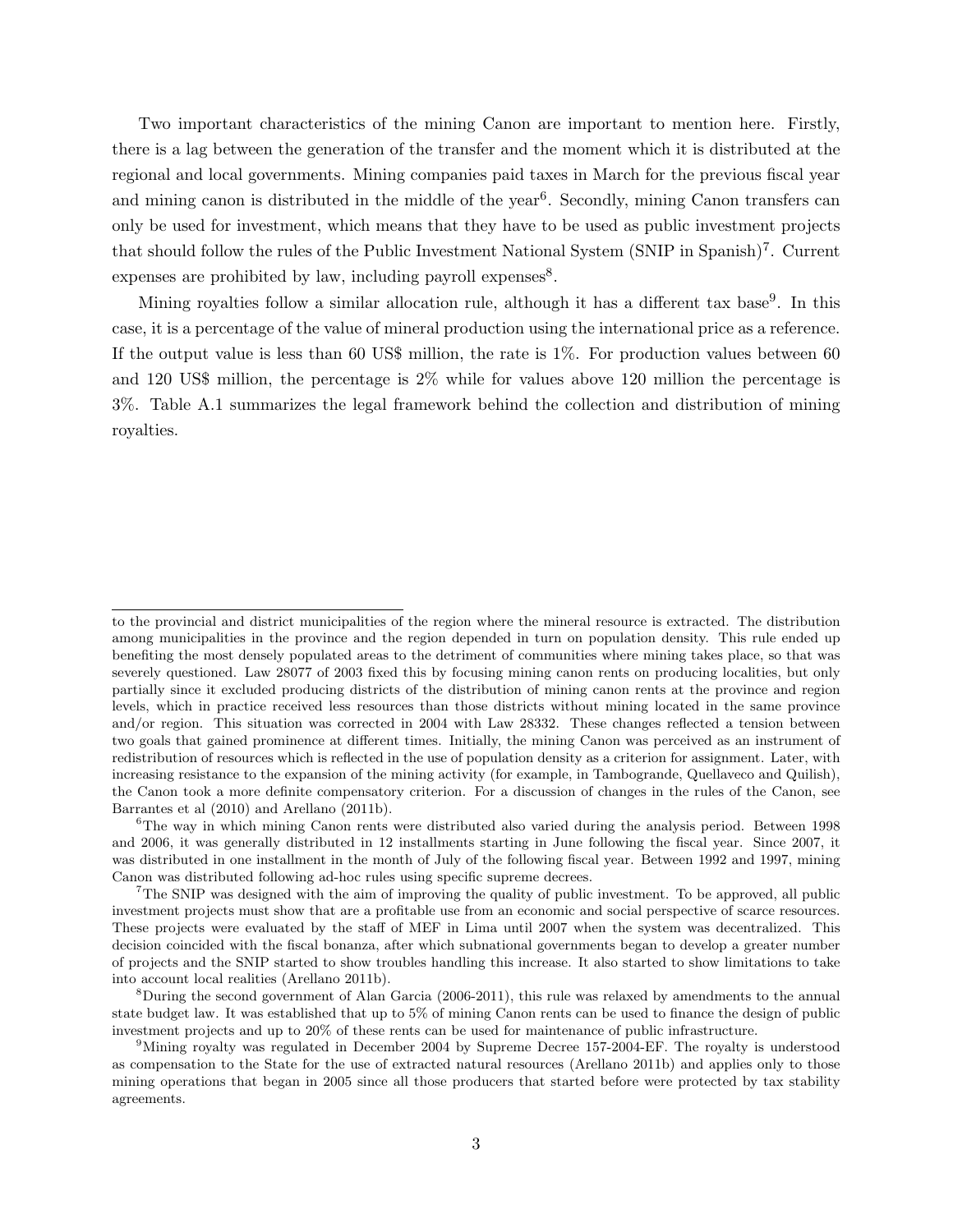Two important characteristics of the mining Canon are important to mention here. Firstly, there is a lag between the generation of the transfer and the moment which it is distributed at the regional and local governments. Mining companies paid taxes in March for the previous fiscal year and mining canon is distributed in the middle of the year[6]. Secondly, mining Canon transfers can only be used for investment, which means that they have to be used as public investment projects that should follow the rules of the Public Investment National System (SNIP in Spanish)[7]. Current expenses are prohibited by law, including payroll expenses[8].

Mining royalties follow a similar allocation rule, although it has a different tax base[9]. In this case, it is a percentage of the value of mineral production using the international price as a reference. If the output value is less than 60 US$ million, the rate is 1%. For production values between 60 and 120 US$ million, the percentage is 2% while for values above 120 million the percentage is 3%. Table A.1 summarizes the legal framework behind the collection and distribution of mining royalties.

---

to the provincial and district municipalities of the region where the mineral resource is extracted. The distribution among municipalities in the province and the region depended in turn on population density. This rule ended up benefiting the most densely populated areas to the detriment of communities where mining takes place, so that was severely questioned. Law 28077 of 2003 fixed this by focusing mining canon rents on producing localities, but only partially since it excluded producing districts of the distribution of mining canon rents at the province and region levels, which in practice received less resources than those districts without mining located in the same province and/or region. This situation was corrected in 2004 with Law 28332. These changes reflected a tension between two goals that gained prominence at different times. Initially, the mining Canon was perceived as an instrument of redistribution of resources which is reflected in the use of population density as a criterion for assignment. Later, with increasing resistance to the expansion of the mining activity (for example, in Tambogrande, Quellaveco and Quilish), the Canon took a more definite compensatory criterion. For a discussion of changes in the rules of the Canon, see Barrantes et al (2010) and Arellano (2011b).

[6] The way in which mining Canon rents were distributed also varied during the analysis period. Between 1998 and 2006, it was generally distributed in 12 installments starting in June following the fiscal year. Since 2007, it was distributed in one installment in the month of July of the following fiscal year. Between 1992 and 1997, mining Canon was distributed following ad-hoc rules using specific supreme decrees.

[7] The SNIP was designed with the aim of improving the quality of public investment. To be approved, all public investment projects must show that are a profitable use from an economic and social perspective of scarce resources. These projects were evaluated by the staff of MEF in Lima until 2007 when the system was decentralized. This decision coincided with the fiscal bonanza, after which subnational governments began to develop a greater number of projects and the SNIP started to show troubles handling this increase. It also started to show limitations to take into account local realities (Arellano 2011b).

[8] During the second government of Alan Garcia (2006-2011), this rule was relaxed by amendments to the annual state budget law. It was established that up to 5% of mining Canon rents can be used to finance the design of public investment projects and up to 20% of these rents can be used for maintenance of public infrastructure.

[9] Mining royalty was regulated in December 2004 by Supreme Decree 157-2004-EF. The royalty is understood as compensation to the State for the use of extracted natural resources (Arellano 2011b) and applies only to those mining operations that began in 2005 since all those producers that started before were protected by tax stability agreements.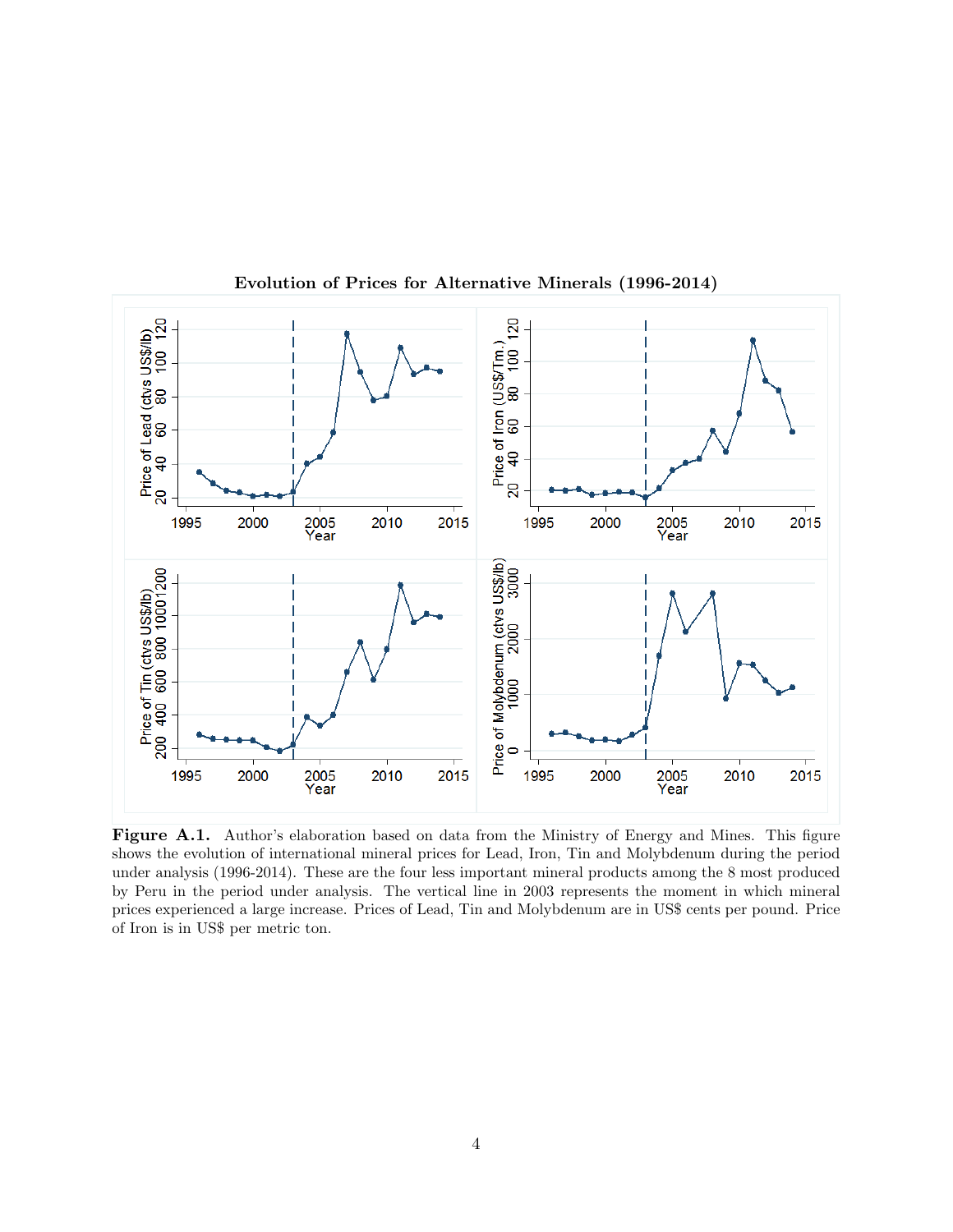**Evolution of Prices for Alternative Minerals (1996-2014)**

**Figure A.1.** Author's elaboration based on data from the Ministry of Energy and Mines. This figure shows the evolution of international mineral prices for Lead, Iron, Tin and Molybdenum during the period under analysis (1996-2014). These are the four less important mineral products among the 8 most produced by Peru in the period under analysis. The vertical line in 2003 represents the moment in which mineral prices experienced a large increase. Prices of Lead, Tin and Molybdenum are in US$ cents per pound. Price of Iron is in US$ per metric ton.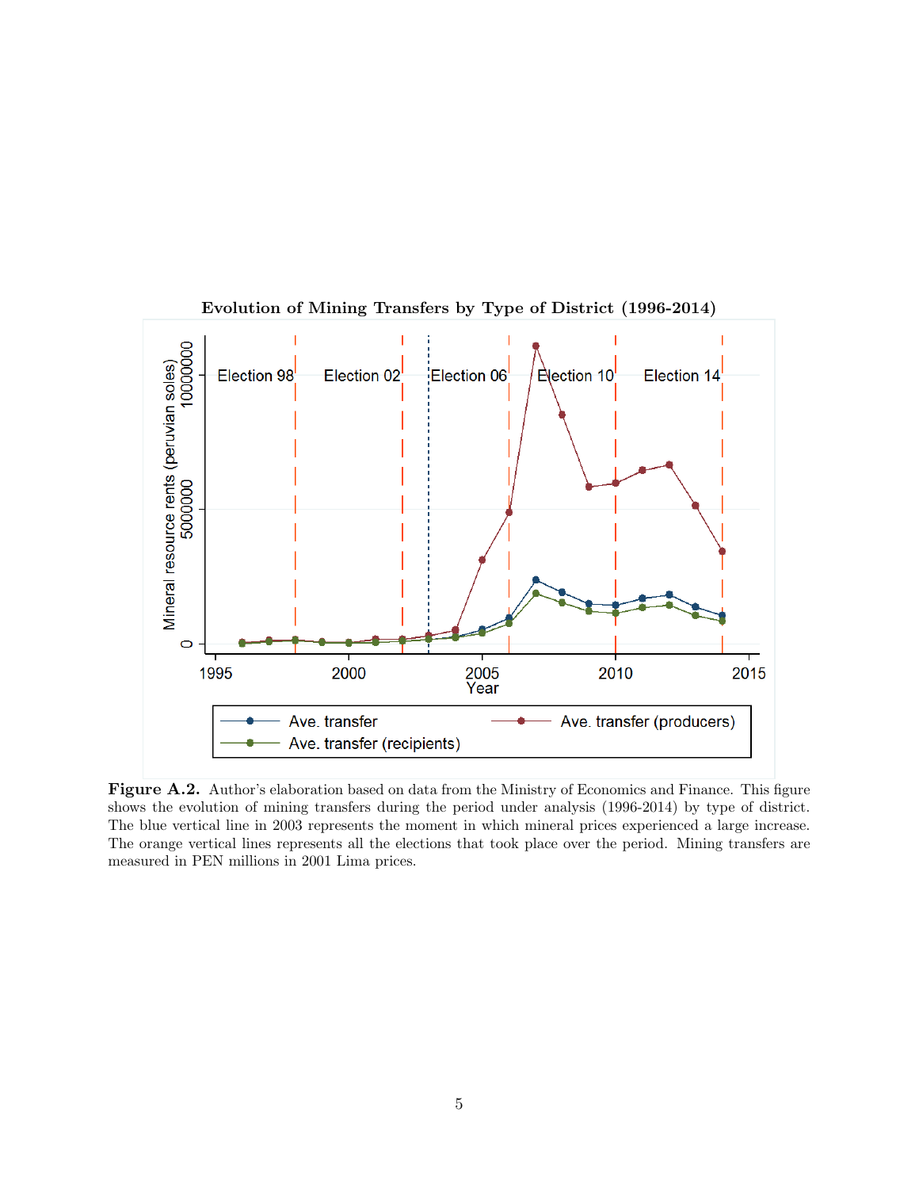**Evolution of Mining Transfers by Type of District (1996-2014)**

**Figure A.2.** Author's elaboration based on data from the Ministry of Economics and Finance. This figure shows the evolution of mining transfers during the period under analysis (1996-2014) by type of district. The blue vertical line in 2003 represents the moment in which mineral prices experienced a large increase. The orange vertical lines represents all the elections that took place over the period. Mining transfers are measured in PEN millions in 2001 Lima prices.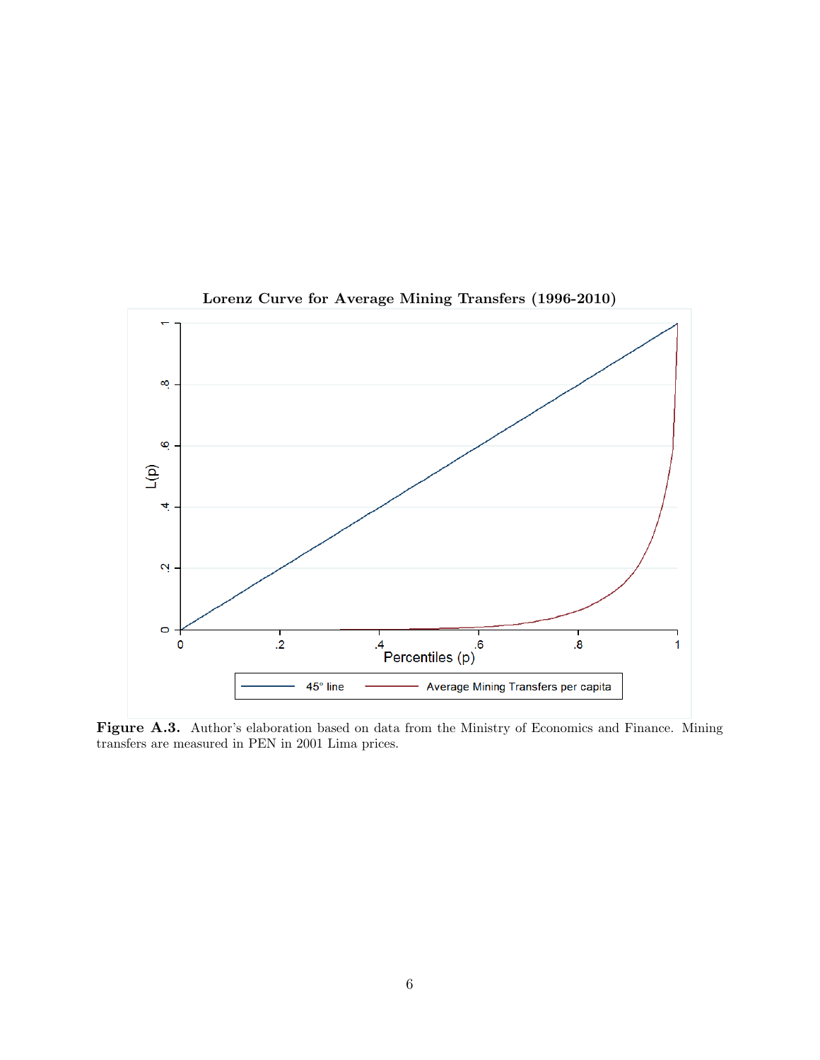**Lorenz Curve for Average Mining Transfers (1996-2010)**

**Figure A.3.** Author's elaboration based on data from the Ministry of Economics and Finance. Mining transfers are measured in PEN in 2001 Lima prices.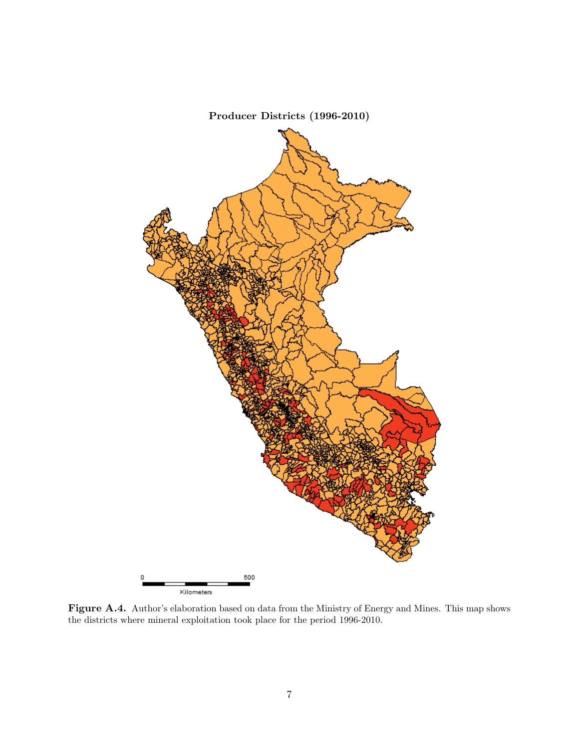**Producer Districts (1996-2010)**

**Figure A.4.** Author's elaboration based on data from the Ministry of Energy and Mines. This map shows the districts where mineral exploitation took place for the period 1996-2010.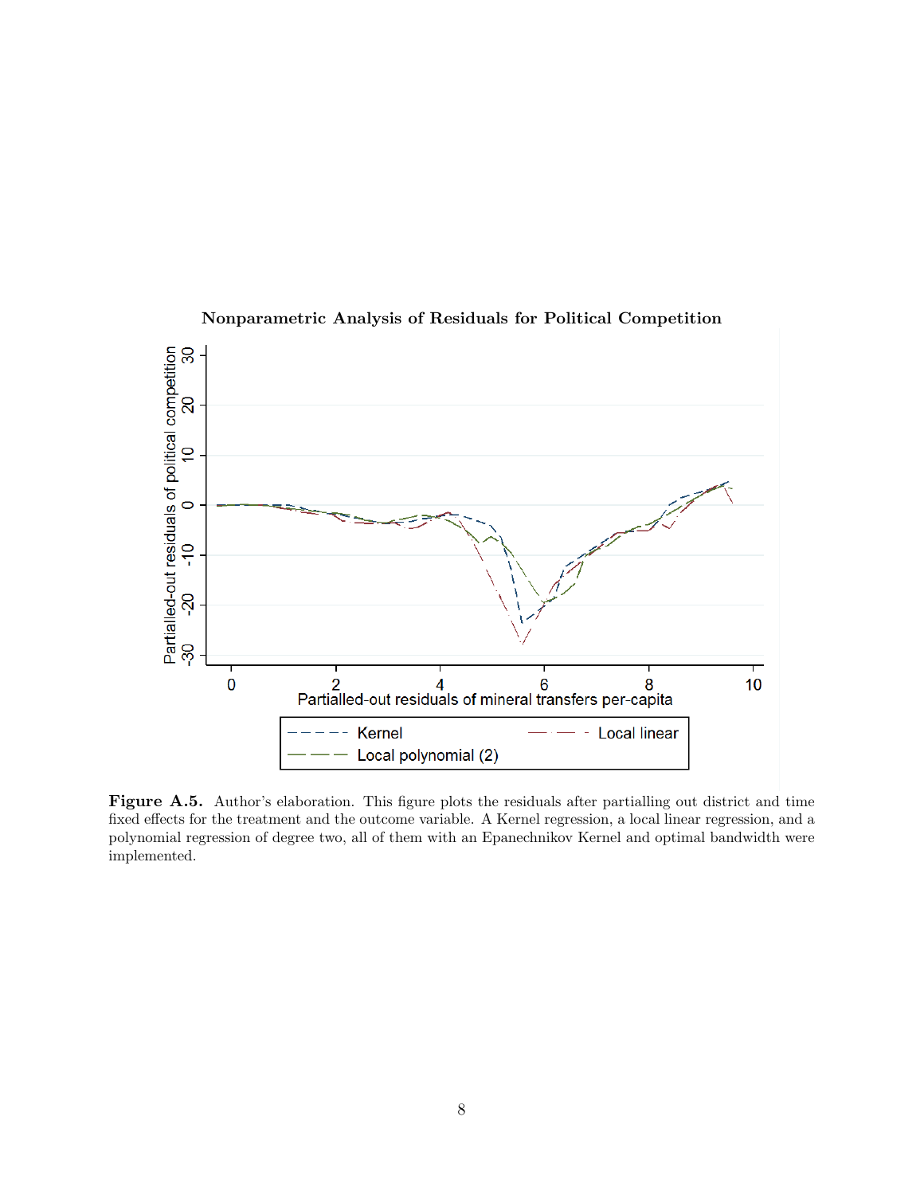**Nonparametric Analysis of Residuals for Political Competition**

**Figure A.5.** Author's elaboration. This figure plots the residuals after partialling out district and time fixed effects for the treatment and the outcome variable. A Kernel regression, a local linear regression, and a polynomial regression of degree two, all of them with an Epanechnikov Kernel and optimal bandwidth were implemented.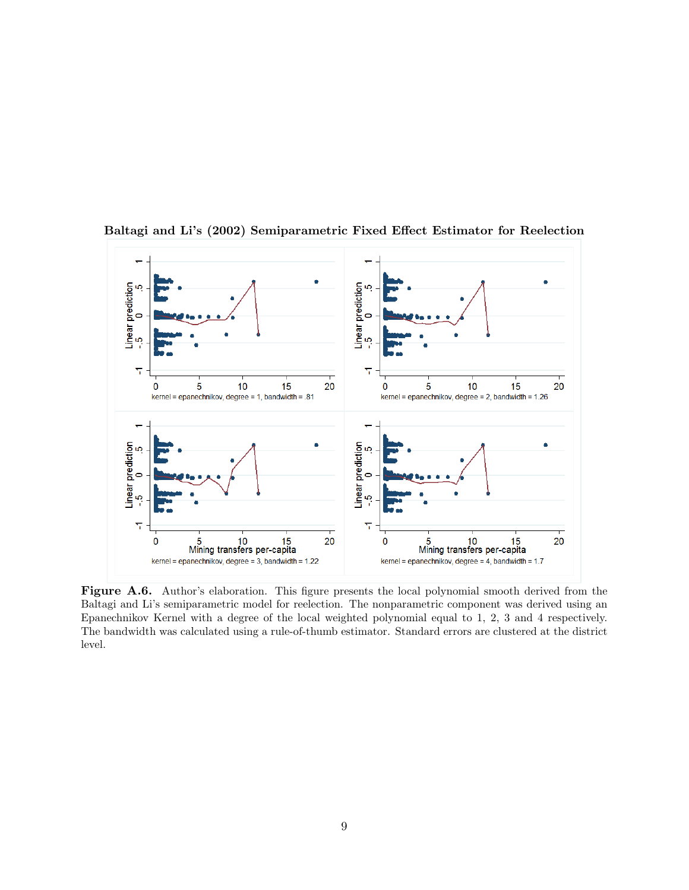**Baltagi and Li's (2002) Semiparametric Fixed Effect Estimator for Reelection**

**Figure A.6.** Author's elaboration. This figure presents the local polynomial smooth derived from the Baltagi and Li's semiparametric model for reelection. The nonparametric component was derived using an Epanechnikov Kernel with a degree of the local weighted polynomial equal to 1, 2, 3 and 4 respectively. The bandwidth was calculated using a rule-of-thumb estimator. Standard errors are clustered at the district level.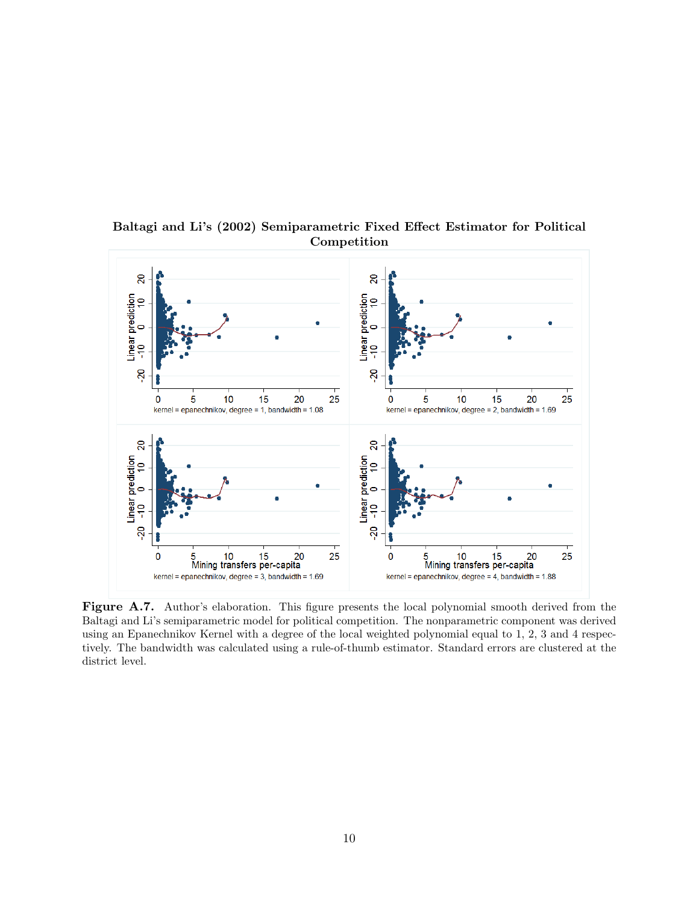**Baltagi and Li's (2002) Semiparametric Fixed Effect Estimator for Political Competition**

**Figure A.7.** Author's elaboration. This figure presents the local polynomial smooth derived from the Baltagi and Li's semiparametric model for political competition. The nonparametric component was derived using an Epanechnikov Kernel with a degree of the local weighted polynomial equal to 1, 2, 3 and 4 respectively. The bandwidth was calculated using a rule-of-thumb estimator. Standard errors are clustered at the district level.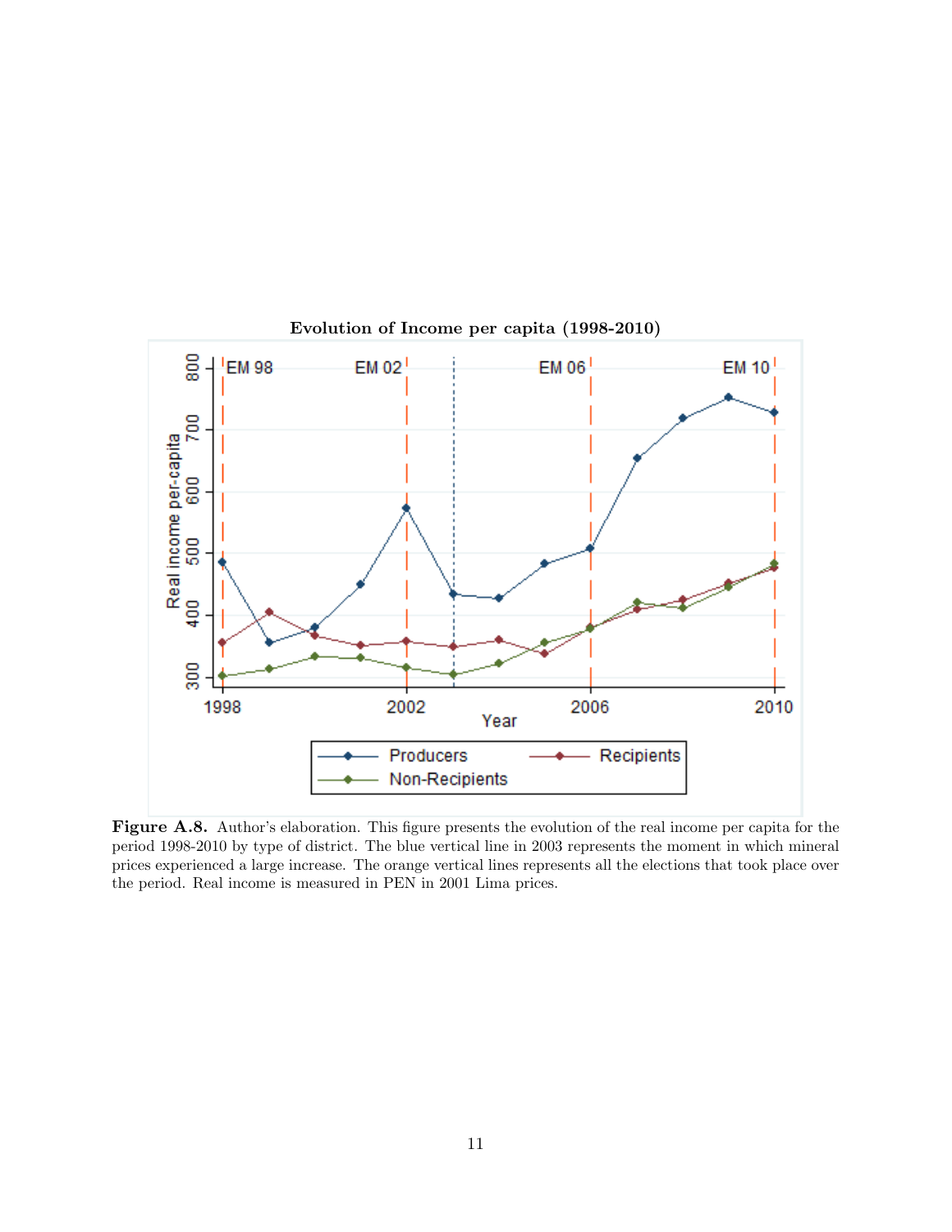**Evolution of Income per capita (1998-2010)**

**Figure A.8.** Author's elaboration. This figure presents the evolution of the real income per capita for the period 1998-2010 by type of district. The blue vertical line in 2003 represents the moment in which mineral prices experienced a large increase. The orange vertical lines represents all the elections that took place over the period. Real income is measured in PEN in 2001 Lima prices.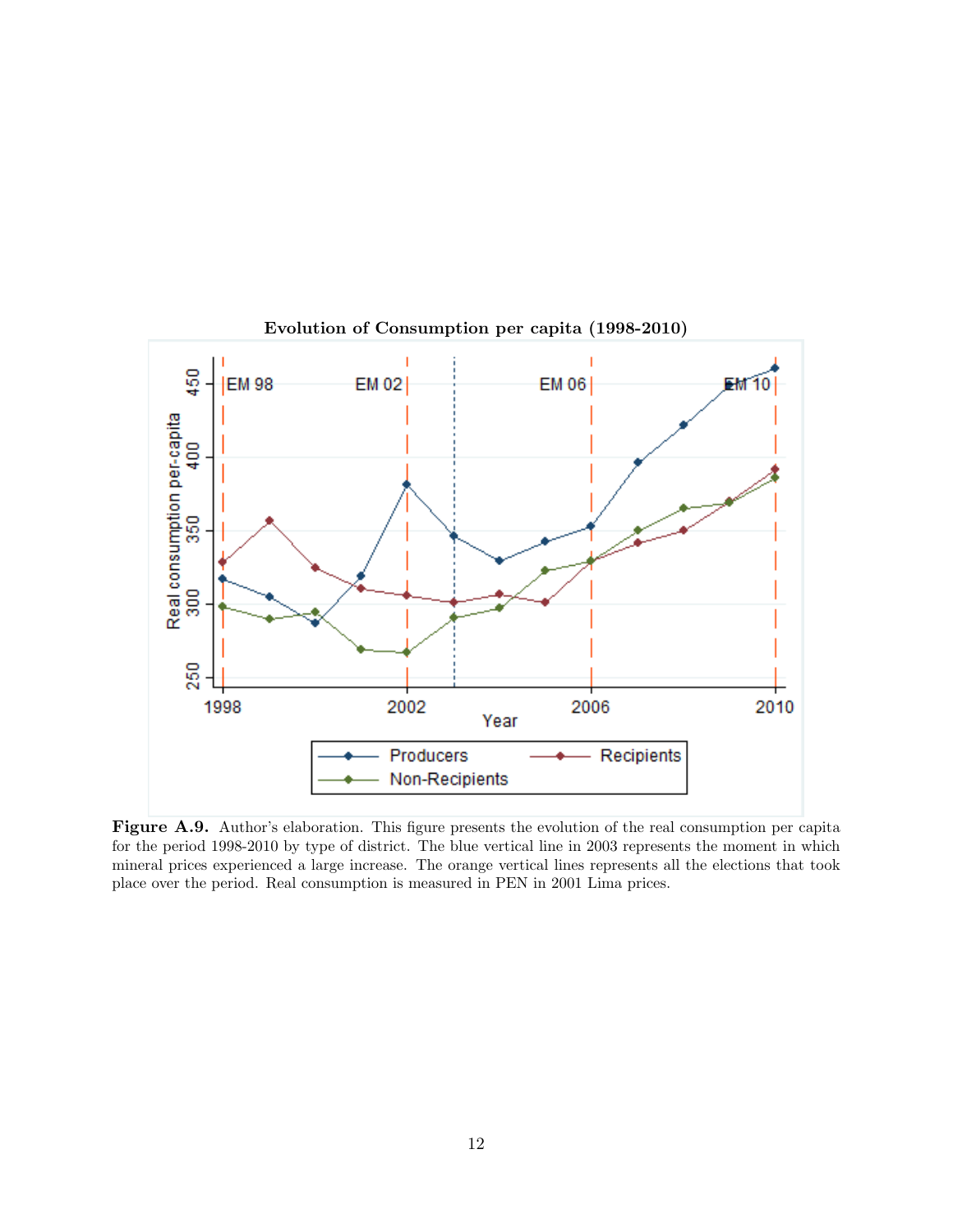**Evolution of Consumption per capita (1998-2010)**

**Figure A.9.** Author's elaboration. This figure presents the evolution of the real consumption per capita for the period 1998-2010 by type of district. The blue vertical line in 2003 represents the moment in which mineral prices experienced a large increase. The orange vertical lines represents all the elections that took place over the period. Real consumption is measured in PEN in 2001 Lima prices.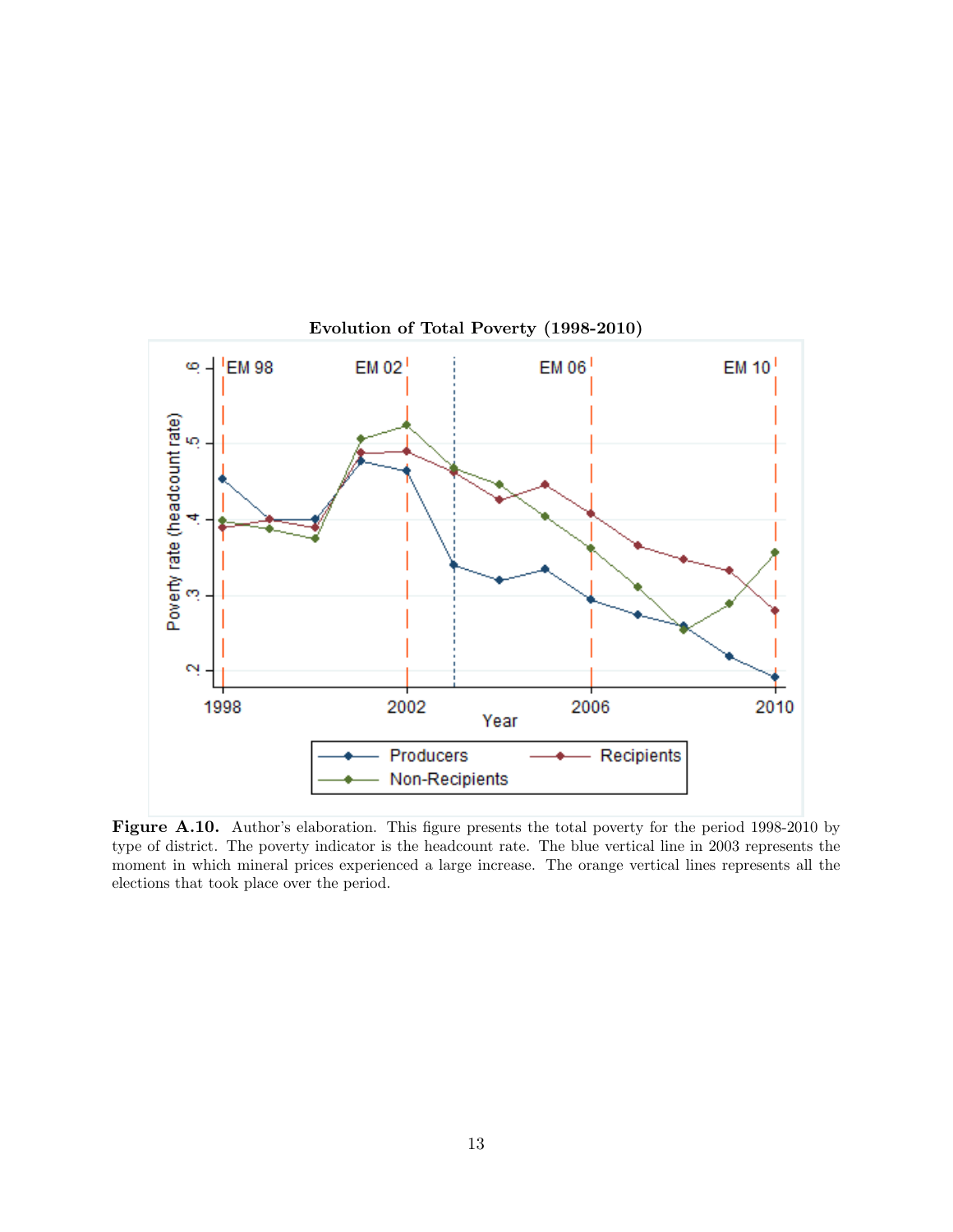**Evolution of Total Poverty (1998-2010)**

**Figure A.10.** Author's elaboration. This figure presents the total poverty for the period 1998-2010 by type of district. The poverty indicator is the headcount rate. The blue vertical line in 2003 represents the moment in which mineral prices experienced a large increase. The orange vertical lines represents all the elections that took place over the period.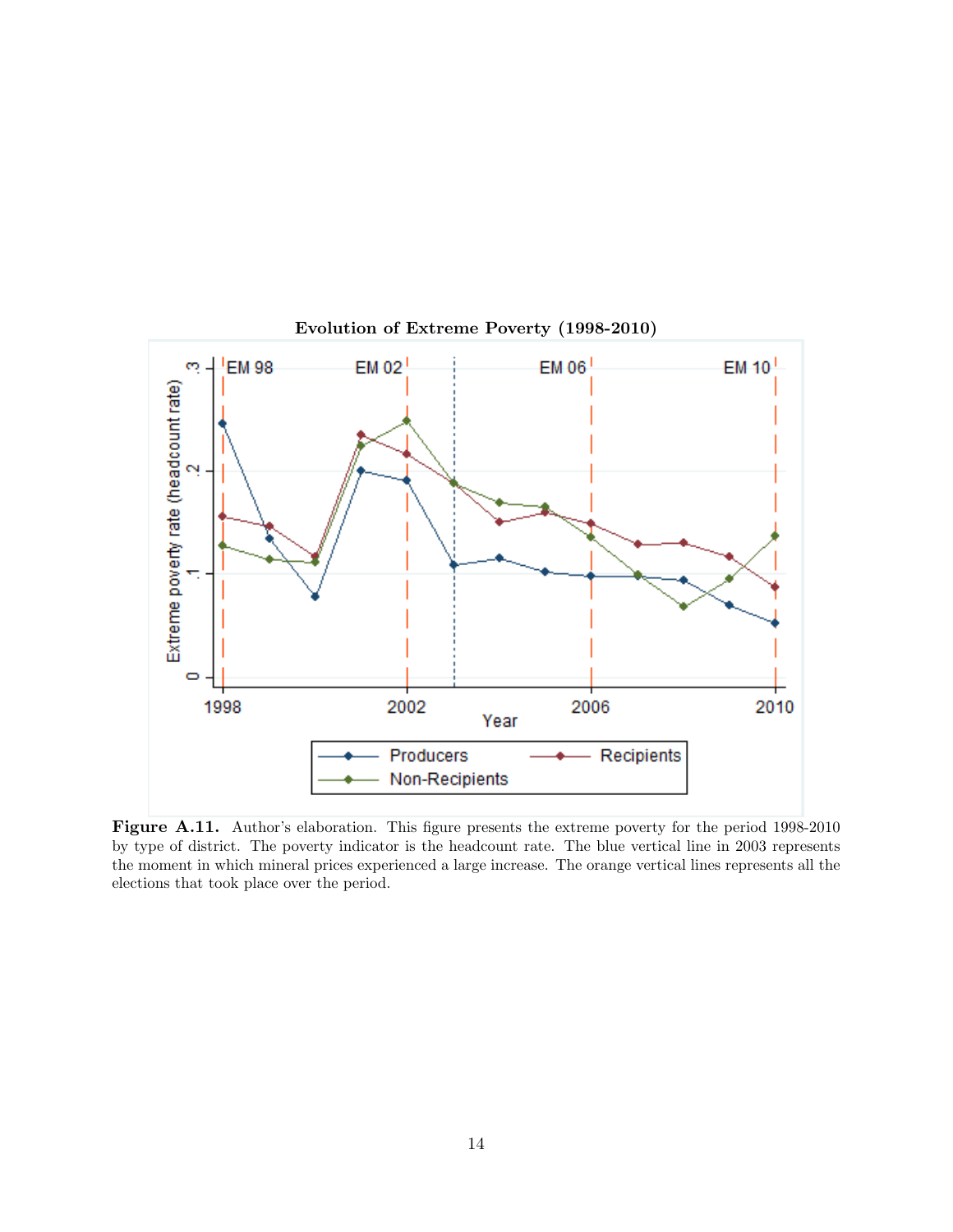**Evolution of Extreme Poverty (1998-2010)**

**Figure A.11.** Author's elaboration. This figure presents the extreme poverty for the period 1998-2010 by type of district. The poverty indicator is the headcount rate. The blue vertical line in 2003 represents the moment in which mineral prices experienced a large increase. The orange vertical lines represents all the elections that took place over the period.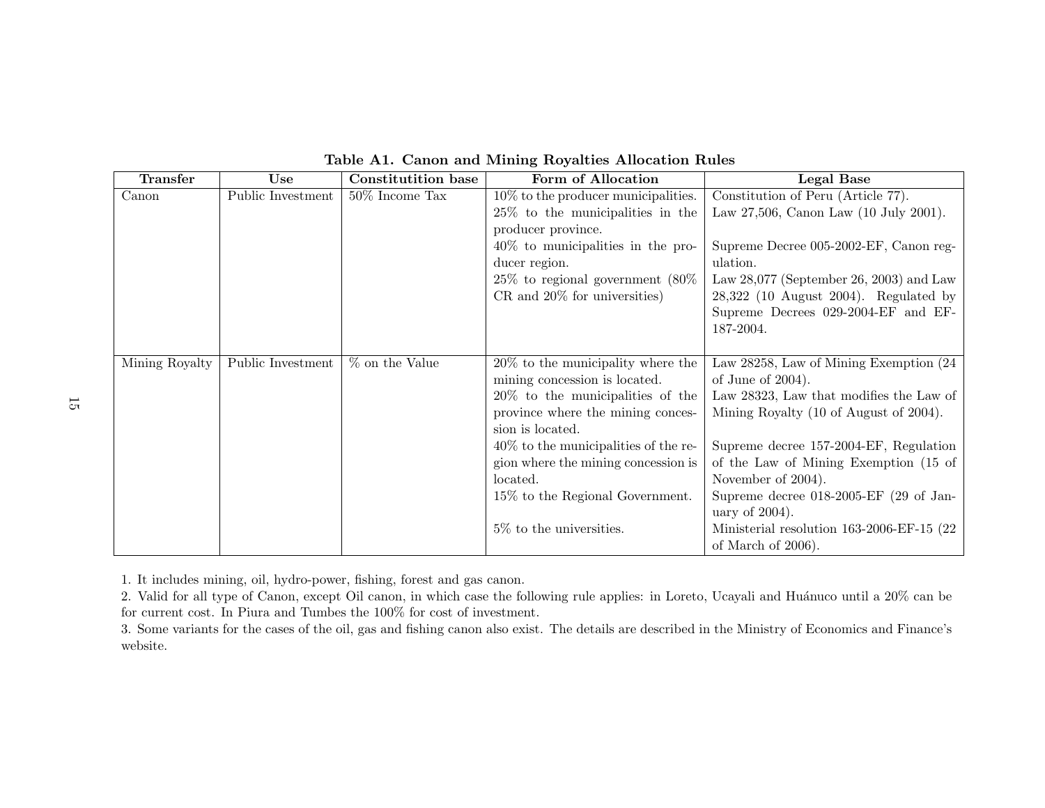**Table A1. Canon and Mining Royalties Allocation Rules**

| Transfer | Use | Constitutition base | Form of Allocation | Legal Base |
|---|---|---|---|---|
| Canon | Public Investment | 50% Income Tax | 10% to the producer municipalities.<br>25% to the municipalities in the producer province.<br>40% to municipalities in the producer region.<br>25% to regional government (80% CR and 20% for universities) | Constitution of Peru (Article 77).<br>Law 27,506, Canon Law (10 July 2001).<br>Supreme Decree 005-2002-EF, Canon regulation.<br>Law 28,077 (September 26, 2003) and Law 28,322 (10 August 2004). Regulated by Supreme Decrees 029-2004-EF and EF-187-2004. |
| Mining Royalty | Public Investment | % on the Value | 20% to the municipality where the mining concession is located.<br>20% to the municipalities of the province where the mining concession is located.<br>40% to the municipalities of the region where the mining concession is located.<br>15% to the Regional Government.<br>5% to the universities. | Law 28258, Law of Mining Exemption (24 of June of 2004).<br>Law 28323, Law that modifies the Law of Mining Royalty (10 of August of 2004).<br>Supreme decree 157-2004-EF, Regulation of the Law of Mining Exemption (15 of November of 2004).<br>Supreme decree 018-2005-EF (29 of January of 2004).<br>Ministerial resolution 163-2006-EF-15 (22 of March of 2006). |

1. It includes mining, oil, hydro-power, fishing, forest and gas canon.
2. Valid for all type of Canon, except Oil canon, in which case the following rule applies: in Loreto, Ucayali and Huánuco until a 20% can be for current cost. In Piura and Tumbes the 100% for cost of investment.
3. Some variants for the cases of the oil, gas and fishing canon also exist. The details are described in the Ministry of Economics and Finance's website.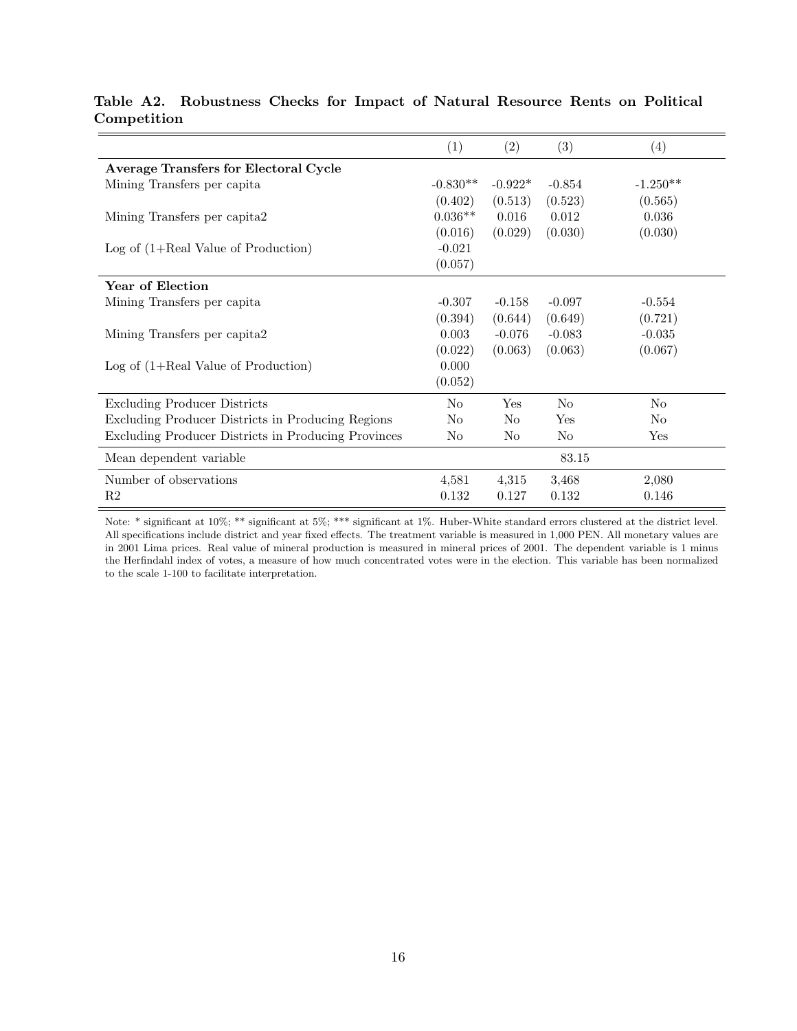**Table A2. Robustness Checks for Impact of Natural Resource Rents on Political Competition**

| | (1) | (2) | (3) | (4) |
|---|---|---|---|---|
| **Average Transfers for Electoral Cycle** | | | | |
| Mining Transfers per capita | -0.830** | -0.922* | -0.854 | -1.250** |
| | (0.402) | (0.513) | (0.523) | (0.565) |
| Mining Transfers per capita2 | 0.036** | 0.016 | 0.012 | 0.036 |
| | (0.016) | (0.029) | (0.030) | (0.030) |
| Log of (1+Real Value of Production) | -0.021 | | | |
| | (0.057) | | | |
| **Year of Election** | | | | |
| Mining Transfers per capita | -0.307 | -0.158 | -0.097 | -0.554 |
| | (0.394) | (0.644) | (0.649) | (0.721) |
| Mining Transfers per capita2 | 0.003 | -0.076 | -0.083 | -0.035 |
| | (0.022) | (0.063) | (0.063) | (0.067) |
| Log of (1+Real Value of Production) | 0.000 | | | |
| | (0.052) | | | |
| Excluding Producer Districts | No | Yes | No | No |
| Excluding Producer Districts in Producing Regions | No | No | Yes | No |
| Excluding Producer Districts in Producing Provinces | No | No | No | Yes |
| Mean dependent variable | | | 83.15 | |
| Number of observations | 4,581 | 4,315 | 3,468 | 2,080 |
| R2 | 0.132 | 0.127 | 0.132 | 0.146 |

Note: * significant at 10%; ** significant at 5%; *** significant at 1%. Huber-White standard errors clustered at the district level. All specifications include district and year fixed effects. The treatment variable is measured in 1,000 PEN. All monetary values are in 2001 Lima prices. Real value of mineral production is measured in mineral prices of 2001. The dependent variable is 1 minus the Herfindahl index of votes, a measure of how much concentrated votes were in the election. This variable has been normalized to the scale 1-100 to facilitate interpretation.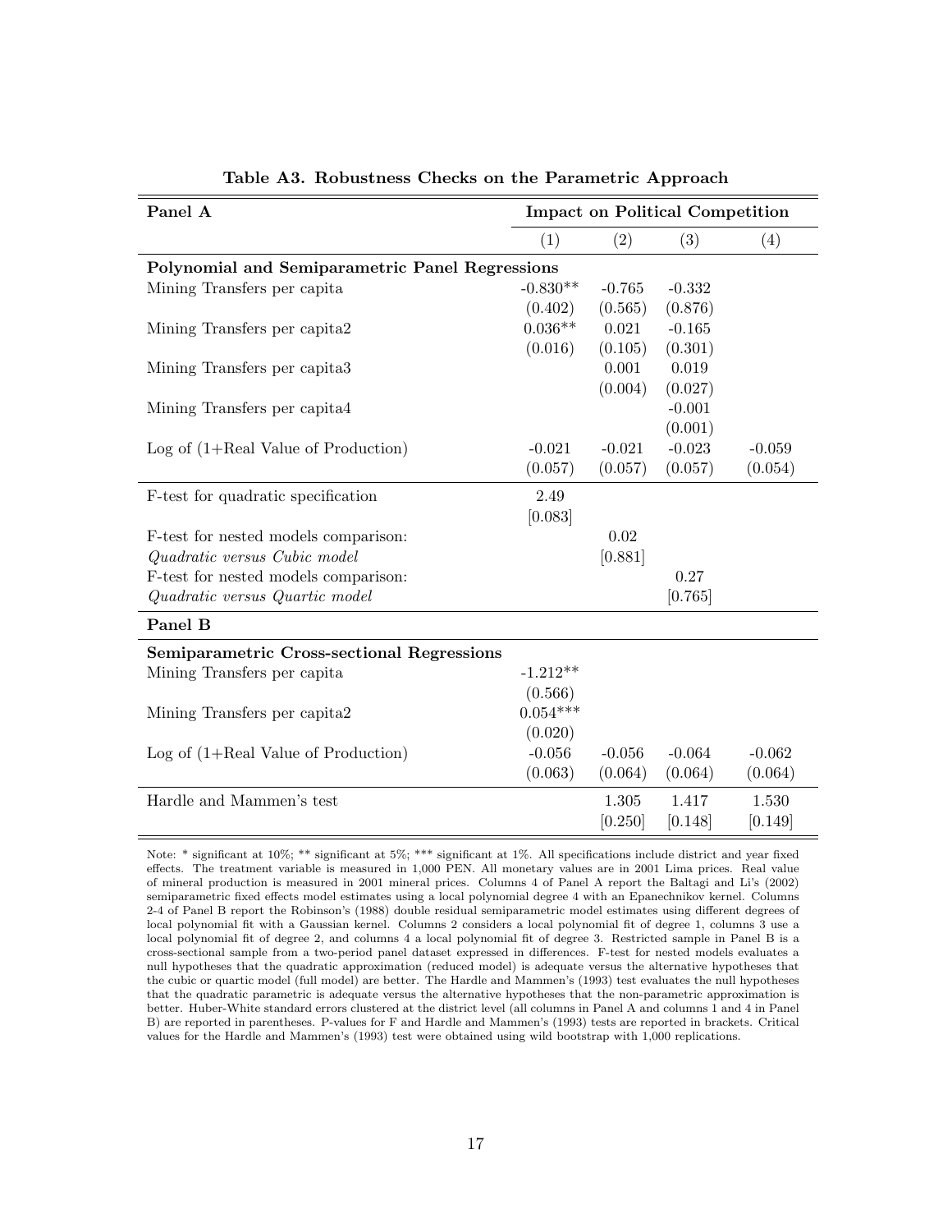**Table A3. Robustness Checks on the Parametric Approach**

| Panel A | Impact on Political Competition | | | |
|---|---|---|---|---|
| | (1) | (2) | (3) | (4) |
| **Polynomial and Semiparametric Panel Regressions** | | | | |
| Mining Transfers per capita | -0.830** | -0.765 | -0.332 | |
| | (0.402) | (0.565) | (0.876) | |
| Mining Transfers per capita2 | 0.036** | 0.021 | -0.165 | |
| | (0.016) | (0.105) | (0.301) | |
| Mining Transfers per capita3 | | 0.001 | 0.019 | |
| | | (0.004) | (0.027) | |
| Mining Transfers per capita4 | | | -0.001 | |
| | | | (0.001) | |
| Log of (1+Real Value of Production) | -0.021 | -0.021 | -0.023 | -0.059 |
| | (0.057) | (0.057) | (0.057) | (0.054) |
| F-test for quadratic specification | 2.49 | | | |
| | [0.083] | | | |
| F-test for nested models comparison: | | 0.02 | | |
| *Quadratic versus Cubic model* | | [0.881] | | |
| F-test for nested models comparison: | | | 0.27 | |
| *Quadratic versus Quartic model* | | | [0.765] | |
| **Panel B** | | | | |
| **Semiparametric Cross-sectional Regressions** | | | | |
| Mining Transfers per capita | -1.212** | | | |
| | (0.566) | | | |
| Mining Transfers per capita2 | 0.054*** | | | |
| | (0.020) | | | |
| Log of (1+Real Value of Production) | -0.056 | -0.056 | -0.064 | -0.062 |
| | (0.063) | (0.064) | (0.064) | (0.064) |
| Hardle and Mammen's test | | 1.305 | 1.417 | 1.530 |
| | | [0.250] | [0.148] | [0.149] |

Note: * significant at 10%; ** significant at 5%; *** significant at 1%. All specifications include district and year fixed effects. The treatment variable is measured in 1,000 PEN. All monetary values are in 2001 Lima prices. Real value of mineral production is measured in 2001 mineral prices. Columns 4 of Panel A report the Baltagi and Li's (2002) semiparametric fixed effects model estimates using a local polynomial degree 4 with an Epanechnikov kernel. Columns 2-4 of Panel B report the Robinson's (1988) double residual semiparametric model estimates using different degrees of local polynomial fit with a Gaussian kernel. Columns 2 considers a local polynomial fit of degree 1, columns 3 use a local polynomial fit of degree 2, and columns 4 a local polynomial fit of degree 3. Restricted sample in Panel B is a cross-sectional sample from a two-period panel dataset expressed in differences. F-test for nested models evaluates a null hypotheses that the quadratic approximation (reduced model) is adequate versus the alternative hypotheses that the cubic or quartic model (full model) are better. The Hardle and Mammen's (1993) test evaluates the null hypotheses that the quadratic parametric is adequate versus the alternative hypotheses that the non-parametric approximation is better. Huber-White standard errors clustered at the district level (all columns in Panel A and columns 1 and 4 in Panel B) are reported in parentheses. P-values for F and Hardle and Mammen's (1993) tests are reported in brackets. Critical values for the Hardle and Mammen's (1993) test were obtained using wild bootstrap with 1,000 replications.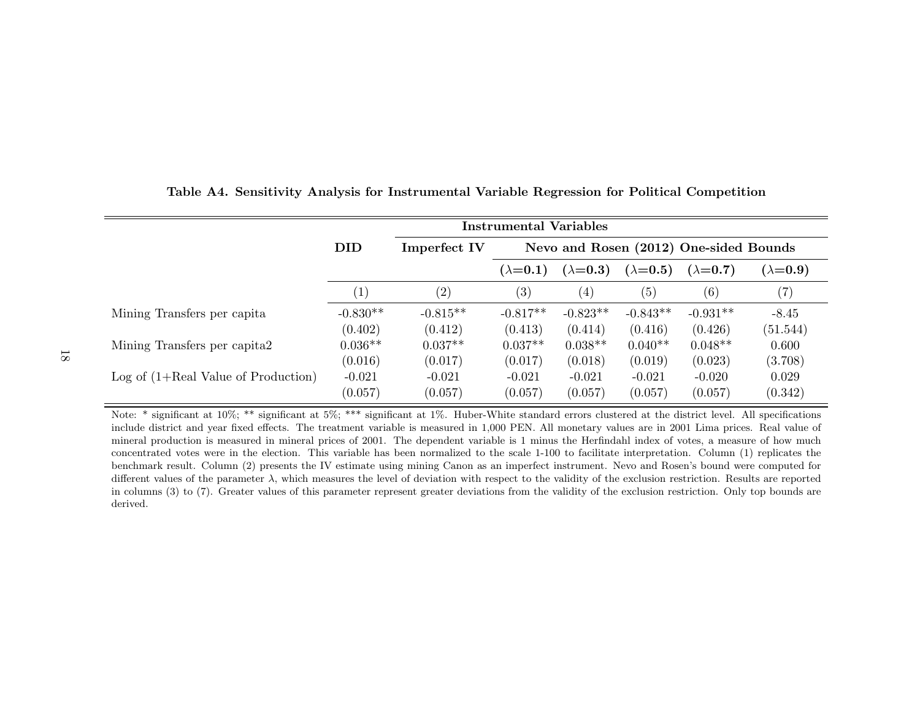**Table A4. Sensitivity Analysis for Instrumental Variable Regression for Political Competition**

| | DID | Instrumental Variables | | | | | |
|---|---|---|---|---|---|---|---|
| | | Imperfect IV | Nevo and Rosen (2012) One-sided Bounds | | | | |
| | | | ($\lambda$=0.1) | ($\lambda$=0.3) | ($\lambda$=0.5) | ($\lambda$=0.7) | ($\lambda$=0.9) |
| | (1) | (2) | (3) | (4) | (5) | (6) | (7) |
| Mining Transfers per capita | -0.830** | -0.815** | -0.817** | -0.823** | -0.843** | -0.931** | -8.45 |
| | (0.402) | (0.412) | (0.413) | (0.414) | (0.416) | (0.426) | (51.544) |
| Mining Transfers per capita2 | 0.036** | 0.037** | 0.037** | 0.038** | 0.040** | 0.048** | 0.600 |
| | (0.016) | (0.017) | (0.017) | (0.018) | (0.019) | (0.023) | (3.708) |
| Log of (1+Real Value of Production) | -0.021 | -0.021 | -0.021 | -0.021 | -0.021 | -0.020 | 0.029 |
| | (0.057) | (0.057) | (0.057) | (0.057) | (0.057) | (0.057) | (0.342) |

Note: * significant at 10%; ** significant at 5%; *** significant at 1%. Huber-White standard errors clustered at the district level. All specifications include district and year fixed effects. The treatment variable is measured in 1,000 PEN. All monetary values are in 2001 Lima prices. Real value of mineral production is measured in mineral prices of 2001. The dependent variable is 1 minus the Herfindahl index of votes, a measure of how much concentrated votes were in the election. This variable has been normalized to the scale 1-100 to facilitate interpretation. Column (1) replicates the benchmark result. Column (2) presents the IV estimate using mining Canon as an imperfect instrument. Nevo and Rosen's bound were computed for different values of the parameter $\lambda$, which measures the level of deviation with respect to the validity of the exclusion restriction. Results are reported in columns (3) to (7). Greater values of this parameter represent greater deviations from the validity of the exclusion restriction. Only top bounds are derived.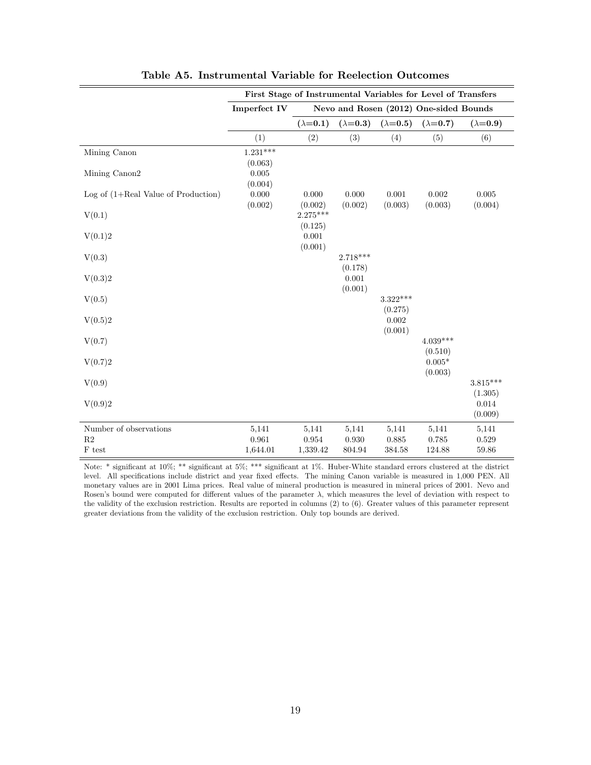**Table A5. Instrumental Variable for Reelection Outcomes**

| | First Stage of Instrumental Variables for Level of Transfers | | | | | |
|---|---|---|---|---|---|---|
| | **Imperfect IV** | **Nevo and Rosen (2012) One-sided Bounds** | | | | |
| | | **($\lambda$=0.1)** | **($\lambda$=0.3)** | **($\lambda$=0.5)** | **($\lambda$=0.7)** | **($\lambda$=0.9)** |
| | (1) | (2) | (3) | (4) | (5) | (6) |
| Mining Canon | 1.231*** | | | | | |
| | (0.063) | | | | | |
| Mining Canon2 | 0.005 | | | | | |
| | (0.004) | | | | | |
| Log of (1+Real Value of Production) | 0.000 | 0.000 | 0.000 | 0.001 | 0.002 | 0.005 |
| | (0.002) | (0.002) | (0.002) | (0.003) | (0.003) | (0.004) |
| V(0.1) | | 2.275*** | | | | |
| | | (0.125) | | | | |
| V(0.1)2 | | 0.001 | | | | |
| | | (0.001) | | | | |
| V(0.3) | | | 2.718*** | | | |
| | | | (0.178) | | | |
| V(0.3)2 | | | 0.001 | | | |
| | | | (0.001) | | | |
| V(0.5) | | | | 3.322*** | | |
| | | | | (0.275) | | |
| V(0.5)2 | | | | 0.002 | | |
| | | | | (0.001) | | |
| V(0.7) | | | | | 4.039*** | |
| | | | | | (0.510) | |
| V(0.7)2 | | | | | 0.005* | |
| | | | | | (0.003) | |
| V(0.9) | | | | | | 3.815*** |
| | | | | | | (1.305) |
| V(0.9)2 | | | | | | 0.014 |
| | | | | | | (0.009) |
| Number of observations | 5,141 | 5,141 | 5,141 | 5,141 | 5,141 | 5,141 |
| R2 | 0.961 | 0.954 | 0.930 | 0.885 | 0.785 | 0.529 |
| F test | 1,644.01 | 1,339.42 | 804.94 | 384.58 | 124.88 | 59.86 |

Note: * significant at 10%; ** significant at 5%; *** significant at 1%. Huber-White standard errors clustered at the district level. All specifications include district and year fixed effects. The mining Canon variable is measured in 1,000 PEN. All monetary values are in 2001 Lima prices. Real value of mineral production is measured in mineral prices of 2001. Nevo and Rosen's bound were computed for different values of the parameter $\lambda$, which measures the level of deviation with respect to the validity of the exclusion restriction. Results are reported in columns (2) to (6). Greater values of this parameter represent greater deviations from the validity of the exclusion restriction. Only top bounds are derived.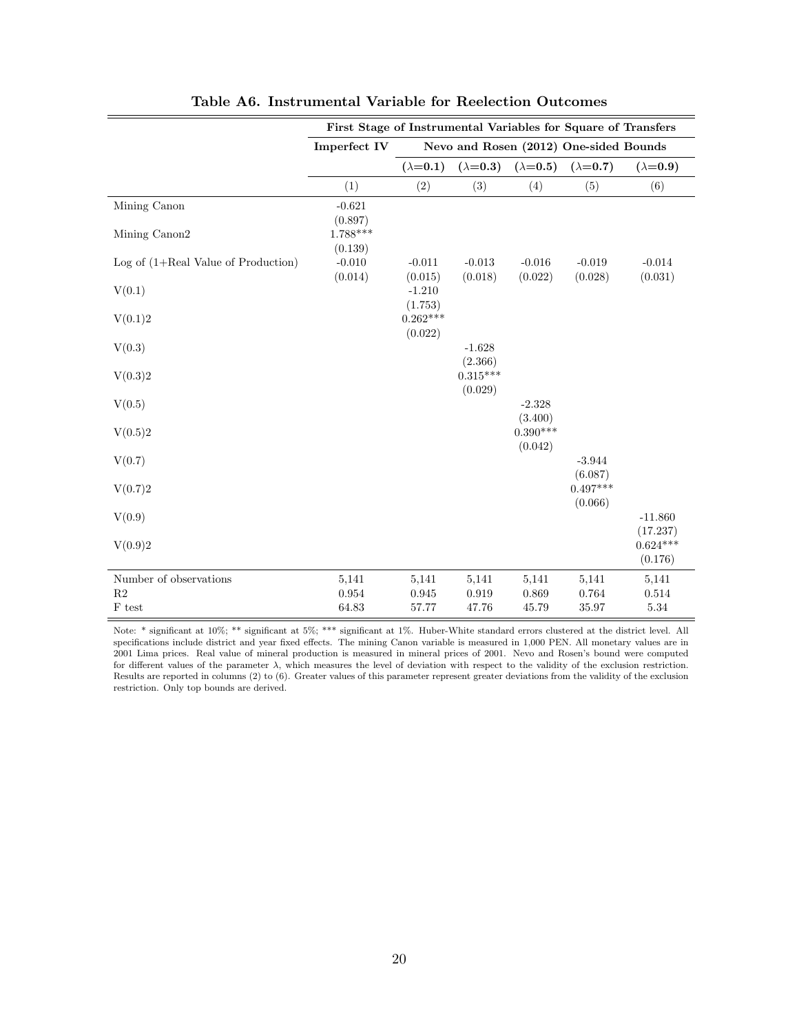**Table A6. Instrumental Variable for Reelection Outcomes**

| | First Stage of Instrumental Variables for Square of Transfers | | | | | |
|---|---|---|---|---|---|---|
| | **Imperfect IV** | **Nevo and Rosen (2012) One-sided Bounds** | | | | |
| | | **($\lambda$=0.1)** | **($\lambda$=0.3)** | **($\lambda$=0.5)** | **($\lambda$=0.7)** | **($\lambda$=0.9)** |
| | (1) | (2) | (3) | (4) | (5) | (6) |
| Mining Canon | -0.621 | | | | | |
| | (0.897) | | | | | |
| Mining Canon2 | 1.788*** | | | | | |
| | (0.139) | | | | | |
| Log of (1+Real Value of Production) | -0.010 | -0.011 | -0.013 | -0.016 | -0.019 | -0.014 |
| | (0.014) | (0.015) | (0.018) | (0.022) | (0.028) | (0.031) |
| V(0.1) | | -1.210 | | | | |
| | | (1.753) | | | | |
| V(0.1)2 | | 0.262*** | | | | |
| | | (0.022) | | | | |
| V(0.3) | | | -1.628 | | | |
| | | | (2.366) | | | |
| V(0.3)2 | | | 0.315*** | | | |
| | | | (0.029) | | | |
| V(0.5) | | | | -2.328 | | |
| | | | | (3.400) | | |
| V(0.5)2 | | | | 0.390*** | | |
| | | | | (0.042) | | |
| V(0.7) | | | | | -3.944 | |
| | | | | | (6.087) | |
| V(0.7)2 | | | | | 0.497*** | |
| | | | | | (0.066) | |
| V(0.9) | | | | | | -11.860 |
| | | | | | | (17.237) |
| V(0.9)2 | | | | | | 0.624*** |
| | | | | | | (0.176) |
| Number of observations | 5,141 | 5,141 | 5,141 | 5,141 | 5,141 | 5,141 |
| R2 | 0.954 | 0.945 | 0.919 | 0.869 | 0.764 | 0.514 |
| F test | 64.83 | 57.77 | 47.76 | 45.79 | 35.97 | 5.34 |

Note: * significant at 10%; ** significant at 5%; *** significant at 1%. Huber-White standard errors clustered at the district level. All specifications include district and year fixed effects. The mining Canon variable is measured in 1,000 PEN. All monetary values are in 2001 Lima prices. Real value of mineral production is measured in mineral prices of 2001. Nevo and Rosen's bound were computed for different values of the parameter $\lambda$, which measures the level of deviation with respect to the validity of the exclusion restriction. Results are reported in columns (2) to (6). Greater values of this parameter represent greater deviations from the validity of the exclusion restriction. Only top bounds are derived.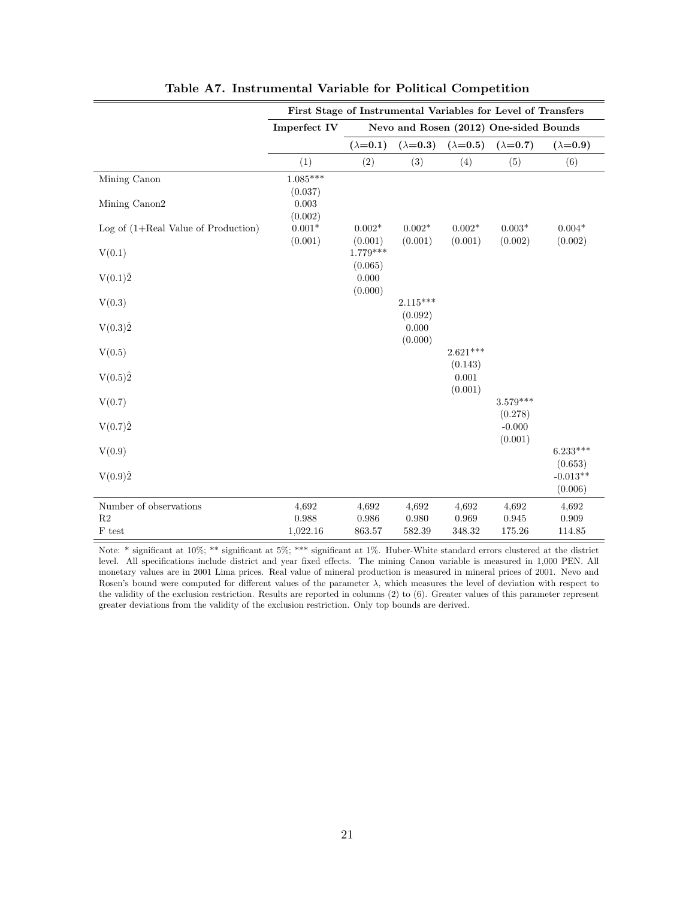**Table A7. Instrumental Variable for Political Competition**

| | First Stage of Instrumental Variables for Level of Transfers | | | | | |
|---|---|---|---|---|---|---|
| | Imperfect IV | Nevo and Rosen (2012) One-sided Bounds | | | | |
| | | ($\lambda$=0.1) | ($\lambda$=0.3) | ($\lambda$=0.5) | ($\lambda$=0.7) | ($\lambda$=0.9) |
| | (1) | (2) | (3) | (4) | (5) | (6) |
| Mining Canon | 1.085*** | | | | | |
| | (0.037) | | | | | |
| Mining Canon2 | 0.003 | | | | | |
| | (0.002) | | | | | |
| Log of (1+Real Value of Production) | 0.001* | 0.002* | 0.002* | 0.002* | 0.003* | 0.004* |
| | (0.001) | (0.001) | (0.001) | (0.001) | (0.002) | (0.002) |
| V(0.1) | | 1.779*** | | | | |
| | | (0.065) | | | | |
| V(0.1)2̂ | | 0.000 | | | | |
| | | (0.000) | | | | |
| V(0.3) | | | 2.115*** | | | |
| | | | (0.092) | | | |
| V(0.3)2̂ | | | 0.000 | | | |
| | | | (0.000) | | | |
| V(0.5) | | | | 2.621*** | | |
| | | | | (0.143) | | |
| V(0.5)2̂ | | | | 0.001 | | |
| | | | | (0.001) | | |
| V(0.7) | | | | | 3.579*** | |
| | | | | | (0.278) | |
| V(0.7)2̂ | | | | | -0.000 | |
| | | | | | (0.001) | |
| V(0.9) | | | | | | 6.233*** |
| | | | | | | (0.653) |
| V(0.9)2̂ | | | | | | -0.013** |
| | | | | | | (0.006) |
| Number of observations | 4,692 | 4,692 | 4,692 | 4,692 | 4,692 | 4,692 |
| R2 | 0.988 | 0.986 | 0.980 | 0.969 | 0.945 | 0.909 |
| F test | 1,022.16 | 863.57 | 582.39 | 348.32 | 175.26 | 114.85 |

Note: * significant at 10%; ** significant at 5%; *** significant at 1%. Huber-White standard errors clustered at the district level. All specifications include district and year fixed effects. The mining Canon variable is measured in 1,000 PEN. All monetary values are in 2001 Lima prices. Real value of mineral production is measured in mineral prices of 2001. Nevo and Rosen's bound were computed for different values of the parameter $\lambda$, which measures the level of deviation with respect to the validity of the exclusion restriction. Results are reported in columns (2) to (6). Greater values of this parameter represent greater deviations from the validity of the exclusion restriction. Only top bounds are derived.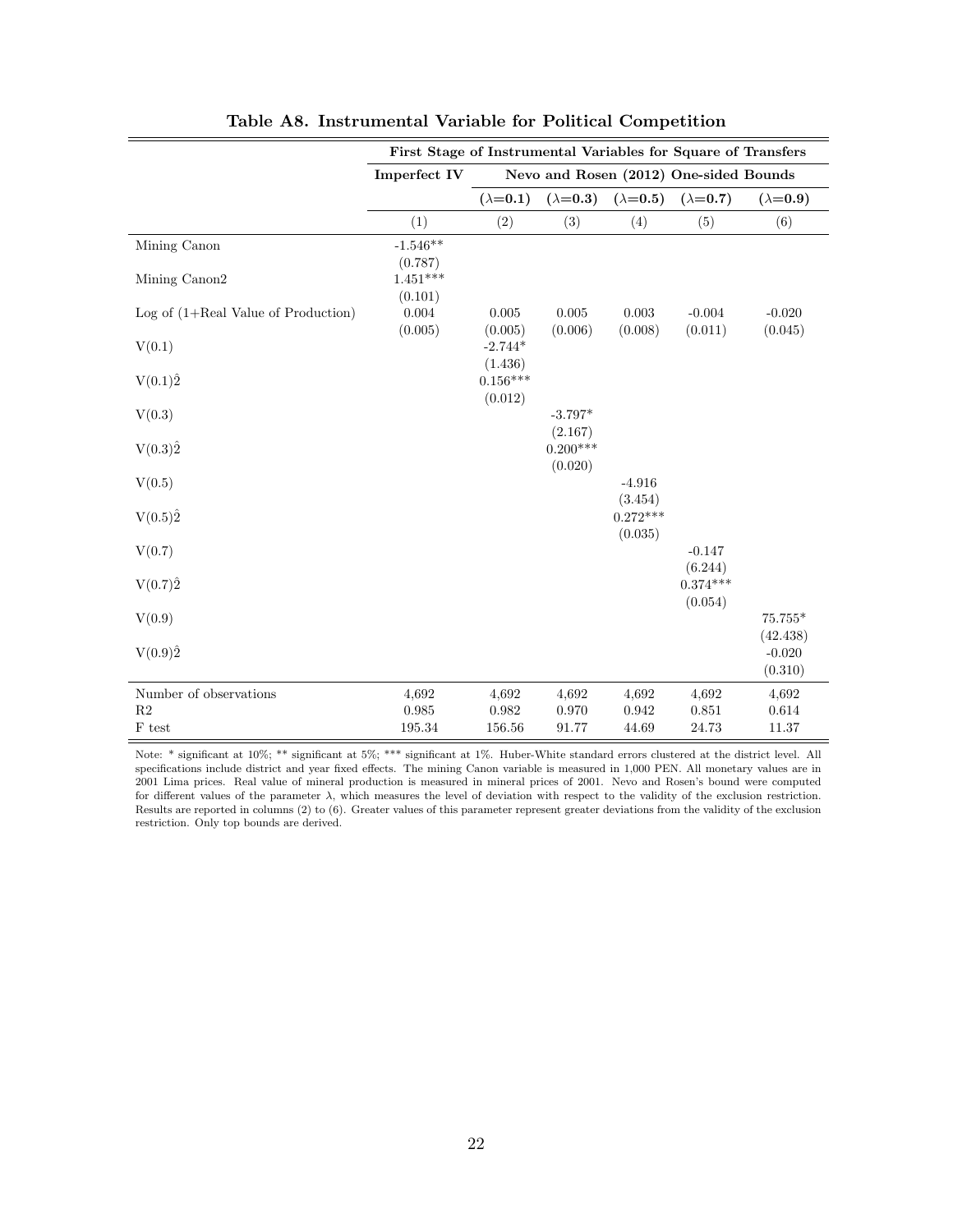## Table A8. Instrumental Variable for Political Competition

| | First Stage of Instrumental Variables for Square of Transfers | | | | | |
|---|---|---|---|---|---|---|
| | Imperfect IV | Nevo and Rosen (2012) One-sided Bounds | | | | |
| | | ($\lambda$=0.1) | ($\lambda$=0.3) | ($\lambda$=0.5) | ($\lambda$=0.7) | ($\lambda$=0.9) |
| | (1) | (2) | (3) | (4) | (5) | (6) |
| Mining Canon | -1.546** | | | | | |
| | (0.787) | | | | | |
| Mining Canon2 | 1.451*** | | | | | |
| | (0.101) | | | | | |
| Log of (1+Real Value of Production) | 0.004 | 0.005 | 0.005 | 0.003 | -0.004 | -0.020 |
| | (0.005) | (0.005) | (0.006) | (0.008) | (0.011) | (0.045) |
| V(0.1) | | -2.744* | | | | |
| | | (1.436) | | | | |
| V(0.1)$\hat{2}$ | | 0.156*** | | | | |
| | | (0.012) | | | | |
| V(0.3) | | | -3.797* | | | |
| | | | (2.167) | | | |
| V(0.3)$\hat{2}$ | | | 0.200*** | | | |
| | | | (0.020) | | | |
| V(0.5) | | | | -4.916 | | |
| | | | | (3.454) | | |
| V(0.5)$\hat{2}$ | | | | 0.272*** | | |
| | | | | (0.035) | | |
| V(0.7) | | | | | -0.147 | |
| | | | | | (6.244) | |
| V(0.7)$\hat{2}$ | | | | | 0.374*** | |
| | | | | | (0.054) | |
| V(0.9) | | | | | | 75.755* |
| | | | | | | (42.438) |
| V(0.9)$\hat{2}$ | | | | | | -0.020 |
| | | | | | | (0.310) |
| Number of observations | 4,692 | 4,692 | 4,692 | 4,692 | 4,692 | 4,692 |
| R2 | 0.985 | 0.982 | 0.970 | 0.942 | 0.851 | 0.614 |
| F test | 195.34 | 156.56 | 91.77 | 44.69 | 24.73 | 11.37 |

Note: * significant at 10%; ** significant at 5%; *** significant at 1%. Huber-White standard errors clustered at the district level. All specifications include district and year fixed effects. The mining Canon variable is measured in 1,000 PEN. All monetary values are in 2001 Lima prices. Real value of mineral production is measured in mineral prices of 2001. Nevo and Rosen's bound were computed for different values of the parameter $\lambda$, which measures the level of deviation with respect to the validity of the exclusion restriction. Results are reported in columns (2) to (6). Greater values of this parameter represent greater deviations from the validity of the exclusion restriction. Only top bounds are derived.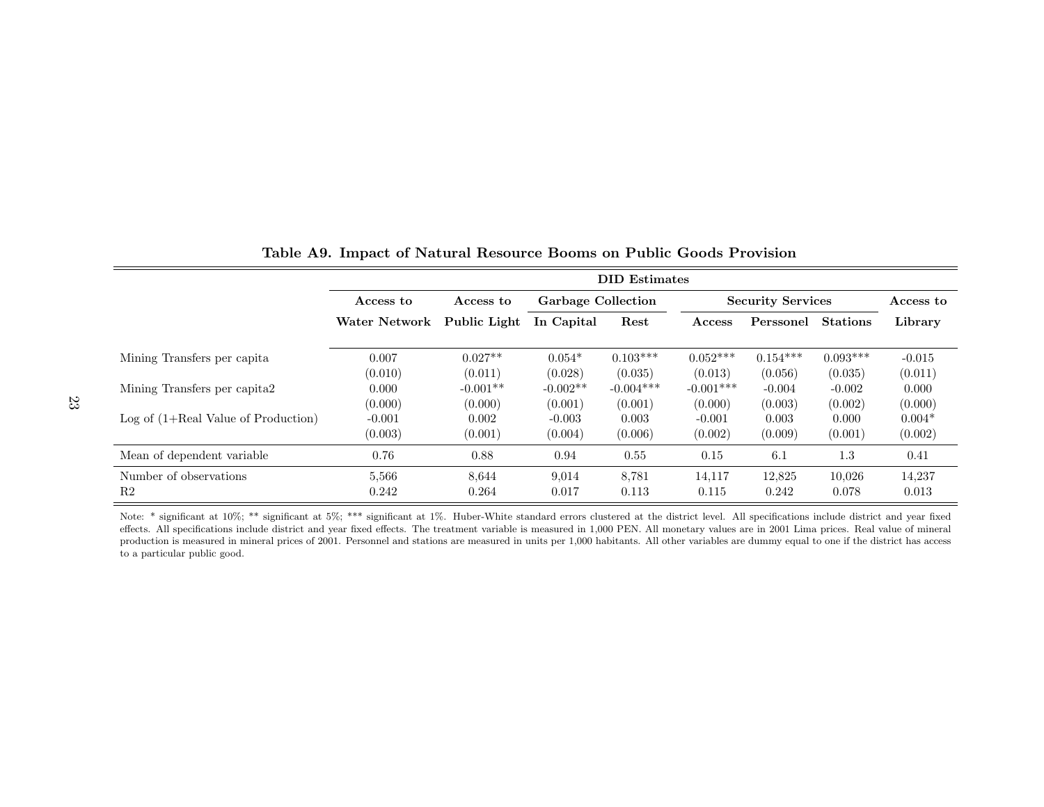**Table A9. Impact of Natural Resource Booms on Public Goods Provision**

| | DID Estimates | | | | | | | |
|---|---|---|---|---|---|---|---|---|
| | Access to | Access to | Garbage Collection | | Security Services | | | Access to |
| | Water Network | Public Light | In Capital | Rest | Access | Perssonel | Stations | Library |
| Mining Transfers per capita | 0.007 | 0.027** | 0.054* | 0.103*** | 0.052*** | 0.154*** | 0.093*** | -0.015 |
| | (0.010) | (0.011) | (0.028) | (0.035) | (0.013) | (0.056) | (0.035) | (0.011) |
| Mining Transfers per capita2 | 0.000 | -0.001** | -0.002** | -0.004*** | -0.001*** | -0.004 | -0.002 | 0.000 |
| | (0.000) | (0.000) | (0.001) | (0.001) | (0.000) | (0.003) | (0.002) | (0.000) |
| Log of (1+Real Value of Production) | -0.001 | 0.002 | -0.003 | 0.003 | -0.001 | 0.003 | 0.000 | 0.004* |
| | (0.003) | (0.001) | (0.004) | (0.006) | (0.002) | (0.009) | (0.001) | (0.002) |
| Mean of dependent variable | 0.76 | 0.88 | 0.94 | 0.55 | 0.15 | 6.1 | 1.3 | 0.41 |
| Number of observations | 5,566 | 8,644 | 9,014 | 8,781 | 14,117 | 12,825 | 10,026 | 14,237 |
| R2 | 0.242 | 0.264 | 0.017 | 0.113 | 0.115 | 0.242 | 0.078 | 0.013 |

Note: * significant at 10%; ** significant at 5%; *** significant at 1%. Huber-White standard errors clustered at the district level. All specifications include district and year fixed effects. All specifications include district and year fixed effects. The treatment variable is measured in 1,000 PEN. All monetary values are in 2001 Lima prices. Real value of mineral production is measured in mineral prices of 2001. Personnel and stations are measured in units per 1,000 habitants. All other variables are dummy equal to one if the district has access to a particular public good.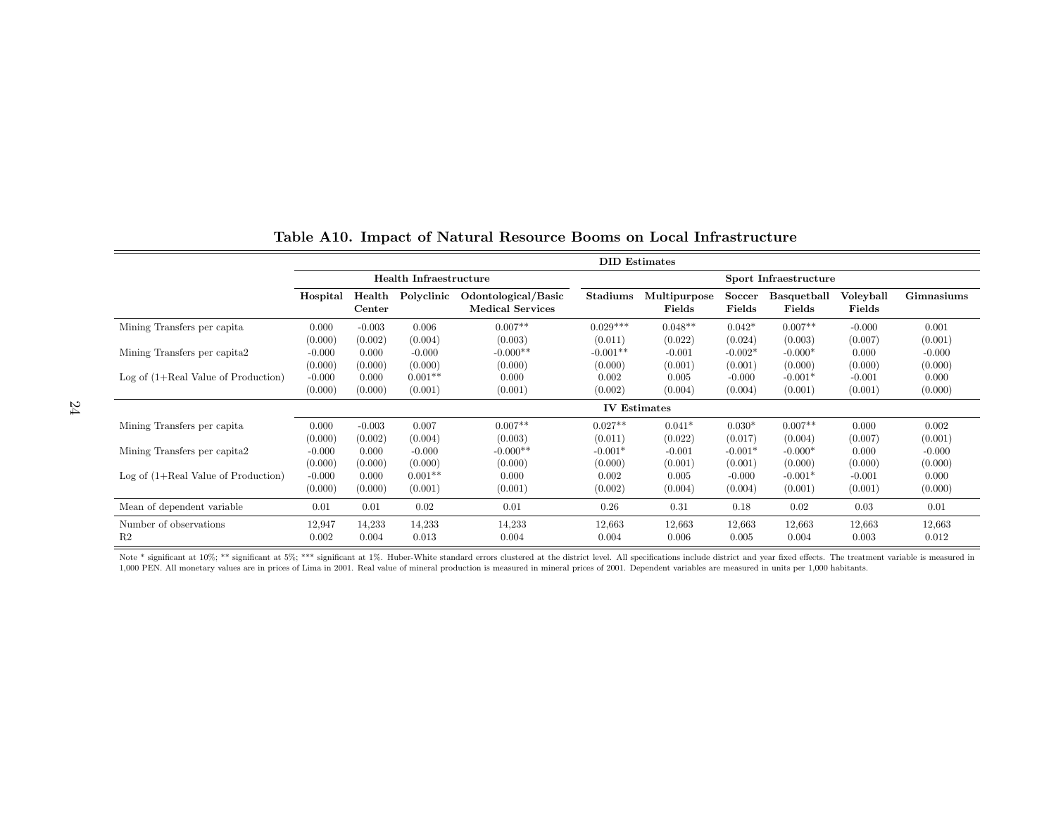# Table A10. Impact of Natural Resource Booms on Local Infrastructure

| | Hospital | Health Center | Polyclinic | Odontological/Basic Medical Services | Stadiums | Multipurpose Fields | Soccer Fields | Basquetball Fields | Voleyball Fields | Gimnasiums |
|---|---|---|---|---|---|---|---|---|---|---|
| | **Health Infraestructure** | | | | **Sport Infraestructure** | | | | | |
| **DID Estimates** | | | | | | | | | | |
| Mining Transfers per capita | 0.000 | -0.003 | 0.006 | 0.007** | 0.029*** | 0.048** | 0.042* | 0.007** | -0.000 | 0.001 |
| | (0.000) | (0.002) | (0.004) | (0.003) | (0.011) | (0.022) | (0.024) | (0.003) | (0.007) | (0.001) |
| Mining Transfers per capita2 | -0.000 | 0.000 | -0.000 | -0.000** | -0.001** | -0.001 | -0.002* | -0.000* | 0.000 | -0.000 |
| | (0.000) | (0.000) | (0.000) | (0.000) | (0.000) | (0.001) | (0.001) | (0.000) | (0.000) | (0.000) |
| Log of (1+Real Value of Production) | -0.000 | 0.000 | 0.001** | 0.000 | 0.002 | 0.005 | -0.000 | -0.001* | -0.001 | 0.000 |
| | (0.000) | (0.000) | (0.001) | (0.001) | (0.002) | (0.004) | (0.004) | (0.001) | (0.001) | (0.000) |
| **IV Estimates** | | | | | | | | | | |
| Mining Transfers per capita | 0.000 | -0.003 | 0.007 | 0.007** | 0.027** | 0.041* | 0.030* | 0.007** | 0.000 | 0.002 |
| | (0.000) | (0.002) | (0.004) | (0.003) | (0.011) | (0.022) | (0.017) | (0.004) | (0.007) | (0.001) |
| Mining Transfers per capita2 | -0.000 | 0.000 | -0.000 | -0.000** | -0.001* | -0.001 | -0.001* | -0.000* | 0.000 | -0.000 |
| | (0.000) | (0.000) | (0.000) | (0.000) | (0.000) | (0.001) | (0.001) | (0.000) | (0.000) | (0.000) |
| Log of (1+Real Value of Production) | -0.000 | 0.000 | 0.001** | 0.000 | 0.002 | 0.005 | -0.000 | -0.001* | -0.001 | 0.000 |
| | (0.000) | (0.000) | (0.001) | (0.001) | (0.002) | (0.004) | (0.004) | (0.001) | (0.001) | (0.000) |
| Mean of dependent variable | 0.01 | 0.01 | 0.02 | 0.01 | 0.26 | 0.31 | 0.18 | 0.02 | 0.03 | 0.01 |
| Number of observations | 12,947 | 14,233 | 14,233 | 14,233 | 12,663 | 12,663 | 12,663 | 12,663 | 12,663 | 12,663 |
| R2 | 0.002 | 0.004 | 0.013 | 0.004 | 0.004 | 0.006 | 0.005 | 0.004 | 0.003 | 0.012 |

Note * significant at 10%; ** significant at 5%; *** significant at 1%. Huber-White standard errors clustered at the district level. All specifications include district and year fixed effects. The treatment variable is measured in 1,000 PEN. All monetary values are in prices of Lima in 2001. Real value of mineral production is measured in mineral prices of 2001. Dependent variables are measured in units per 1,000 habitants.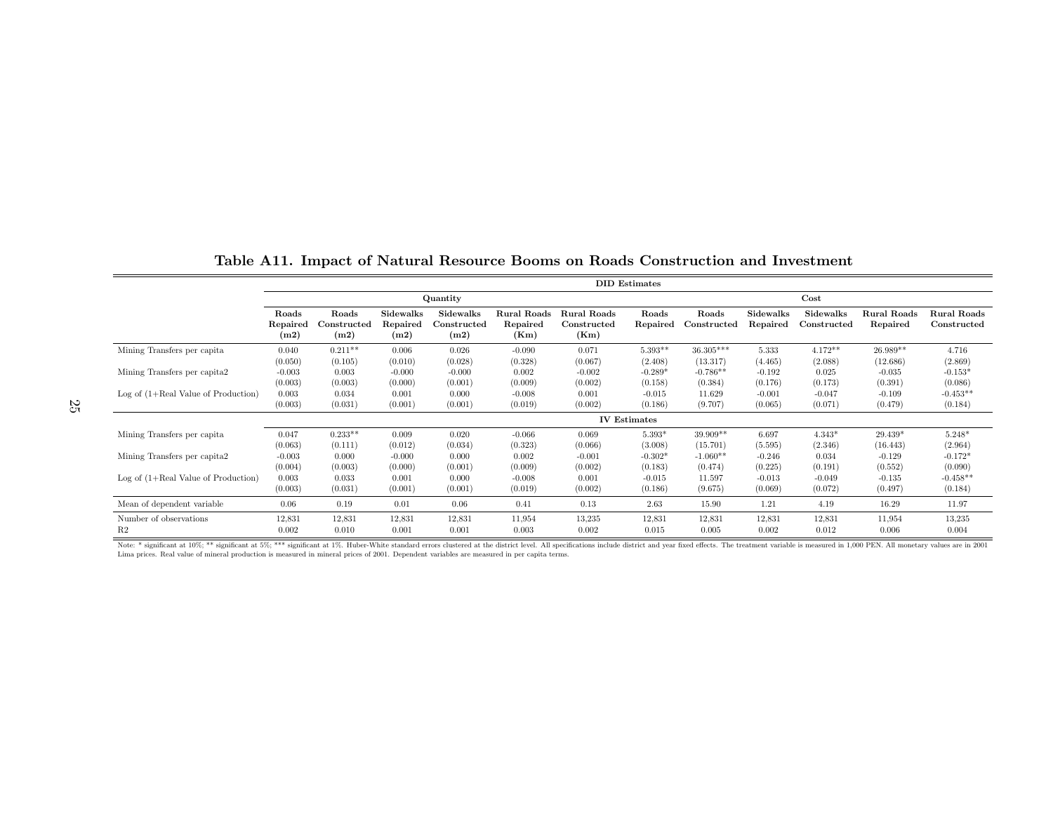**Table A11. Impact of Natural Resource Booms on Roads Construction and Investment**

| | DID Estimates | | | | | | | | | | | |
|---|---|---|---|---|---|---|---|---|---|---|---|---|
| | Quantity | | | | | | Cost | | | | | |
| | Roads Repaired (m2) | Roads Constructed (m2) | Sidewalks Repaired (m2) | Sidewalks Constructed (m2) | Rural Roads Repaired (Km) | Rural Roads Constructed (Km) | Roads Repaired | Roads Constructed | Sidewalks Repaired | Sidewalks Constructed | Rural Roads Repaired | Rural Roads Constructed |
| Mining Transfers per capita | 0.040 | 0.211** | 0.006 | 0.026 | -0.090 | 0.071 | 5.393** | 36.305*** | 5.333 | 4.172** | 26.989** | 4.716 |
| | (0.050) | (0.105) | (0.010) | (0.028) | (0.328) | (0.067) | (2.408) | (13.317) | (4.465) | (2.088) | (12.686) | (2.869) |
| Mining Transfers per capita2 | -0.003 | 0.003 | -0.000 | -0.000 | 0.002 | -0.002 | -0.289* | -0.786** | -0.192 | 0.025 | -0.035 | -0.153* |
| | (0.003) | (0.003) | (0.000) | (0.001) | (0.009) | (0.002) | (0.158) | (0.384) | (0.176) | (0.173) | (0.391) | (0.086) |
| Log of (1+Real Value of Production) | 0.003 | 0.034 | 0.001 | 0.000 | -0.008 | 0.001 | -0.015 | 11.629 | -0.001 | -0.047 | -0.109 | -0.453** |
| | (0.003) | (0.031) | (0.001) | (0.001) | (0.019) | (0.002) | (0.186) | (9.707) | (0.065) | (0.071) | (0.479) | (0.184) |
| | IV Estimates | | | | | | | | | | | |
| Mining Transfers per capita | 0.047 | 0.233** | 0.009 | 0.020 | -0.066 | 0.069 | 5.393* | 39.909** | 6.697 | 4.343* | 29.439* | 5.248* |
| | (0.063) | (0.111) | (0.012) | (0.034) | (0.323) | (0.066) | (3.008) | (15.701) | (5.595) | (2.346) | (16.443) | (2.964) |
| Mining Transfers per capita2 | -0.003 | 0.000 | -0.000 | 0.000 | 0.002 | -0.001 | -0.302* | -1.060** | -0.246 | 0.034 | -0.129 | -0.172* |
| | (0.004) | (0.003) | (0.000) | (0.001) | (0.009) | (0.002) | (0.183) | (0.474) | (0.225) | (0.191) | (0.552) | (0.090) |
| Log of (1+Real Value of Production) | 0.003 | 0.033 | 0.001 | 0.000 | -0.008 | 0.001 | -0.015 | 11.597 | -0.013 | -0.049 | -0.135 | -0.458** |
| | (0.003) | (0.031) | (0.001) | (0.001) | (0.019) | (0.002) | (0.186) | (9.675) | (0.069) | (0.072) | (0.497) | (0.184) |
| Mean of dependent variable | 0.06 | 0.19 | 0.01 | 0.06 | 0.41 | 0.13 | 2.63 | 15.90 | 1.21 | 4.19 | 16.29 | 11.97 |
| Number of observations | 12,831 | 12,831 | 12,831 | 12,831 | 11,954 | 13,235 | 12,831 | 12,831 | 12,831 | 12,831 | 11,954 | 13,235 |
| R2 | 0.002 | 0.010 | 0.001 | 0.001 | 0.003 | 0.002 | 0.015 | 0.005 | 0.002 | 0.012 | 0.006 | 0.004 |

Note: * significant at 10%; ** significant at 5%; *** significant at 1%. Huber-White standard errors clustered at the district level. All specifications include district and year fixed effects. The treatment variable is measured in 1,000 PEN. All monetary values are in 2001 Lima prices. Real value of mineral production is measured in mineral prices of 2001. Dependent variables are measured in per capita terms.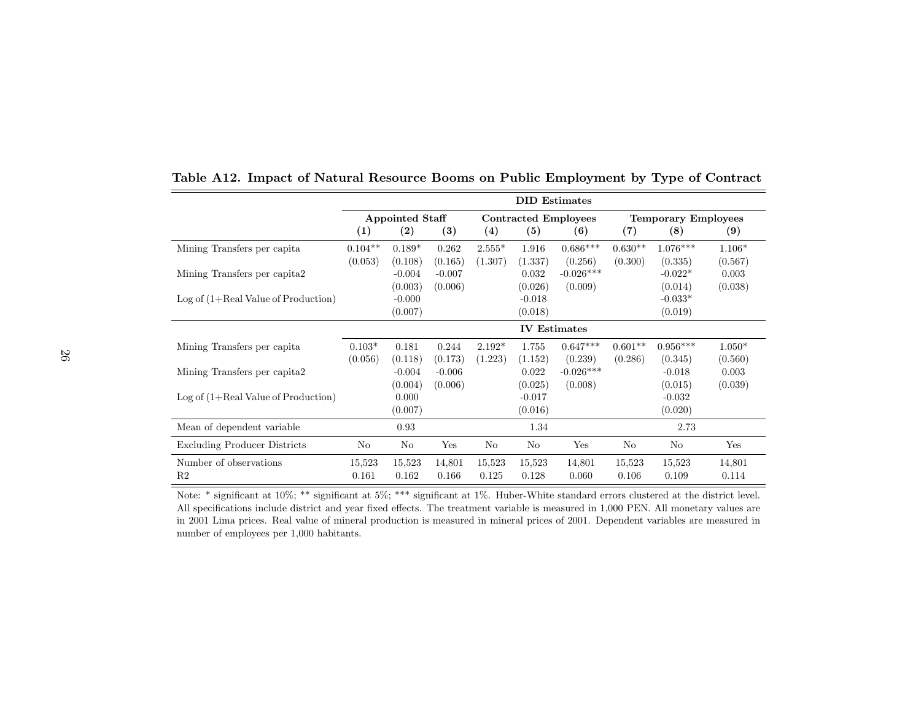**Table A12. Impact of Natural Resource Booms on Public Employment by Type of Contract**

| | DID Estimates | | | | | | | | |
|---|---|---|---|---|---|---|---|---|---|
| | Appointed Staff | | | Contracted Employees | | | Temporary Employees | | |
| | (1) | (2) | (3) | (4) | (5) | (6) | (7) | (8) | (9) |
| Mining Transfers per capita | 0.104** | 0.189* | 0.262 | 2.555* | 1.916 | 0.686*** | 0.630** | 1.076*** | 1.106* |
| | (0.053) | (0.108) | (0.165) | (1.307) | (1.337) | (0.256) | (0.300) | (0.335) | (0.567) |
| Mining Transfers per capita2 | | -0.004 | -0.007 | | 0.032 | -0.026*** | | -0.022* | 0.003 |
| | | (0.003) | (0.006) | | (0.026) | (0.009) | | (0.014) | (0.038) |
| Log of (1+Real Value of Production) | | -0.000 | | | -0.018 | | | -0.033* | |
| | | (0.007) | | | (0.018) | | | (0.019) | |
| | IV Estimates | | | | | | | | |
| Mining Transfers per capita | 0.103* | 0.181 | 0.244 | 2.192* | 1.755 | 0.647*** | 0.601** | 0.956*** | 1.050* |
| | (0.056) | (0.118) | (0.173) | (1.223) | (1.152) | (0.239) | (0.286) | (0.345) | (0.560) |
| Mining Transfers per capita2 | | -0.004 | -0.006 | | 0.022 | -0.026*** | | -0.018 | 0.003 |
| | | (0.004) | (0.006) | | (0.025) | (0.008) | | (0.015) | (0.039) |
| Log of (1+Real Value of Production) | | 0.000 | | | -0.017 | | | -0.032 | |
| | | (0.007) | | | (0.016) | | | (0.020) | |
| Mean of dependent variable | | 0.93 | | | 1.34 | | | 2.73 | |
| Excluding Producer Districts | No | No | Yes | No | No | Yes | No | No | Yes |
| Number of observations | 15,523 | 15,523 | 14,801 | 15,523 | 15,523 | 14,801 | 15,523 | 15,523 | 14,801 |
| R2 | 0.161 | 0.162 | 0.166 | 0.125 | 0.128 | 0.060 | 0.106 | 0.109 | 0.114 |

Note: * significant at 10%; ** significant at 5%; *** significant at 1%. Huber-White standard errors clustered at the district level. All specifications include district and year fixed effects. The treatment variable is measured in 1,000 PEN. All monetary values are in 2001 Lima prices. Real value of mineral production is measured in mineral prices of 2001. Dependent variables are measured in number of employees per 1,000 habitants.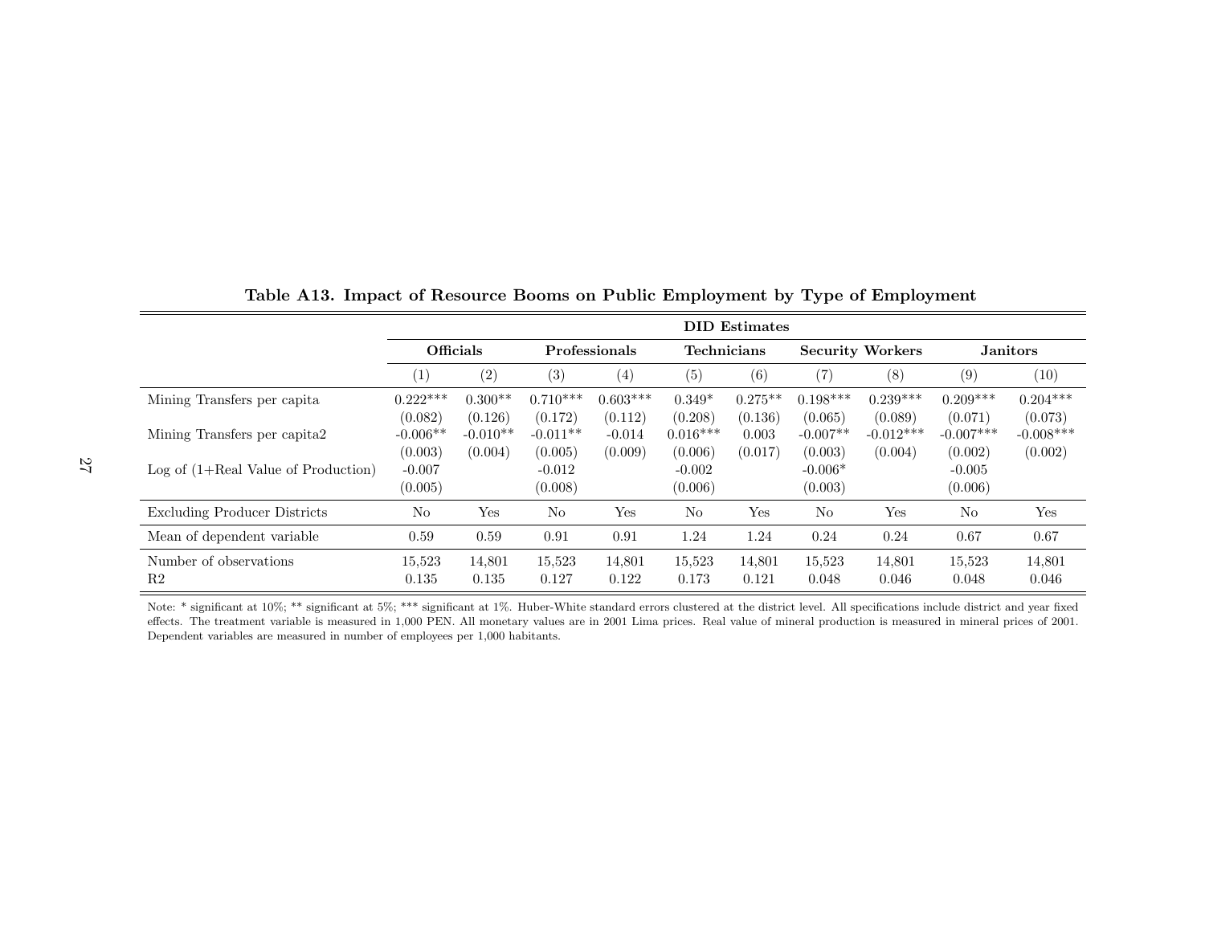**Table A13. Impact of Resource Booms on Public Employment by Type of Employment**

| | DID Estimates | | | | | | | | | |
|---|---|---|---|---|---|---|---|---|---|---|
| | Officials | | Professionals | | Technicians | | Security Workers | | Janitors | |
| | (1) | (2) | (3) | (4) | (5) | (6) | (7) | (8) | (9) | (10) |
| Mining Transfers per capita | 0.222*** | 0.300** | 0.710*** | 0.603*** | 0.349* | 0.275** | 0.198*** | 0.239*** | 0.209*** | 0.204*** |
| | (0.082) | (0.126) | (0.172) | (0.112) | (0.208) | (0.136) | (0.065) | (0.089) | (0.071) | (0.073) |
| Mining Transfers per capita2 | -0.006** | -0.010** | -0.011** | -0.014 | 0.016*** | 0.003 | -0.007** | -0.012*** | -0.007*** | -0.008*** |
| | (0.003) | (0.004) | (0.005) | (0.009) | (0.006) | (0.017) | (0.003) | (0.004) | (0.002) | (0.002) |
| Log of (1+Real Value of Production) | -0.007 | | -0.012 | | -0.002 | | -0.006* | | -0.005 | |
| | (0.005) | | (0.008) | | (0.006) | | (0.003) | | (0.006) | |
| Excluding Producer Districts | No | Yes | No | Yes | No | Yes | No | Yes | No | Yes |
| Mean of dependent variable | 0.59 | 0.59 | 0.91 | 0.91 | 1.24 | 1.24 | 0.24 | 0.24 | 0.67 | 0.67 |
| Number of observations | 15,523 | 14,801 | 15,523 | 14,801 | 15,523 | 14,801 | 15,523 | 14,801 | 15,523 | 14,801 |
| R2 | 0.135 | 0.135 | 0.127 | 0.122 | 0.173 | 0.121 | 0.048 | 0.046 | 0.048 | 0.046 |

Note: * significant at 10%; ** significant at 5%; *** significant at 1%. Huber-White standard errors clustered at the district level. All specifications include district and year fixed effects. The treatment variable is measured in 1,000 PEN. All monetary values are in 2001 Lima prices. Real value of mineral production is measured in mineral prices of 2001. Dependent variables are measured in number of employees per 1,000 habitants.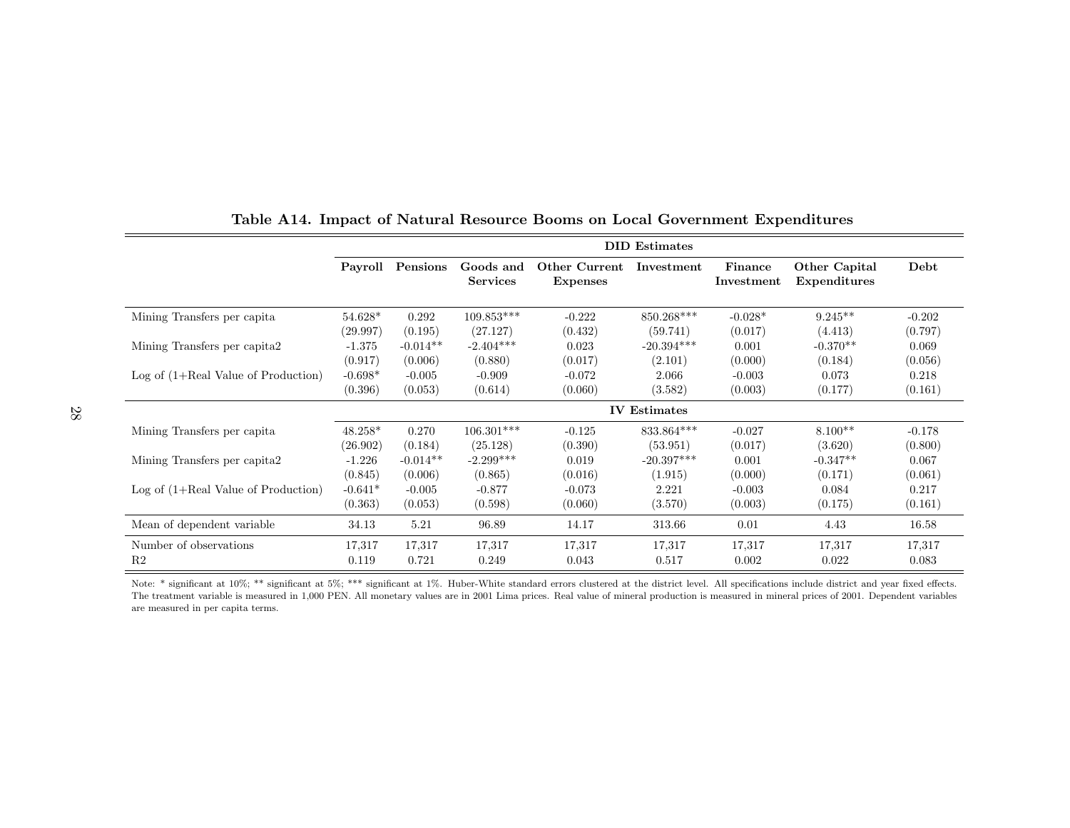**Table A14. Impact of Natural Resource Booms on Local Government Expenditures**

| | Payroll | Pensions | Goods and Services | Other Current Expenses | Investment | Finance Investment | Other Capital Expenditures | Debt |
|---|---|---|---|---|---|---|---|---|
| | **DID Estimates** | | | | | | | |
| Mining Transfers per capita | 54.628* | 0.292 | 109.853*** | -0.222 | 850.268*** | -0.028* | 9.245** | -0.202 |
| | (29.997) | (0.195) | (27.127) | (0.432) | (59.741) | (0.017) | (4.413) | (0.797) |
| Mining Transfers per capita2 | -1.375 | -0.014** | -2.404*** | 0.023 | -20.394*** | 0.001 | -0.370** | 0.069 |
| | (0.917) | (0.006) | (0.880) | (0.017) | (2.101) | (0.000) | (0.184) | (0.056) |
| Log of (1+Real Value of Production) | -0.698* | -0.005 | -0.909 | -0.072 | 2.066 | -0.003 | 0.073 | 0.218 |
| | (0.396) | (0.053) | (0.614) | (0.060) | (3.582) | (0.003) | (0.177) | (0.161) |
| | **IV Estimates** | | | | | | | |
| Mining Transfers per capita | 48.258* | 0.270 | 106.301*** | -0.125 | 833.864*** | -0.027 | 8.100** | -0.178 |
| | (26.902) | (0.184) | (25.128) | (0.390) | (53.951) | (0.017) | (3.620) | (0.800) |
| Mining Transfers per capita2 | -1.226 | -0.014** | -2.299*** | 0.019 | -20.397*** | 0.001 | -0.347** | 0.067 |
| | (0.845) | (0.006) | (0.865) | (0.016) | (1.915) | (0.000) | (0.171) | (0.061) |
| Log of (1+Real Value of Production) | -0.641* | -0.005 | -0.877 | -0.073 | 2.221 | -0.003 | 0.084 | 0.217 |
| | (0.363) | (0.053) | (0.598) | (0.060) | (3.570) | (0.003) | (0.175) | (0.161) |
| Mean of dependent variable | 34.13 | 5.21 | 96.89 | 14.17 | 313.66 | 0.01 | 4.43 | 16.58 |
| Number of observations | 17,317 | 17,317 | 17,317 | 17,317 | 17,317 | 17,317 | 17,317 | 17,317 |
| R2 | 0.119 | 0.721 | 0.249 | 0.043 | 0.517 | 0.002 | 0.022 | 0.083 |

Note: * significant at 10%; ** significant at 5%; *** significant at 1%. Huber-White standard errors clustered at the district level. All specifications include district and year fixed effects. The treatment variable is measured in 1,000 PEN. All monetary values are in 2001 Lima prices. Real value of mineral production is measured in mineral prices of 2001. Dependent variables are measured in per capita terms.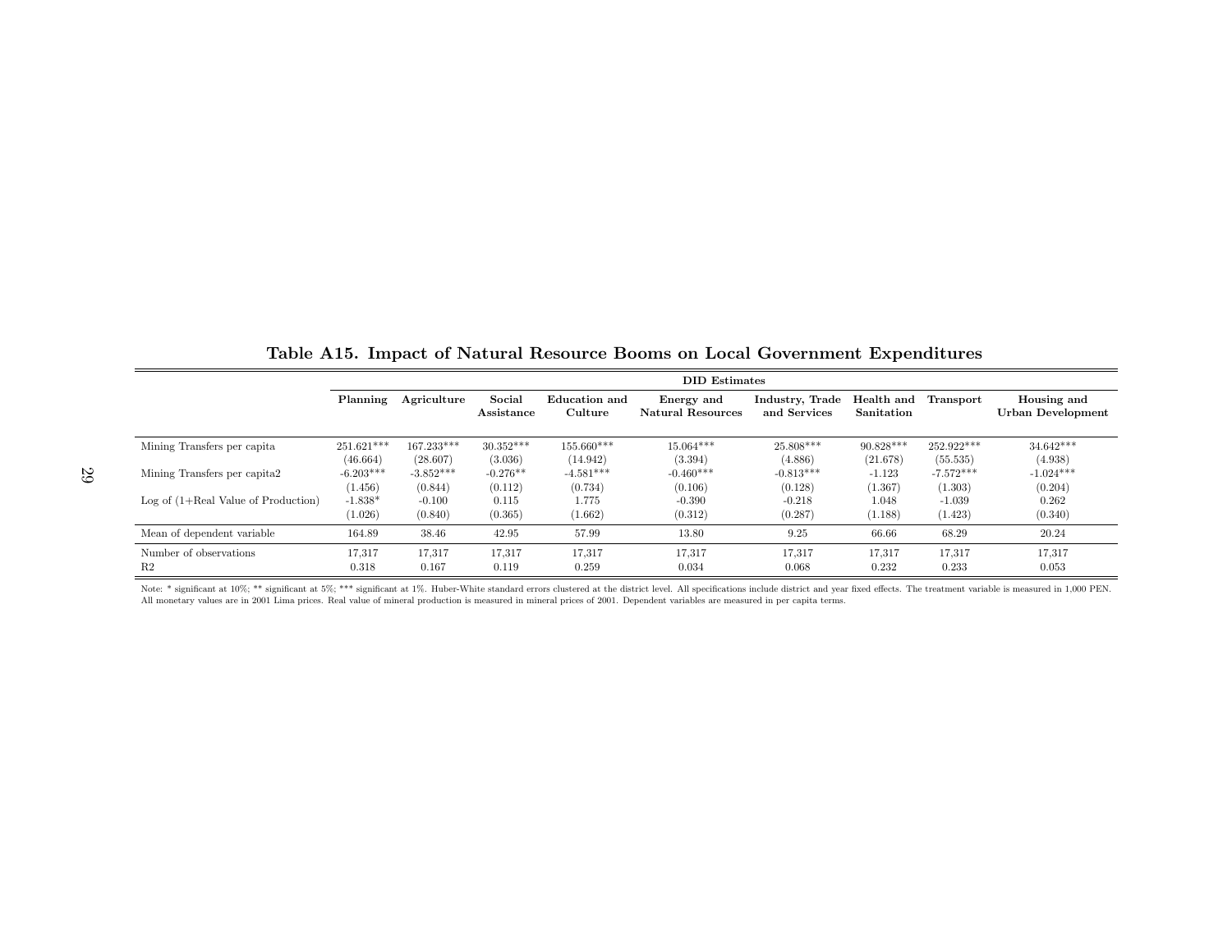**Table A15. Impact of Natural Resource Booms on Local Government Expenditures**

| | DID Estimates | | | | | | | | |
|---|---|---|---|---|---|---|---|---|---|
| | Planning | Agriculture | Social Assistance | Education and Culture | Energy and Natural Resources | Industry, Trade and Services | Health and Sanitation | Transport | Housing and Urban Development |
| Mining Transfers per capita | 251.621*** | 167.233*** | 30.352*** | 155.660*** | 15.064*** | 25.808*** | 90.828*** | 252.922*** | 34.642*** |
| | (46.664) | (28.607) | (3.036) | (14.942) | (3.394) | (4.886) | (21.678) | (55.535) | (4.938) |
| Mining Transfers per capita2 | -6.203*** | -3.852*** | -0.276** | -4.581*** | -0.460*** | -0.813*** | -1.123 | -7.572*** | -1.024*** |
| | (1.456) | (0.844) | (0.112) | (0.734) | (0.106) | (0.128) | (1.367) | (1.303) | (0.204) |
| Log of (1+Real Value of Production) | -1.838* | -0.100 | 0.115 | 1.775 | -0.390 | -0.218 | 1.048 | -1.039 | 0.262 |
| | (1.026) | (0.840) | (0.365) | (1.662) | (0.312) | (0.287) | (1.188) | (1.423) | (0.340) |
| Mean of dependent variable | 164.89 | 38.46 | 42.95 | 57.99 | 13.80 | 9.25 | 66.66 | 68.29 | 20.24 |
| Number of observations | 17,317 | 17,317 | 17,317 | 17,317 | 17,317 | 17,317 | 17,317 | 17,317 | 17,317 |
| R2 | 0.318 | 0.167 | 0.119 | 0.259 | 0.034 | 0.068 | 0.232 | 0.233 | 0.053 |

Note: * significant at 10%; ** significant at 5%; *** significant at 1%. Huber-White standard errors clustered at the district level. All specifications include district and year fixed effects. The treatment variable is measured in 1,000 PEN. All monetary values are in 2001 Lima prices. Real value of mineral production is measured in mineral prices of 2001. Dependent variables are measured in per capita terms.